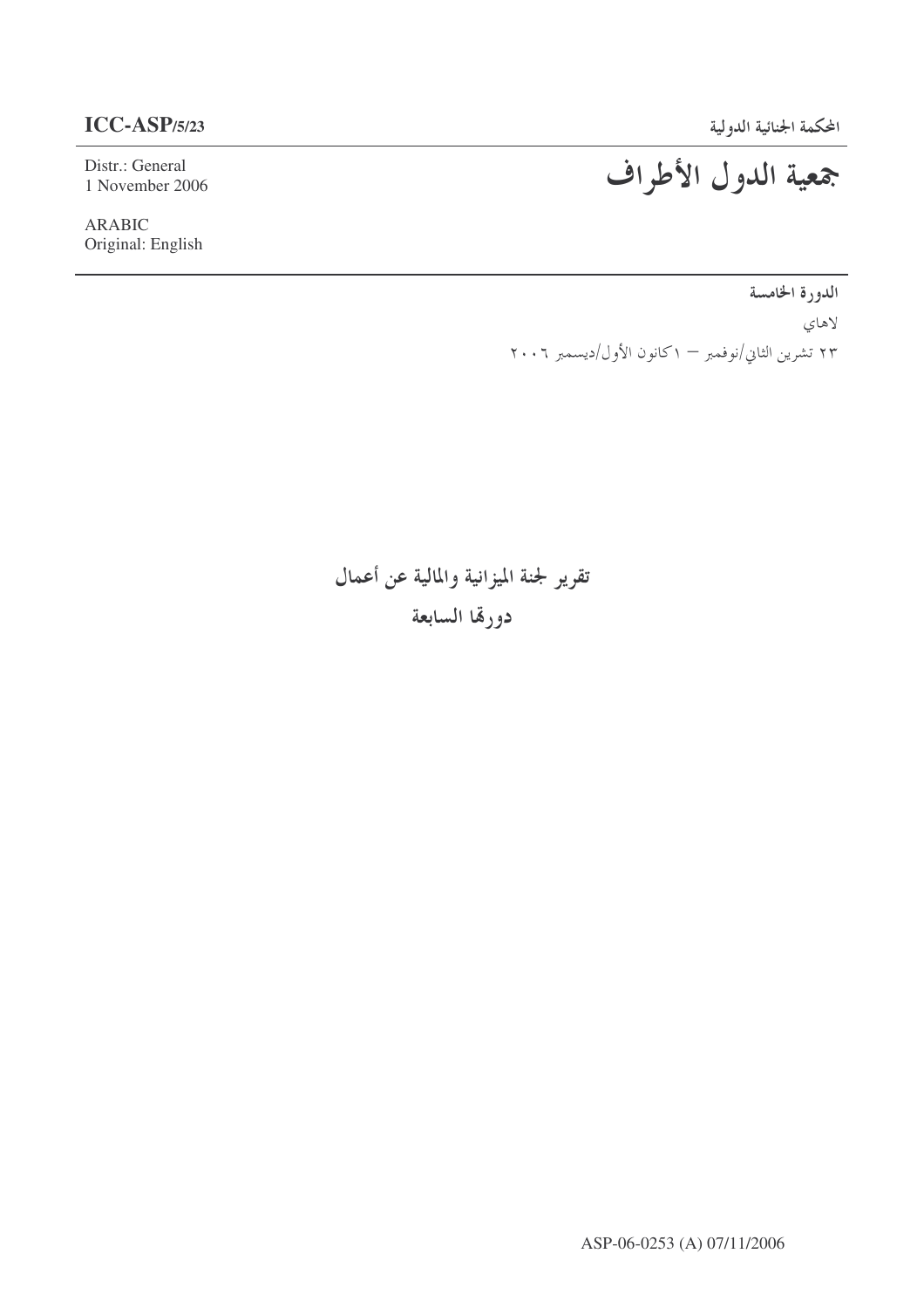**ICC-ASP/5/23**

Distr.: General
1 November 2006

ARABIC
Original: English

المحكمة الجنائية الدولية

# جمعية الدول الأطراف

**الدورة الخامسة**

لاهاي

٢٣ تشرين الثاني/نوفمبر – ١ كانون الأول/ديسمبر ٢٠٠٦

## تقرير لجنة الميزانية والمالية عن أعمال دورتها السابعة

ASP-06-0253 (A) 07/11/2006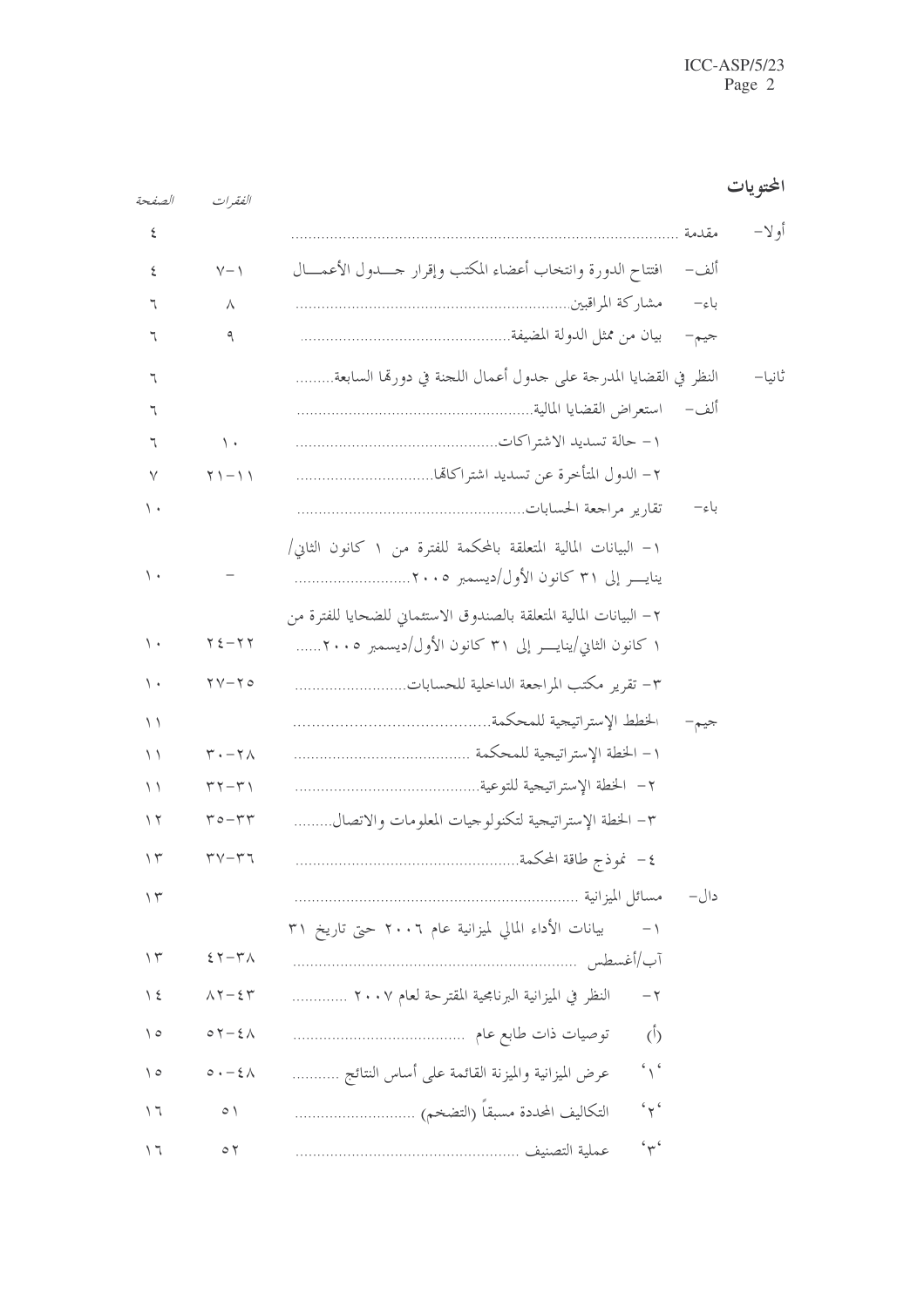## المحتويات

| | | الفقرات | الصفحة |
|---|---|---|---|
| أولا- | مقدمة | | ٤ |
| | ألف- افتتاح الدورة وانتخاب أعضاء المكتب وإقرار جدول الأعمال | ١-٧ | ٤ |
| | باء- مشاركة المراقبين | ٨ | ٦ |
| | جيم- بيان من ممثل الدولة المضيفة | ٩ | ٦ |
| ثانيا- | النظر في القضايا المدرجة على جدول أعمال اللجنة في دورتها السابعة | | ٦ |
| | ألف- استعراض القضايا المالية | | ٦ |
| | ١- حالة تسديد الاشتراكات | ١٠ | ٦ |
| | ٢- الدول المتأخرة عن تسديد اشتراكاتها | ١١-٢١ | ٧ |
| | باء- تقارير مراجعة الحسابات | | ١٠ |
| | ١- البيانات المالية المتعلقة بالمحكمة للفترة من ١ كانون الثاني/يناير إلى ٣١ كانون الأول/ديسمبر ٢٠٠٥ | - | ١٠ |
| | ٢- البيانات المالية المتعلقة بالصندوق الاستئماني للضحايا للفترة من ١ كانون الثاني/يناير إلى ٣١ كانون الأول/ديسمبر ٢٠٠٥ | ٢٢-٢٤ | ١٠ |
| | ٣- تقرير مكتب المراجعة الداخلية للحسابات | ٢٥-٢٧ | ١٠ |
| | جيم- الخطط الإستراتيجية للمحكمة | | ١١ |
| | ١- الخطة الإستراتيجية للمحكمة | ٢٨-٣٠ | ١١ |
| | ٢- الخطة الإستراتيجية للتوعية | ٣١-٣٢ | ١١ |
| | ٣- الخطة الإستراتيجية لتكنولوجيات المعلومات والاتصال | ٣٣-٣٥ | ١٢ |
| | ٤- نموذج طاقة المحكمة | ٣٦-٣٧ | ١٣ |
| | دال- مسائل الميزانية | | ١٣ |
| | ١- بيانات الأداء المالي لميزانية عام ٢٠٠٦ حتى تاريخ ٣١ آب/أغسطس | ٣٨-٤٢ | ١٣ |
| | ٢- النظر في الميزانية البرنامجية المقترحة لعام ٢٠٠٧ | ٤٣-٨٢ | ١٤ |
| | (أ) توصيات ذات طابع عام | ٤٨-٥٢ | ١٥ |
| | '١' عرض الميزانية والميزنة القائمة على أساس النتائج | ٤٨-٥٠ | ١٥ |
| | '٢' التكاليف المحددة مسبقاً (التضخم) | ٥١ | ١٦ |
| | '٣' عملية التصنيف | ٥٢ | ١٦ |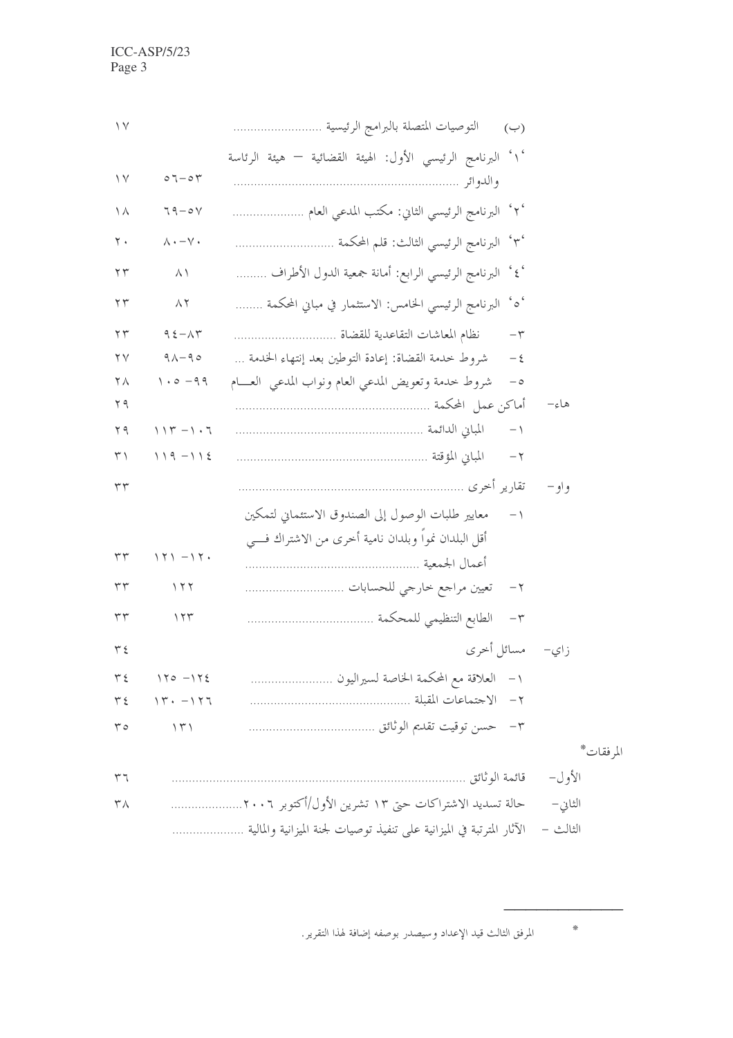| | | |
|---|---|---|
| (ب) التوصيات المتصلة بالبرامج الرئيسية .......................... | | ١٧ |
| '١' البرنامج الرئيسي الأول: الهيئة القضائية — هيئة الرئاسة والدوائر ................................................................ | ٥٣-٥٦ | ١٧ |
| '٢' البرنامج الرئيسي الثاني: مكتب المدعي العام ..................... | ٥٧-٦٩ | ١٨ |
| '٣' البرنامج الرئيسي الثالث: قلم المحكمة ............................ | ٧٠-٨٠ | ٢٠ |
| '٤' البرنامج الرئيسي الرابع: أمانة جمعية الدول الأطراف ......... | ٨١ | ٢٣ |
| '٥' البرنامج الرئيسي الخامس: الاستثمار في مباني المحكمة ........ | ٨٢ | ٢٣ |
| ٣- نظام المعاشات التقاعدية للقضاة ............................. | ٨٣-٩٤ | ٢٣ |
| ٤- شروط خدمة القضاة: إعادة التوطين بعد إنتهاء الخدمة ... | ٩٥-٩٨ | ٢٧ |
| ٥- شروط خدمة وتعويض المدعي العام ونواب المدعي العـــام | ٩٩- ١٠٥ | ٢٨ |
| هاء- أماكن عمل المحكمة ........................................................ | | ٢٩ |
| ١- المباني الدائمة ...................................................... | ١٠٦- ١١٣ | ٢٩ |
| ٢- المباني المؤقتة ...................................................... | ١١٤- ١١٩ | ٣١ |
| واو- تقارير أخرى ................................................................ | | ٣٣ |
| ١- معايير طلبات الوصول إلى الصندوق الاستئماني لتمكين أقل البلدان نمواً وبلدان نامية أخرى من الاشتراك فـــي أعمال الجمعية .................................................. | ١٢٠- ١٢١ | ٣٣ |
| ٢- تعيين مراجع خارجي للحسابات ............................. | ١٢٢ | ٣٣ |
| ٣- الطابع التنظيمي للمحكمة .................................... | ١٢٣ | ٣٣ |
| زاي- مسائل أخرى | | ٣٤ |
| ١- العلاقة مع المحكمة الخاصة لسيراليون ........................ | ١٢٤- ١٢٥ | ٣٤ |
| ٢- الاجتماعات المقبلة .............................................. | ١٢٦- ١٣٠ | ٣٤ |
| ٣- حسن توقيت تقديم الوثائق .................................... | ١٣١ | ٣٥ |

المرفقات*

| | |
|---|---|
| الأول- قائمة الوثائق .................................................................................. | ٣٦ |
| الثاني- حالة تسديد الاشتراكات حتى ١٣ تشرين الأول/أكتوبر ٢٠٠٦..................... | ٣٨ |
| الثالث - الآثار المترتبة في الميزانية على تنفيذ توصيات لجنة الميزانية والمالية ..................... | |

* المرفق الثالث قيد الإعداد وسيصدر بوصفه إضافة لهذا التقرير.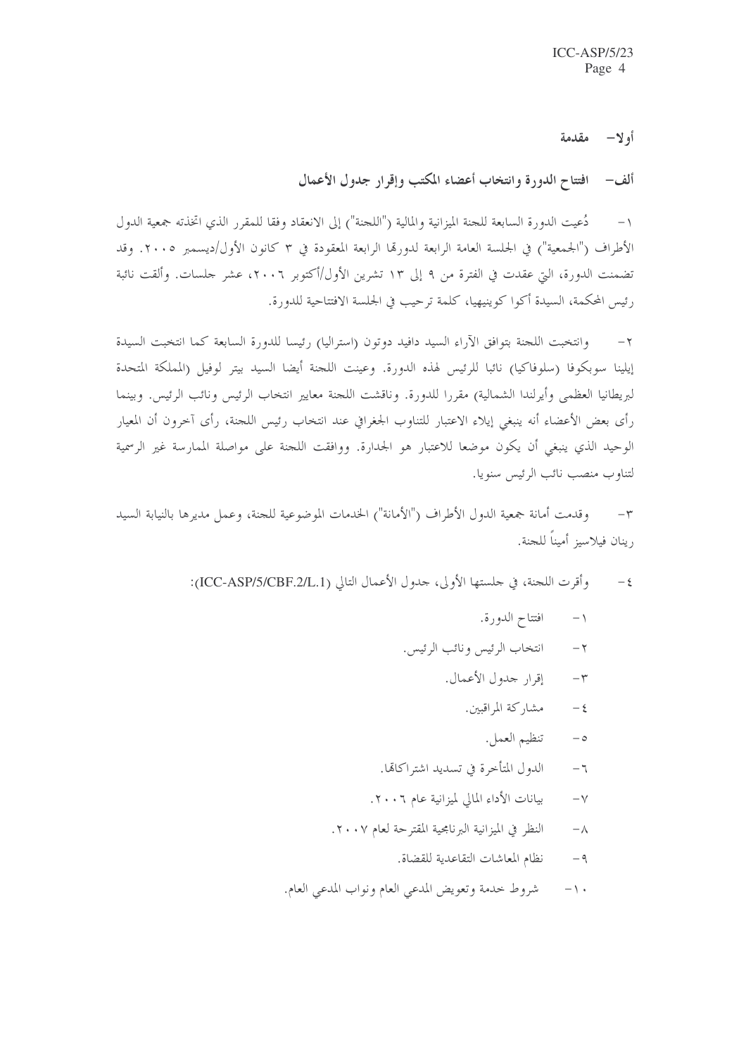# أولا– مقدمة

## ألف– افتتاح الدورة وانتخاب أعضاء المكتب وإقرار جدول الأعمال

١– دُعيت الدورة السابعة للجنة الميزانية والمالية ("اللجنة") إلى الانعقاد وفقا للمقرر الذي اتخذته جمعية الدول الأطراف ("الجمعية") في الجلسة العامة الرابعة لدورتها الرابعة المعقودة في ٣ كانون الأول/ديسمبر ٢٠٠٥. وقد تضمنت الدورة، التي عقدت في الفترة من ٩ إلى ١٣ تشرين الأول/أكتوبر ٢٠٠٦، عشر جلسات. وألقت نائبة رئيس المحكمة، السيدة أكوا كوينيهيا، كلمة ترحيب في الجلسة الافتتاحية للدورة.

٢– وانتخبت اللجنة بتوافق الآراء السيد دافيد دوتون (استراليا) رئيسا للدورة السابعة كما انتخبت السيدة إيلينا سوبكوفا (سلوفاكيا) نائبا للرئيس لهذه الدورة. وعينت اللجنة أيضا السيد بيتر لوفيل (المملكة المتحدة لبريطانيا العظمى وأيرلندا الشمالية) مقررا للدورة. وناقشت اللجنة معايير انتخاب الرئيس ونائب الرئيس. وبينما رأى بعض الأعضاء أنه ينبغي إيلاء الاعتبار للتناوب الجغرافي عند انتخاب رئيس اللجنة، رأى آخرون أن المعيار الوحيد الذي ينبغي أن يكون موضعا للاعتبار هو الجدارة. ووافقت اللجنة على مواصلة الممارسة غير الرسمية لتناوب منصب نائب الرئيس سنويا.

٣– وقدمت أمانة جمعية الدول الأطراف ("الأمانة") الخدمات الموضوعية للجنة، وعمل مديرها بالنيابة السيد رينان فيلاسيز أميناً للجنة.

٤– وأقرت اللجنة، في جلستها الأولى، جدول الأعمال التالي (ICC-ASP/5/CBF.2/L.1):

١– افتتاح الدورة.

٢– انتخاب الرئيس ونائب الرئيس.

٣– إقرار جدول الأعمال.

٤– مشاركة المراقبين.

٥– تنظيم العمل.

٦– الدول المتأخرة في تسديد اشتراكاتها.

٧– بيانات الأداء المالي لميزانية عام ٢٠٠٦.

٨– النظر في الميزانية البرنامجية المقترحة لعام ٢٠٠٧.

٩– نظام المعاشات التقاعدية للقضاة.

١٠– شروط خدمة وتعويض المدعي العام ونواب المدعي العام.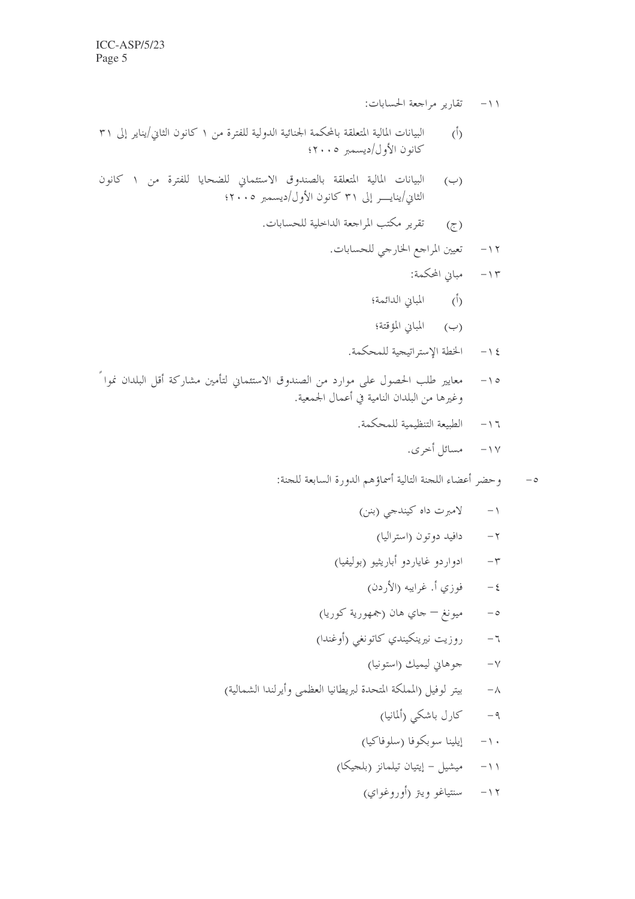١١- تقارير مراجعة الحسابات:

(أ) البيانات المالية المتعلقة بالمحكمة الجنائية الدولية للفترة من ١ كانون الثاني/يناير إلى ٣١ كانون الأول/ديسمبر ٢٠٠٥؛

(ب) البيانات المالية المتعلقة بالصندوق الاستئماني للضحايا للفترة من ١ كانون الثاني/يناير إلى ٣١ كانون الأول/ديسمبر ٢٠٠٥؛

(ج) تقرير مكتب المراجعة الداخلية للحسابات.

١٢- تعيين المراجع الخارجي للحسابات.

١٣- مباني المحكمة:

(أ) المباني الدائمة؛

(ب) المباني المؤقتة؛

١٤- الخطة الإستراتيجية للمحكمة.

١٥- معايير طلب الحصول على موارد من الصندوق الاستئماني لتأمين مشاركة أقل البلدان نمواً وغيرها من البلدان النامية في أعمال الجمعية.

١٦- الطبيعة التنظيمية للمحكمة.

١٧- مسائل أخرى.

٥- وحضر أعضاء اللجنة التالية أسماؤهم الدورة السابعة للجنة:

١- لامبرت داه كيندجي (بنن)

٢- دافيد دوتون (استراليا)

٣- ادواردو غاياردو أباريثيو (بوليفيا)

٤- فوزي أ. غرايبه (الأردن)

٥- ميونغ – جاي هان (جمهورية كوريا)

٦- روزيت نيرينكيندي كاتونغي (أوغندا)

٧- جوهاني ليميك (استونيا)

٨- بيتر لوفيل (المملكة المتحدة لبريطانيا العظمى وأيرلندا الشمالية)

٩- كارل باشكي (ألمانيا)

١٠- إيلينا سوبكوفا (سلوفاكيا)

١١- ميشيل – إيتيان تيلمانز (بلجيكا)

١٢- سنتياغو ويتز (أوروغواي)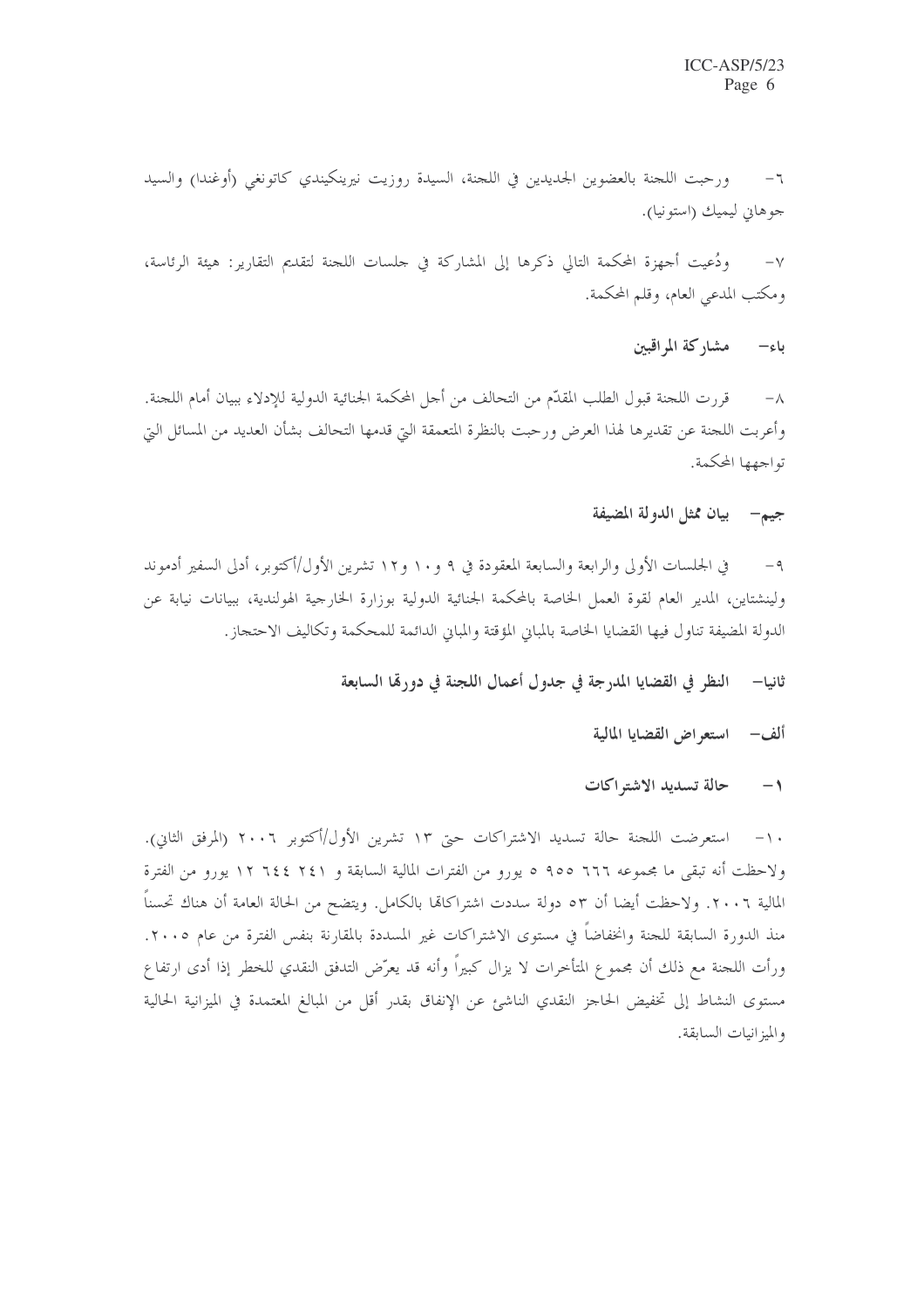٦- ورحبت اللجنة بالعضوين الجديدين في اللجنة، السيدة روزيت نيرينكيندي كاتونغي (أوغندا) والسيد جوهاني ليميك (استونيا).

٧- ودُعيت أجهزة المحكمة التالي ذكرها إلى المشاركة في جلسات اللجنة لتقديم التقارير: هيئة الرئاسة، ومكتب المدعي العام، وقلم المحكمة.

### باء- مشاركة المراقبين

٨- قررت اللجنة قبول الطلب المقدّم من التحالف من أجل المحكمة الجنائية الدولية للإدلاء ببيان أمام اللجنة. وأعربت اللجنة عن تقديرها لهذا العرض ورحبت بالنظرة المتعمقة التي قدمها التحالف بشأن العديد من المسائل التي تواجهها المحكمة.

### جيم- بيان ممثل الدولة المضيفة

٩- في الجلسات الأولى والرابعة والسابعة المعقودة في ٩ و١٠ و١٢ تشرين الأول/أكتوبر، أدلى السفير أدموند ولينشتاين، المدير العام لقوة العمل الخاصة بالمحكمة الجنائية الدولية بوزارة الخارجية الهولندية، ببيانات نيابة عن الدولة المضيفة تناول فيها القضايا الخاصة بالمباني المؤقتة والمباني الدائمة للمحكمة وتكاليف الاحتجاز.

## ثانيا- النظر في القضايا المدرجة في جدول أعمال اللجنة في دورتها السابعة

### ألف- استعراض القضايا المالية

#### ١- حالة تسديد الاشتراكات

١٠- استعرضت اللجنة حالة تسديد الاشتراكات حتى ١٣ تشرين الأول/أكتوبر ٢٠٠٦ (المرفق الثاني). ولاحظت أنه تبقى ما مجموعه ٦٦٦ ٩٥٥ ٥ يورو من الفترات المالية السابقة و ٢٤١ ٦٤٤ ١٢ يورو من الفترة المالية ٢٠٠٦. ولاحظت أيضا أن ٥٣ دولة سددت اشتراكاتها بالكامل. ويتضح من الحالة العامة أن هناك تحسناً منذ الدورة السابقة للجنة وانخفاضاً في مستوى الاشتراكات غير المسددة بالمقارنة بنفس الفترة من عام ٢٠٠٥. ورأت اللجنة مع ذلك أن مجموع المتأخرات لا يزال كبيراً وأنه قد يعرّض التدفق النقدي للخطر إذا أدى ارتفاع مستوى النشاط إلى تخفيض الحاجز النقدي الناشئ عن الإنفاق بقدر أقل من المبالغ المعتمدة في الميزانية الحالية والميزانيات السابقة.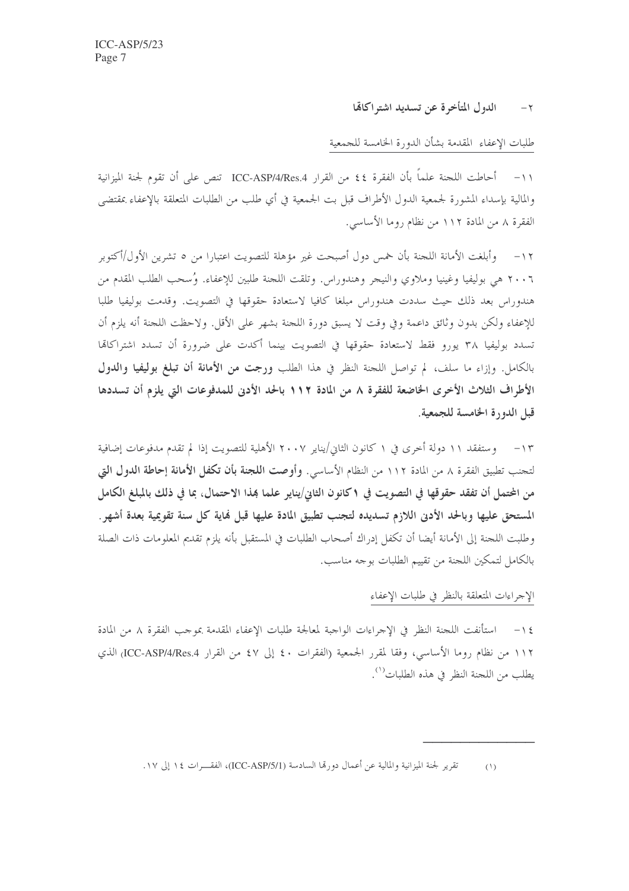## ٢- الدول المتأخرة عن تسديد اشتراكاتها

طلبات الإعفاء المقدمة بشأن الدورة الخامسة للجمعية

١١- أحاطت اللجنة علماً بأن الفقرة ٤٤ من القرار ICC-ASP/4/Res.4 تنص على أن تقوم لجنة الميزانية والمالية بإسداء المشورة لجمعية الدول الأطراف قبل بت الجمعية في أي طلب من الطلبات المتعلقة بالإعفاء بمقتضى الفقرة ٨ من المادة ١١٢ من نظام روما الأساسي.

١٢- وأبلغت الأمانة اللجنة بأن خمس دول أصبحت غير مؤهلة للتصويت اعتبارا من ٥ تشرين الأول/أكتوبر ٢٠٠٦ هي بوليفيا وغينيا وملاوي والنيجر وهندوراس. وتلقت اللجنة طلبين للإعفاء. وسُحب الطلب المقدم من هندوراس بعد ذلك حيث سددت هندوراس مبلغا كافيا لاستعادة حقوقها في التصويت. وقدمت بوليفيا طلبا للإعفاء ولكن بدون وثائق داعمة وفي وقت لا يسبق دورة اللجنة بشهر على الأقل. ولاحظت اللجنة أنه يلزم أن تسدد بوليفيا ٣٨ يورو فقط لاستعادة حقوقها في التصويت بينما أكدت على ضرورة أن تسدد اشتراكاتها بالكامل. وإزاء ما سلف، لم تواصل اللجنة النظر في هذا الطلب **ورجت من الأمانة أن تبلغ بوليفيا والدول الأطراف الثلاث الأخرى الخاضعة للفقرة ٨ من المادة ١١٢ بالحد الأدنى للمدفوعات التي يلزم أن تسددها قبل الدورة الخامسة للجمعية.**

١٣- وستفقد ١١ دولة أخرى في ١ كانون الثاني/يناير ٢٠٠٧ الأهلية للتصويت إذا لم تقدم مدفوعات إضافية لتجنب تطبيق الفقرة ٨ من المادة ١١٢ من النظام الأساسي. **وأوصت اللجنة بأن تكفل الأمانة إحاطة الدول التي من المحتمل أن تفقد حقوقها في التصويت في ١ كانون الثاني/يناير علما بهذا الاحتمال، بما في ذلك بالمبلغ الكامل المستحق عليها وبالحد الأدنى اللازم تسديده لتجنب تطبيق المادة عليها قبل نهاية كل سنة تقويمية بعدة أشهر.** وطلبت اللجنة إلى الأمانة أيضا أن تكفل إدراك أصحاب الطلبات في المستقبل بأنه يلزم تقديم المعلومات ذات الصلة بالكامل لتمكين اللجنة من تقييم الطلبات بوجه مناسب.

الإجراءات المتعلقة بالنظر في طلبات الإعفاء

١٤- استأنفت اللجنة النظر في الإجراءات الواجبة لمعالجة طلبات الإعفاء المقدمة بموجب الفقرة ٨ من المادة ١١٢ من نظام روما الأساسي، وفقا لمقرر الجمعية (الفقرات ٤٠ إلى ٤٧ من القرار ICC-ASP/4/Res.4) الذي يطلب من اللجنة النظر في هذه الطلبات[1].

---

(١) تقرير لجنة الميزانية والمالية عن أعمال دورتها السادسة (ICC-ASP/5/1)، الفقرات ١٤ إلى ١٧.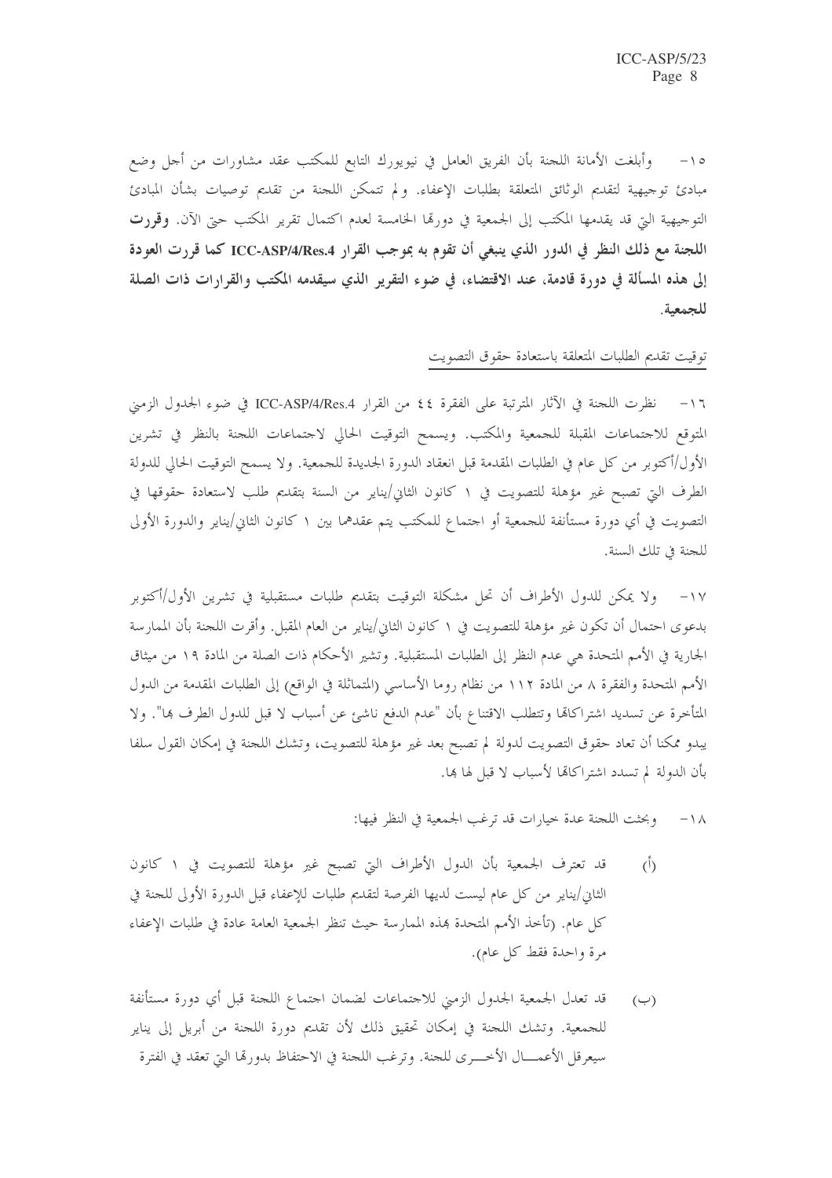١٥- وأبلغت الأمانة اللجنة بأن الفريق العامل في نيويورك التابع للمكتب عقد مشاورات من أجل وضع مبادئ توجيهية لتقديم الوثائق المتعلقة بطلبات الإعفاء. ولم تتمكن اللجنة من تقديم توصيات بشأن المبادئ التوجيهية التي قد يقدمها المكتب إلى الجمعية في دورتها الخامسة لعدم اكتمال تقرير المكتب حتى الآن. **وقررت اللجنة مع ذلك النظر في الدور الذي ينبغي أن تقوم به بموجب القرار ICC-ASP/4/Res.4 كما قررت العودة إلى هذه المسألة في دورة قادمة، عند الاقتضاء، في ضوء التقرير الذي سيقدمه المكتب والقرارات ذات الصلة للجمعية.**

توقيت تقديم الطلبات المتعلقة باستعادة حقوق التصويت

١٦- نظرت اللجنة في الآثار المترتبة على الفقرة ٤٤ من القرار ICC-ASP/4/Res.4 في ضوء الجدول الزمني المتوقع للاجتماعات المقبلة للجمعية والمكتب. ويسمح التوقيت الحالي لاجتماعات اللجنة بالنظر في تشرين الأول/أكتوبر من كل عام في الطلبات المقدمة قبل انعقاد الدورة الجديدة للجمعية. ولا يسمح التوقيت الحالي للدولة الطرف التي تصبح غير مؤهلة للتصويت في ١ كانون الثاني/يناير من السنة بتقديم طلب لاستعادة حقوقها في التصويت في أي دورة مستأنفة للجمعية أو اجتماع للمكتب يتم عقدهما بين ١ كانون الثاني/يناير والدورة الأولى للجنة في تلك السنة.

١٧- ولا يمكن للدول الأطراف أن تحل مشكلة التوقيت بتقديم طلبات مستقبلية في تشرين الأول/أكتوبر بدعوى احتمال أن تكون غير مؤهلة للتصويت في ١ كانون الثاني/يناير من العام المقبل. وأقرت اللجنة بأن الممارسة الجارية في الأمم المتحدة هي عدم النظر إلى الطلبات المستقبلية. وتشير الأحكام ذات الصلة من المادة ١٩ من ميثاق الأمم المتحدة والفقرة ٨ من المادة ١١٢ من نظام روما الأساسي (المتماثلة في الواقع) إلى الطلبات المقدمة من الدول المتأخرة عن تسديد اشتراكاتها وتتطلب الاقتناع بأن "عدم الدفع ناشئ عن أسباب لا قبل للدول الطرف بها". ولا يبدو ممكنا أن تعاد حقوق التصويت لدولة لم تصبح بعد غير مؤهلة للتصويت، وتشك اللجنة في إمكان القول سلفا بأن الدولة لم تسدد اشتراكاتها لأسباب لا قبل لها بها.

١٨- وبحثت اللجنة عدة خيارات قد ترغب الجمعية في النظر فيها:

(أ) قد تعترف الجمعية بأن الدول الأطراف التي تصبح غير مؤهلة للتصويت في ١ كانون الثاني/يناير من كل عام ليست لديها الفرصة لتقديم طلبات للإعفاء قبل الدورة الأولى للجنة في كل عام. (تأخذ الأمم المتحدة بهذه الممارسة حيث تنظر الجمعية العامة عادة في طلبات الإعفاء مرة واحدة فقط كل عام).

(ب) قد تعدل الجمعية الجدول الزمني للاجتماعات لضمان اجتماع اللجنة قبل أي دورة مستأنفة للجمعية. وتشك اللجنة في إمكان تحقيق ذلك لأن تقديم دورة اللجنة من أبريل إلى يناير سيعرقل الأعمال الأخرى للجنة. وترغب اللجنة في الاحتفاظ بدورتها التي تعقد في الفترة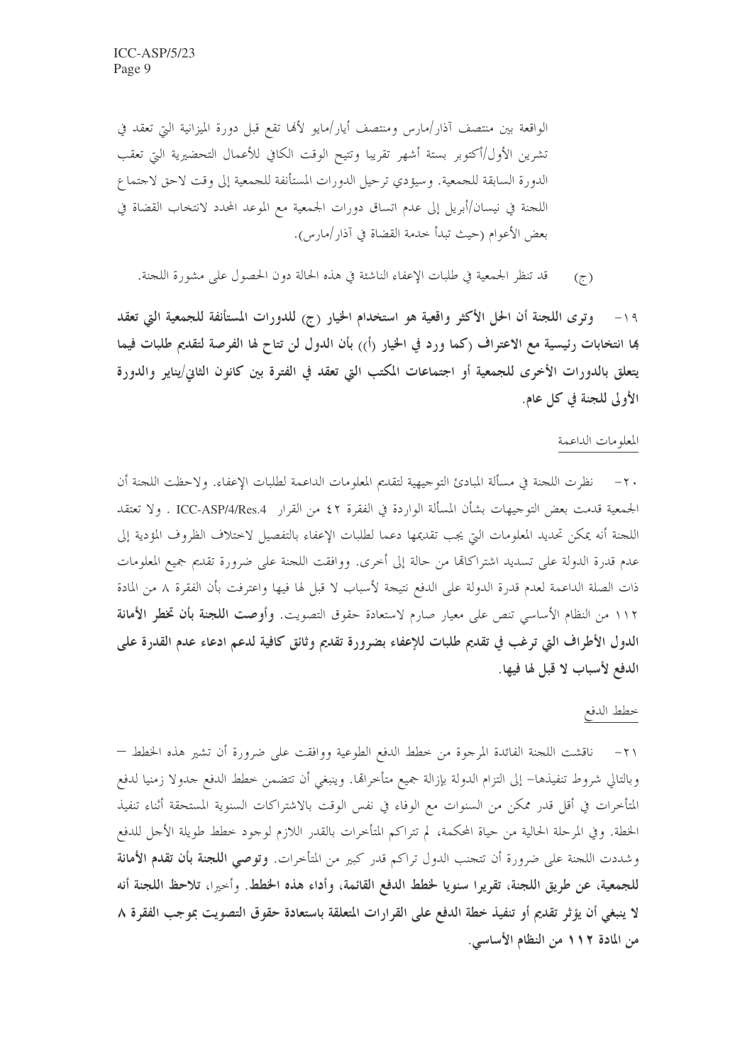الواقعة بين منتصف آذار/مارس ومنتصف أيار/مايو لأنها تقع قبل دورة الميزانية التي تعقد في تشرين الأول/أكتوبر بستة أشهر تقريبا وتتيح الوقت الكافي للأعمال التحضيرية التي تعقب الدورة السابقة للجمعية. وسيؤدي ترحيل الدورات المستأنفة للجمعية إلى وقت لاحق لاجتماع اللجنة في نيسان/أبريل إلى عدم اتساق دورات الجمعية مع الموعد المحدد لانتخاب القضاة في بعض الأعوام (حيث تبدأ خدمة القضاة في آذار/مارس).

(ج) قد تنظر الجمعية في طلبات الإعفاء الناشئة في هذه الحالة دون الحصول على مشورة اللجنة.

١٩- **وترى اللجنة أن الحل الأكثر واقعية هو استخدام الخيار (ج) للدورات المستأنفة للجمعية التي تعقد بها انتخابات رئيسية مع الاعتراف (كما ورد في الخيار (أ)) بأن الدول لن تتاح لها الفرصة لتقديم طلبات فيما يتعلق بالدورات الأخرى للجمعية أو اجتماعات المكتب التي تعقد في الفترة بين كانون الثاني/يناير والدورة الأولى للجنة في كل عام.**

المعلومات الداعمة

٢٠- نظرت اللجنة في مسألة المبادئ التوجيهية لتقديم المعلومات الداعمة لطلبات الإعفاء. ولاحظت اللجنة أن الجمعية قدمت بعض التوجيهات بشأن المسألة الواردة في الفقرة ٤٢ من القرار ICC-ASP/4/Res.4 . ولا تعتقد اللجنة أنه يمكن تحديد المعلومات التي يجب تقديمها دعما لطلبات الإعفاء بالتفصيل لاختلاف الظروف المؤدية إلى عدم قدرة الدولة على تسديد اشتراكاتها من حالة إلى أخرى. ووافقت اللجنة على ضرورة تقديم جميع المعلومات ذات الصلة الداعمة لعدم قدرة الدولة على الدفع نتيجة لأسباب لا قبل لها فيها واعترفت بأن الفقرة ٨ من المادة ١١٢ من النظام الأساسي تنص على معيار صارم لاستعادة حقوق التصويت. **وأوصت اللجنة بأن تخطر الأمانة الدول الأطراف التي ترغب في تقديم طلبات للإعفاء بضرورة تقديم وثائق كافية لدعم ادعاء عدم القدرة على الدفع لأسباب لا قبل لها فيها.**

خطط الدفع

٢١- ناقشت اللجنة الفائدة المرجوة من خطط الدفع الطوعية ووافقت على ضرورة أن تشير هذه الخطط – وبالتالي شروط تنفيذها– إلى التزام الدولة بإزالة جميع متأخراتها. وينبغي أن تتضمن خطط الدفع جدولا زمنيا لدفع المتأخرات في أقل قدر ممكن من السنوات مع الوفاء في نفس الوقت بالاشتراكات السنوية المستحقة أثناء تنفيذ الخطة. وفي المرحلة الحالية من حياة المحكمة، لم تتراكم المتأخرات بالقدر اللازم لوجود خطط طويلة الأجل للدفع وشددت اللجنة على ضرورة أن تتجنب الدول تراكم قدر كبير من المتأخرات. **وتوصي اللجنة بأن تقدم الأمانة للجمعية، عن طريق اللجنة، تقريرا سنويا لخطط الدفع القائمة، وأداء هذه الخطط. وأخيرا، تلاحظ اللجنة أنه لا ينبغي أن يؤثر تقديم أو تنفيذ خطة الدفع على القرارات المتعلقة باستعادة حقوق التصويت بموجب الفقرة ٨ من المادة ١١٢ من النظام الأساسي.**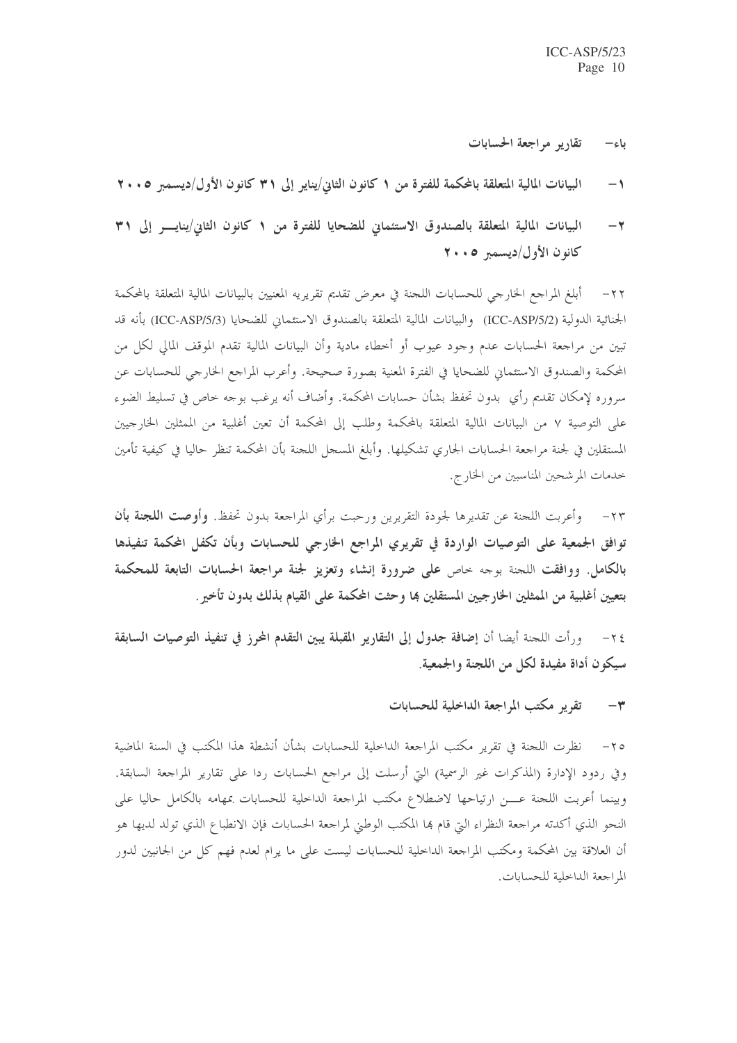## باء– تقارير مراجعة الحسابات

### ١– البيانات المالية المتعلقة بالمحكمة للفترة من ١ كانون الثاني/يناير إلى ٣١ كانون الأول/ديسمبر ٢٠٠٥

### ٢– البيانات المالية المتعلقة بالصندوق الاستئماني للضحايا للفترة من ١ كانون الثاني/يناير إلى ٣١ كانون الأول/ديسمبر ٢٠٠٥

٢٢– أبلغ المراجع الخارجي للحسابات اللجنة في معرض تقديم تقريريه المعنيين بالبيانات المالية المتعلقة بالمحكمة الجنائية الدولية (ICC-ASP/5/2) والبيانات المالية المتعلقة بالصندوق الاستئماني للضحايا (ICC-ASP/5/3) بأنه قد تبين من مراجعة الحسابات عدم وجود عيوب أو أخطاء مادية وأن البيانات المالية تقدم الموقف المالي لكل من المحكمة والصندوق الاستئماني للضحايا في الفترة المعنية بصورة صحيحة. وأعرب المراجع الخارجي للحسابات عن سروره لإمكان تقديم رأي بدون تحفظ بشأن حسابات المحكمة. وأضاف أنه يرغب بوجه خاص في تسليط الضوء على التوصية ٧ من البيانات المالية المتعلقة بالمحكمة وطلب إلى المحكمة أن تعين أغلبية من الممثلين الخارجيين المستقلين في لجنة مراجعة الحسابات الجاري تشكيلها. وأبلغ المسجل اللجنة بأن المحكمة تنظر حاليا في كيفية تأمين خدمات المرشحين المناسبين من الخارج.

٢٣– وأعربت اللجنة عن تقديرها لجودة التقريرين ورحبت برأي المراجعة بدون تحفظ. **وأوصت اللجنة بأن توافق الجمعية على التوصيات الواردة في تقريري المراجع الخارجي للحسابات وبأن تكفل المحكمة تنفيذها بالكامل. ووافقت** اللجنة بوجه خاص **على ضرورة إنشاء وتعزيز لجنة مراجعة الحسابات التابعة للمحكمة بتعيين أغلبية من الممثلين الخارجيين المستقلين بها وحثت المحكمة على القيام بذلك بدون تأخير.**

٢٤– ورأت اللجنة أيضا أن **إضافة جدول إلى التقارير المقبلة يبين التقدم المحرز في تنفيذ التوصيات السابقة سيكون أداة مفيدة لكل من اللجنة والجمعية.**

### ٣– تقرير مكتب المراجعة الداخلية للحسابات

٢٥– نظرت اللجنة في تقرير مكتب المراجعة الداخلية للحسابات بشأن أنشطة هذا المكتب في السنة الماضية وفي ردود الإدارة (المذكرات غير الرسمية) التي أرسلت إلى مراجع الحسابات ردا على تقارير المراجعة السابقة. وبينما أعربت اللجنة عن ارتياحها لاضطلاع مكتب المراجعة الداخلية للحسابات بمهامه بالكامل حاليا على النحو الذي أكدته مراجعة النظراء التي قام بها المكتب الوطني لمراجعة الحسابات فإن الانطباع الذي تولد لديها هو أن العلاقة بين المحكمة ومكتب المراجعة الداخلية للحسابات ليست على ما يرام لعدم فهم كل من الجانبين لدور المراجعة الداخلية للحسابات.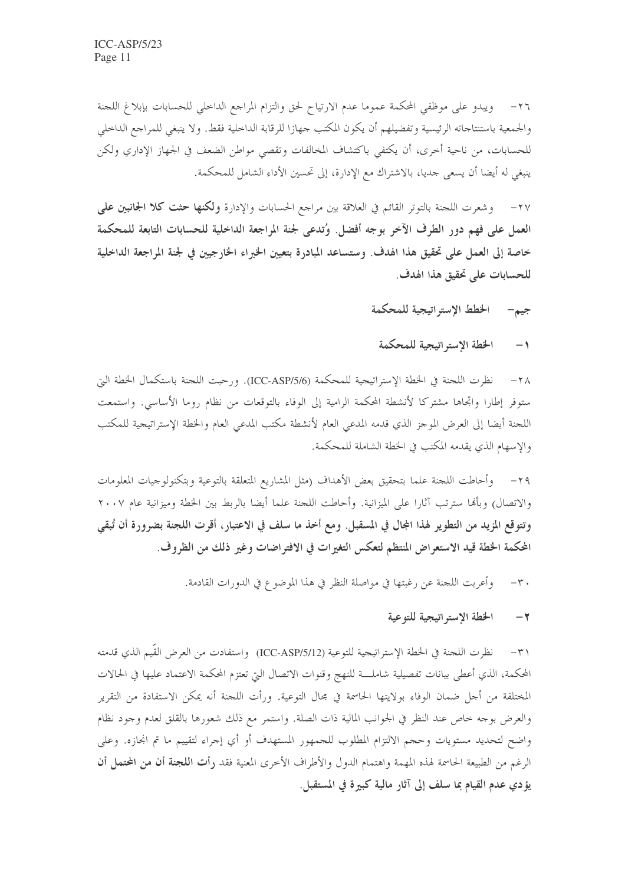٢٦- ويبدو على موظفي المحكمة عموما عدم الارتياح لحق والتزام المراجع الداخلي للحسابات بإبلاغ اللجنة والجمعية باستنتاجاته الرئيسية وتفضيلهم أن يكون المكتب جهازا للرقابة الداخلية فقط. ولا ينبغي للمراجع الداخلي للحسابات، من ناحية أخرى، أن يكتفي باكتشاف المخالفات وتقصي مواطن الضعف في الجهاز الإداري ولكن ينبغي له أيضا أن يسعى جديا، بالاشتراك مع الإدارة، إلى تحسين الأداء الشامل للمحكمة.

٢٧- وشعرت اللجنة بالتوتر القائم في العلاقة بين مراجع الحسابات والإدارة **ولكنها حثت كلا الجانبين على العمل على فهم دور الطرف الآخر بوجه أفضل. وُتدعى لجنة المراجعة الداخلية للحسابات التابعة للمحكمة خاصة إلى العمل على تحقيق هذا الهدف. وستساعد المبادرة بتعيين الخبراء الخارجيين في لجنة المراجعة الداخلية للحسابات على تحقيق هذا الهدف.**

### جيم- الخطط الإستراتيجية للمحكمة

#### ١- الخطة الإستراتيجية للمحكمة

٢٨- نظرت اللجنة في الخطة الإستراتيجية للمحكمة (ICC-ASP/5/6). ورحبت اللجنة باستكمال الخطة التي ستوفر إطارا واتجاها مشتركا لأنشطة المحكمة الرامية إلى الوفاء بالتوقعات من نظام روما الأساسي. واستمعت اللجنة أيضا إلى العرض الموجز الذي قدمه المدعي العام لأنشطة مكتب المدعي العام والخطة الإستراتيجية للمكتب والإسهام الذي يقدمه المكتب في الخطة الشاملة للمحكمة.

٢٩- وأحاطت اللجنة علما بتحقيق بعض الأهداف (مثل المشاريع المتعلقة بالتوعية وبتكنولوجيات المعلومات والاتصال) وبأنها سترتب آثارا على الميزانية. وأحاطت اللجنة علما أيضا بالربط بين الخطة وميزانية عام ٢٠٠٧ **وتتوقع المزيد من التطوير لهذا المجال في المستقبل. ومع أخذ ما سلف في الاعتبار، أقرت اللجنة بضرورة أن تُبقي المحكمة الخطة قيد الاستعراض المنتظم لتعكس التغيرات في الافتراضات وغير ذلك من الظروف.**

٣٠- وأعربت اللجنة عن رغبتها في مواصلة النظر في هذا الموضوع في الدورات القادمة.

#### ٢- الخطة الإستراتيجية للتوعية

٣١- نظرت اللجنة في الخطة الإستراتيجية للتوعية (ICC-ASP/5/12) واستفادت من العرض القّيم الذي قدمته المحكمة، الذي أعطى بيانات تفصيلية شاملة للنهج وقنوات الاتصال التي تعتزم المحكمة الاعتماد عليها في الحالات المختلفة من أجل ضمان الوفاء بولايتها الحاسمة في مجال التوعية. ورأت اللجنة أنه يمكن الاستفادة من التقرير والعرض بوجه خاص عند النظر في الجوانب المالية ذات الصلة. واستمر مع ذلك شعورها بالقلق لعدم وجود نظام واضح لتحديد مستويات وحجم الالتزام المطلوب للجمهور المستهدف أو أي إجراء لتقييم ما تم انجازه. وعلى الرغم من الطبيعة الحاسمة لهذه المهمة واهتمام الدول والأطراف الأخرى المعنية فقد **رأت اللجنة أنه من المحتمل أن يؤدي عدم القيام بما سلف إلى آثار مالية كبيرة في المستقبل.**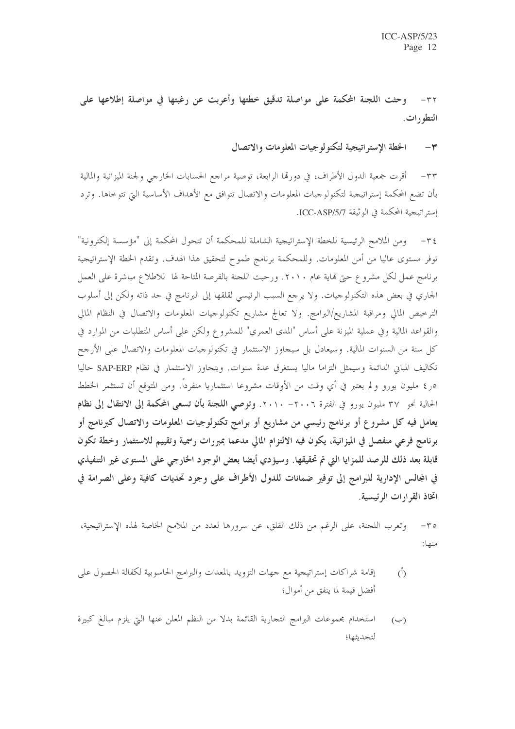**٣٢- وحثت اللجنة المحكمة على مواصلة تدقيق خطتها وأعربت عن رغبتها في مواصلة إطلاعها على التطورات.**

### ٣- الخطة الإستراتيجية لتكنولوجيات المعلومات والاتصال

٣٣- أقرت جمعية الدول الأطراف، في دورتها الرابعة، توصية مراجع الحسابات الخارجي ولجنة الميزانية والمالية بأن تضع المحكمة إستراتيجية لتكنولوجيات المعلومات والاتصال تتوافق مع الأهداف الأساسية التي تتوخاها. وترد إستراتيجية المحكمة في الوثيقة ICC-ASP/5/7.

٣٤- ومن الملامح الرئيسية للخطة الإستراتيجية الشاملة للمحكمة أن تتحول المحكمة إلى "مؤسسة إلكترونية" توفر مستوى عاليا من أمن المعلومات. وللمحكمة برنامج طموح لتحقيق هذا الهدف. وتقدم الخطة الإستراتيجية برنامج عمل لكل مشروع حتى نهاية عام ٢٠١٠. ورحبت اللجنة بالفرصة المتاحة لها للاطلاع مباشرة على العمل الجاري في بعض هذه التكنولوجيات. ولا يرجع السبب الرئيسي لقلقها إلى البرنامج في حد ذاته ولكن إلى أسلوب الترخيص المالي ومراقبة المشاريع/البرامج. ولا تعالج مشاريع تكنولوجيات المعلومات والاتصال في النظام المالي والقواعد المالية وفي عملية الميزنة على أساس "المدى العمري" للمشروع ولكن على أساس المتطلبات من الموارد في كل سنة من السنوات المالية. وسيعادل بل سيجاوز الاستثمار في تكنولوجيات المعلومات والاتصال على الأرجح تكاليف المباني الدائمة وسيمثل التزاما ماليا يستغرق عدة سنوات. ويتجاوز الاستثمار في نظام SAP-ERP حاليا ٥ر٤ مليون يورو ولم يعتبر في أي وقت من الأوقات مشروعا استثماريا منفرداً. ومن المتوقع أن تستثمر الخطط الحالية نحو ٣٧ مليون يورو في الفترة ٢٠٠٦- ٢٠١٠. **وتوصي اللجنة بأن تسعى المحكمة إلى الانتقال إلى نظام يعامل فيه كل مشروع أو برنامج رئيسي من مشاريع أو برامج تكنولوجيات المعلومات والاتصال كبرنامج أو برنامج فرعي منفصل في الميزانية، يكون فيه الالتزام المالي مدعما بمبررات رسمية وتقييم للاستثمار وخطة تكون قابلة بعد ذلك للرصد للمزايا التي تم تحقيقها. وسيؤدي أيضا بعض الوجود الخارجي على المستوى غير التنفيذي في المجالس الإدارية للبرامج إلى توفير ضمانات للدول الأطراف على وجود تحديات كافية وعلى الصرامة في اتخاذ القرارات الرئيسية.**

٣٥- وتعرب اللجنة، على الرغم من ذلك القلق، عن سرورها لعدد من الملامح الخاصة لهذه الإستراتيجية، منها:

(أ) إقامة شراكات إستراتيجية مع جهات التزويد بالمعدات والبرامج الحاسوبية لكفالة الحصول على أفضل قيمة لما ينفق من أموال؛

(ب) استخدام مجموعات البرامج التجارية القائمة بدلا من النظم المعلن عنها التي يلزم مبالغ كبيرة لتحديثها؛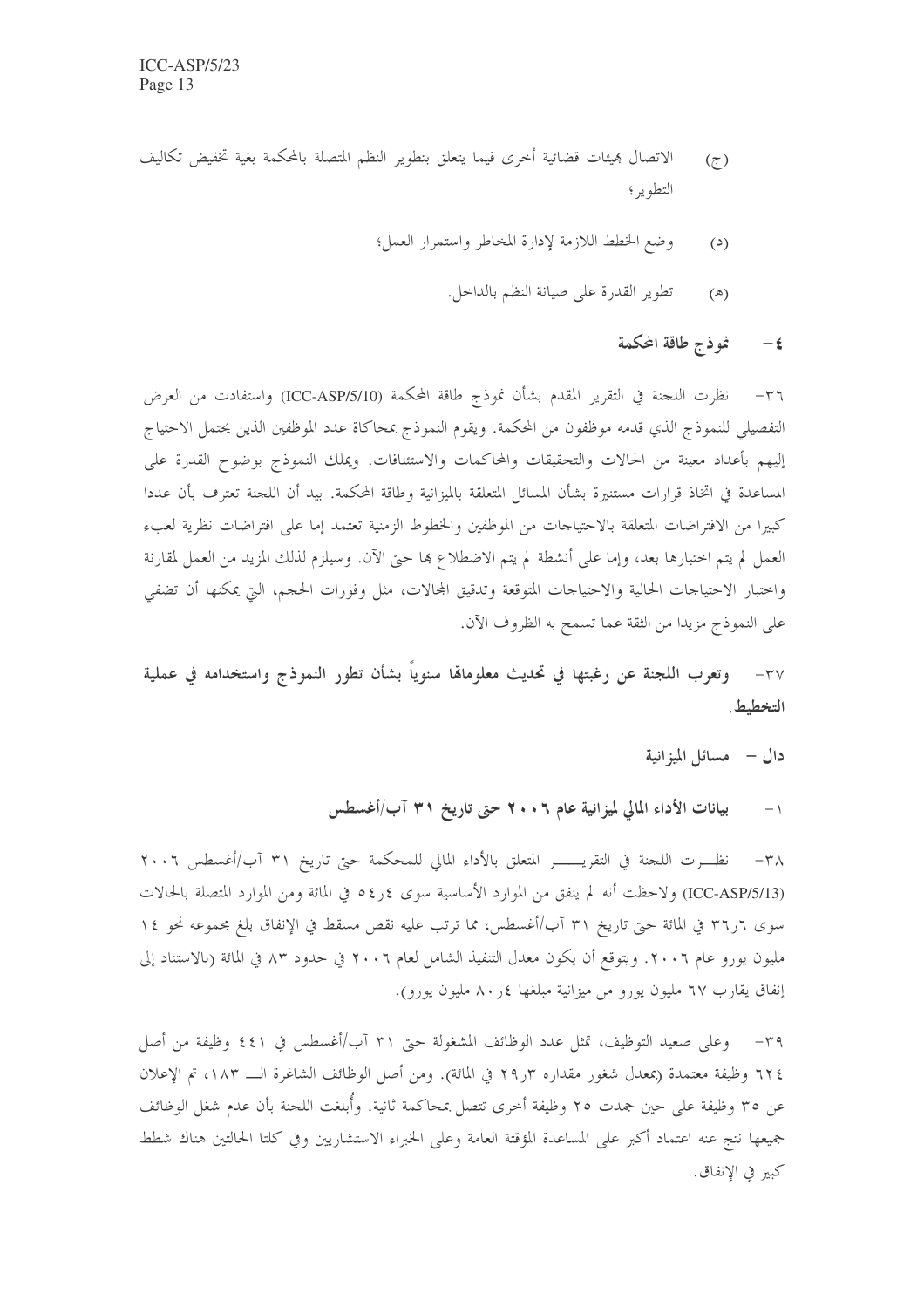(ج) الاتصال بهيئات قضائية أخرى فيما يتعلق بتطوير النظم المتصلة بالمحكمة بغية تخفيض تكاليف التطوير؛

(د) وضع الخطط اللازمة لإدارة المخاطر واستمرار العمل؛

(هـ) تطوير القدرة على صيانة النظم بالداخل.

### ٤- نموذج طاقة المحكمة

٣٦- نظرت اللجنة في التقرير المقدم بشأن نموذج طاقة المحكمة (ICC-ASP/5/10) واستفادت من العرض التفصيلي للنموذج الذي قدمه موظفون من المحكمة. ويقوم النموذج بمحاكاة عدد الموظفين الذين يحتمل الاحتياج إليهم بأعداد معينة من الحالات والتحقيقات والمحاكمات والاستئنافات. ويملك النموذج بوضوح القدرة على المساعدة في اتخاذ قرارات مستنيرة بشأن المسائل المتعلقة بالميزانية وطاقة المحكمة. بيد أن اللجنة تعترف بأن عددا كبيرا من الافتراضات المتعلقة بالاحتياجات من الموظفين والخطوط الزمنية تعتمد إما على افتراضات نظرية لعبء العمل لم يتم اختبارها بعد، وإما على أنشطة لم يتم الاضطلاع بها حتى الآن. وسيلزم لذلك المزيد من العمل لمقارنة واختبار الاحتياجات الحالية والاحتياجات المتوقعة وتدقيق المجالات، مثل وفورات الحجم، التي يمكنها أن تضفي على النموذج مزيدا من الثقة عما تسمح به الظروف الآن.

**٣٧- وتعرب اللجنة عن رغبتها في تحديث معلوماتها سنوياً بشأن تطور النموذج واستخدامه في عملية التخطيط.**

## دال – مسائل الميزانية

### ١- بيانات الأداء المالي لميزانية عام ٢٠٠٦ حتى تاريخ ٣١ آب/أغسطس

٣٨- نظرت اللجنة في التقرير المتعلق بالأداء المالي للمحكمة حتى تاريخ ٣١ آب/أغسطس ٢٠٠٦ (ICC-ASP/5/13) ولاحظت أنه لم ينفق من الموارد الأساسية سوى ٥٤٫٤ في المائة ومن الموارد المتصلة بالحالات سوى ٣٦٫٦ في المائة حتى تاريخ ٣١ آب/أغسطس، مما ترتب عليه نقص مسقط في الإنفاق بلغ مجموعه نحو ١٤ مليون يورو عام ٢٠٠٦. ويتوقع أن يكون معدل التنفيذ الشامل لعام ٢٠٠٦ في حدود ٨٣ في المائة (بالاستناد إلى إنفاق يقارب ٦٧ مليون يورو من ميزانية مبلغها ٨٠٫٤ مليون يورو).

٣٩- وعلى صعيد التوظيف، تمثل عدد الوظائف المشغولة حتى ٣١ آب/أغسطس في ٤٤١ وظيفة من أصل ٦٢٤ وظيفة معتمدة (بمعدل شغور مقداره ٢٩٫٣ في المائة). ومن أصل الوظائف الشاغرة الـ ١٨٣، تم الإعلان عن ٣٥ وظيفة على حين جمدت ٢٥ وظيفة أخرى تتصل بمحاكمة ثانية. وأُبلغت اللجنة بأن عدم شغل الوظائف جميعها نتج عنه اعتماد أكبر على المساعدة المؤقتة العامة وعلى الخبراء الاستشاريين وفي كلتا الحالتين هناك شطط كبير في الإنفاق.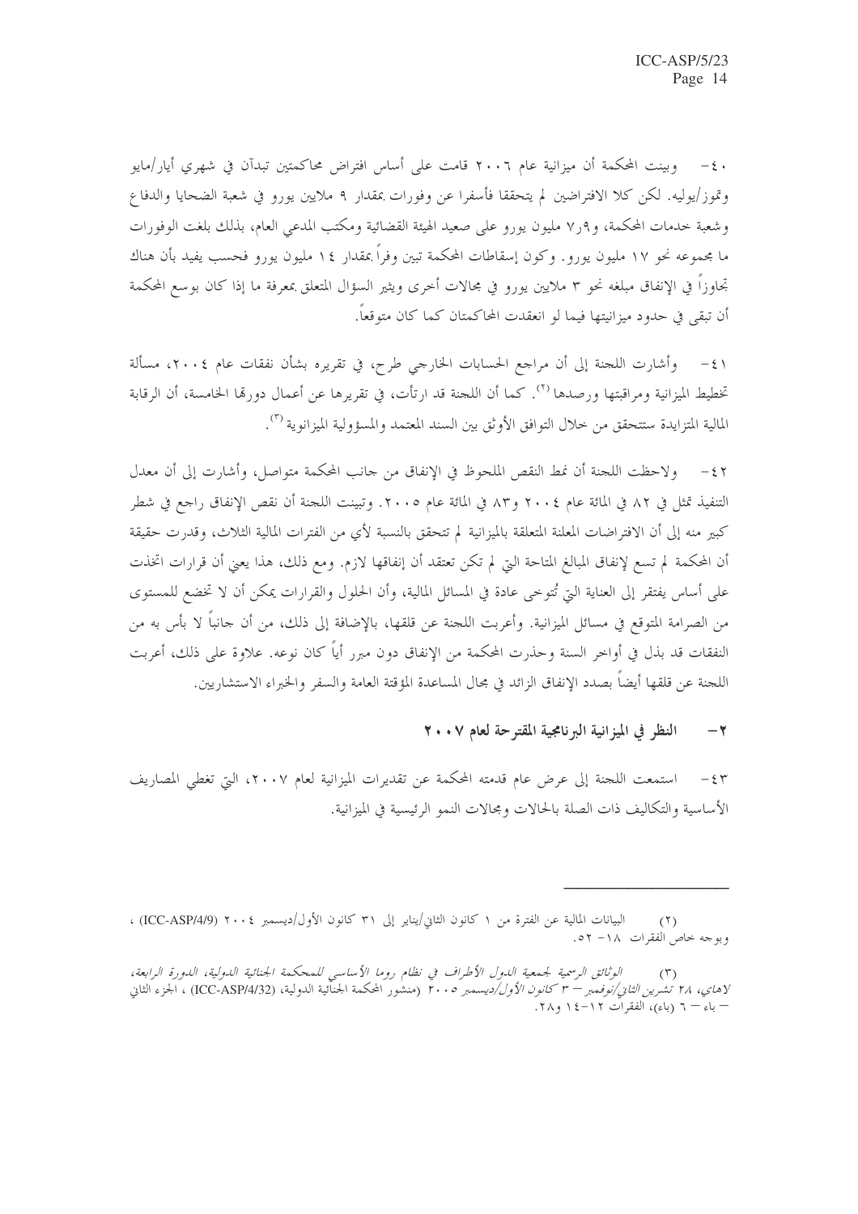٤٠- وبينت المحكمة أن ميزانية عام ٢٠٠٦ قامت على أساس افتراض محاكمتين تبدآن في شهري أيار/مايو وتموز/يوليه. لكن كلا الافتراضين لم يتحققا فأسفرا عن وفورات بمقدار ٩ ملايين يورو في شعبة الضحايا والدفاع وشعبة خدمات المحكمة، و٧ر٩ مليون يورو على صعيد الهيئة القضائية ومكتب المدعي العام، بذلك بلغت الوفورات ما مجموعه نحو ١٧ مليون يورو. وكون إسقاطات المحكمة تبين وفراً بمقدار ١٤ مليون يورو فحسب يفيد بأن هناك تجاوزاً في الإنفاق مبلغه نحو ٣ ملايين يورو في مجالات أخرى ويثير السؤال المتعلق بمعرفة ما إذا كان بوسع المحكمة أن تبقى في حدود ميزانيتها فيما لو انعقدت المحاكمتان كما كان متوقعاً.

٤١- وأشارت اللجنة إلى أن مراجع الحسابات الخارجي طرح، في تقريره بشأن نفقات عام ٢٠٠٤، مسألة تخطيط الميزانية ومراقبتها ورصدها [٢]. كما أن اللجنة قد ارتأت، في تقريرها عن أعمال دورتها الخامسة، أن الرقابة المالية المتزايدة ستتحقق من خلال التوافق الأوثق بين السند المعتمد والمسؤولية الميزانوية [٣].

٤٢- ولاحظت اللجنة أن نمط النقص الملحوظ في الإنفاق من جانب المحكمة متواصل، وأشارت إلى أن معدل التنفيذ تمثل في ٨٢ في المائة عام ٢٠٠٤ و٨٣ في المائة عام ٢٠٠٥. وتبينت اللجنة أن نقص الإنفاق راجع في شطر كبير منه إلى أن الافتراضات المعلنة المتعلقة بالميزانية لم تتحقق بالنسبة لأي من الفترات المالية الثلاث، وقدرت حقيقة أن المحكمة لم تسع لإنفاق المبالغ المتاحة التي لم تكن تعتقد أن إنفاقها لازم. ومع ذلك، هذا يعني أن قرارات اتخذت على أساس يفتقر إلى العناية التي تُتوخى عادة في المسائل المالية، وأن الحلول والقرارات يمكن أن لا تخضع للمستوى من الصرامة المتوقع في مسائل الميزانية. وأعربت اللجنة عن قلقها، بالإضافة إلى ذلك، من أن جانباً لا بأس به من النفقات قد بذل في أواخر السنة وحذرت المحكمة من الإنفاق دون مبرر أياً كان نوعه. علاوة على ذلك، أعربت اللجنة عن قلقها أيضاً بصدد الإنفاق الزائد في مجال المساعدة المؤقتة العامة والسفر والخبراء الاستشاريين.

## ٢- النظر في الميزانية البرنامجية المقترحة لعام ٢٠٠٧

٤٣- استمعت اللجنة إلى عرض عام قدمته المحكمة عن تقديرات الميزانية لعام ٢٠٠٧، التي تغطي المصاريف الأساسية والتكاليف ذات الصلة بالحالات ومجالات النمو الرئيسية في الميزانية.

---

(٢) البيانات المالية عن الفترة من ١ كانون الثاني/يناير إلى ٣١ كانون الأول/ديسمبر ٢٠٠٤ (ICC-ASP/4/9)، وبوجه خاص الفقرات ١٨- ٥٢.

(٣) *الوثائق الرسمية لجمعية الدول الأطراف في نظام روما الأساسي للمحكمة الجنائية الدولية، الدورة الرابعة، لاهاي، ٢٨ تشرين الثاني/نوفمبر – ٣ كانون الأول/ديسمبر ٢٠٠٥* (منشور المحكمة الجنائية الدولية، (ICC-ASP/4/32)، الجزء الثاني – باء – ٦ (باء)، الفقرات ١٢-١٤ و٢٨.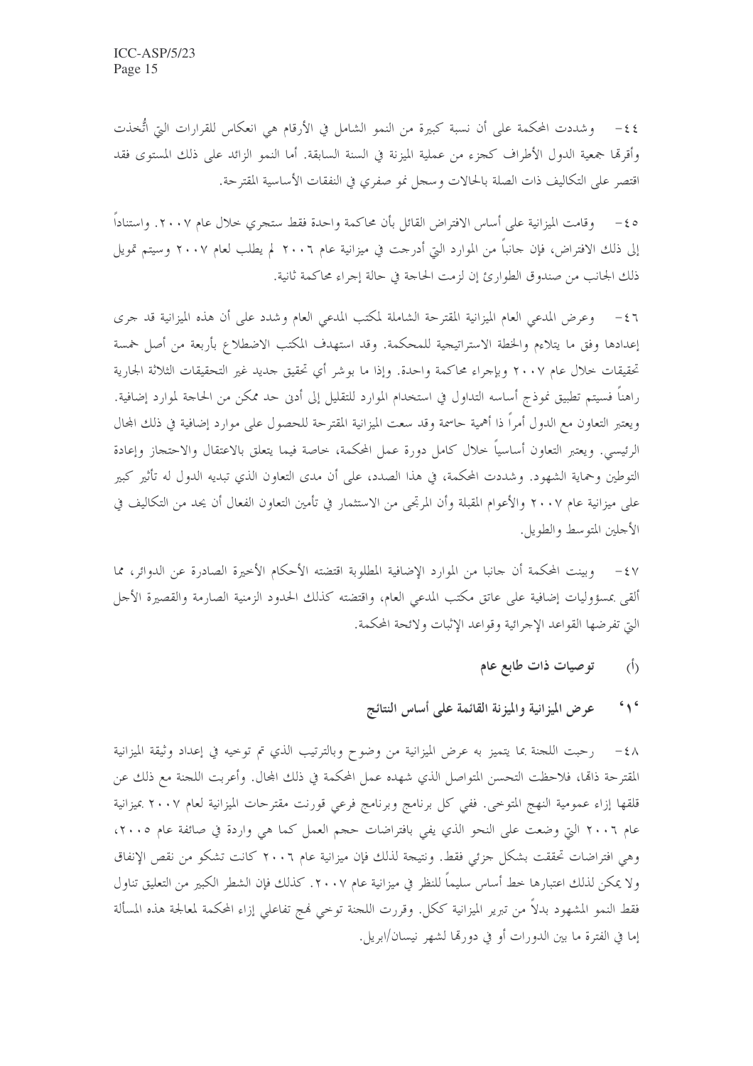٤٤- وشددت المحكمة على أن نسبة كبيرة من النمو الشامل في الأرقام هي انعكاس للقرارات التي اتُّخذت وأقرتها جمعية الدول الأطراف كجزء من عملية الميزنة في السنة السابقة. أما النمو الزائد على ذلك المستوى فقد اقتصر على التكاليف ذات الصلة بالحالات وسجل نمو صفري في النفقات الأساسية المقترحة.

٤٥- وقامت الميزانية على أساس الافتراض القائل بأن محاكمة واحدة فقط ستجري خلال عام ٢٠٠٧. واستناداً إلى ذلك الافتراض، فإن جانباً من الموارد التي أدرجت في ميزانية عام ٢٠٠٦ لم يطلب لعام ٢٠٠٧ وسيتم تمويل ذلك الجانب من صندوق الطوارئ إن لزمت الحاجة في حالة إجراء محاكمة ثانية.

٤٦- وعرض المدعي العام الميزانية المقترحة الشاملة لمكتب المدعي العام وشدد على أن هذه الميزانية قد جرى إعدادها وفق ما يتلاءم والخطة الاستراتيجية للمحكمة. وقد استهدف المكتب الاضطلاع بأربعة من أصل خمسة تحقيقات خلال عام ٢٠٠٧ وبإجراء محاكمة واحدة. وإذا ما بوشر أي تحقيق جديد غير التحقيقات الثلاثة الجارية راهناً فسيتم تطبيق نموذج أساسه التداول في استخدام الموارد للتقليل إلى أدنى حد ممكن من الحاجة لموارد إضافية. ويعتبر التعاون مع الدول أمراً ذا أهمية حاسمة وقد سعت الميزانية المقترحة للحصول على موارد إضافية في ذلك المجال الرئيسي. ويعتبر التعاون أساسياً خلال كامل دورة عمل المحكمة، خاصة فيما يتعلق بالاعتقال والاحتجاز وإعادة التوطين وحماية الشهود. وشددت المحكمة، في هذا الصدد، على أن مدى التعاون الذي تبديه الدول له تأثير كبير على ميزانية عام ٢٠٠٧ والأعوام المقبلة وأن المرتجى من الاستثمار في تأمين التعاون الفعال أن يحد من التكاليف في الأجلين المتوسط والطويل.

٤٧- وبينت المحكمة أن جانبا من الموارد الإضافية المطلوبة اقتضته الأحكام الأخيرة الصادرة عن الدوائر، مما ألقى بمسؤوليات إضافية على عاتق مكتب المدعي العام، واقتضته كذلك الحدود الزمنية الصارمة والقصيرة الأجل التي تفرضها القواعد الإجرائية وقواعد الإثبات ولائحة المحكمة.

### (أ) توصيات ذات طابع عام

#### '١' عرض الميزانية والميزنة القائمة على أساس النتائج

٤٨- رحبت اللجنة بما يتميز به عرض الميزانية من وضوح وبالترتيب الذي تم توخيه في إعداد وثيقة الميزانية المقترحة ذاتها، فلاحظت التحسن المتواصل الذي شهده عمل المحكمة في ذلك المجال. وأعربت اللجنة مع ذلك عن قلقها إزاء عمومية النهج المتوخى. ففي كل برنامج وبرنامج فرعي قورنت مقترحات الميزانية لعام ٢٠٠٧ بميزانية عام ٢٠٠٦ التي وضعت على النحو الذي يفي بافتراضات حجم العمل كما هي واردة في صائفة عام ٢٠٠٥، وهي افتراضات تحققت بشكل جزئي فقط. ونتيجة لذلك فإن ميزانية عام ٢٠٠٦ كانت تشكو من نقص الإنفاق ولا يمكن لذلك اعتبارها خط أساس سليماً للنظر في ميزانية عام ٢٠٠٧. كذلك فإن الشطر الكبير من التعليق تناول فقط النمو المشهود بدلاً من تبرير الميزانية ككل. وقررت اللجنة توخي نهج تفاعلي إزاء المحكمة لمعالجة هذه المسألة إما في الفترة ما بين الدورات أو في دورتها لشهر نيسان/ابريل.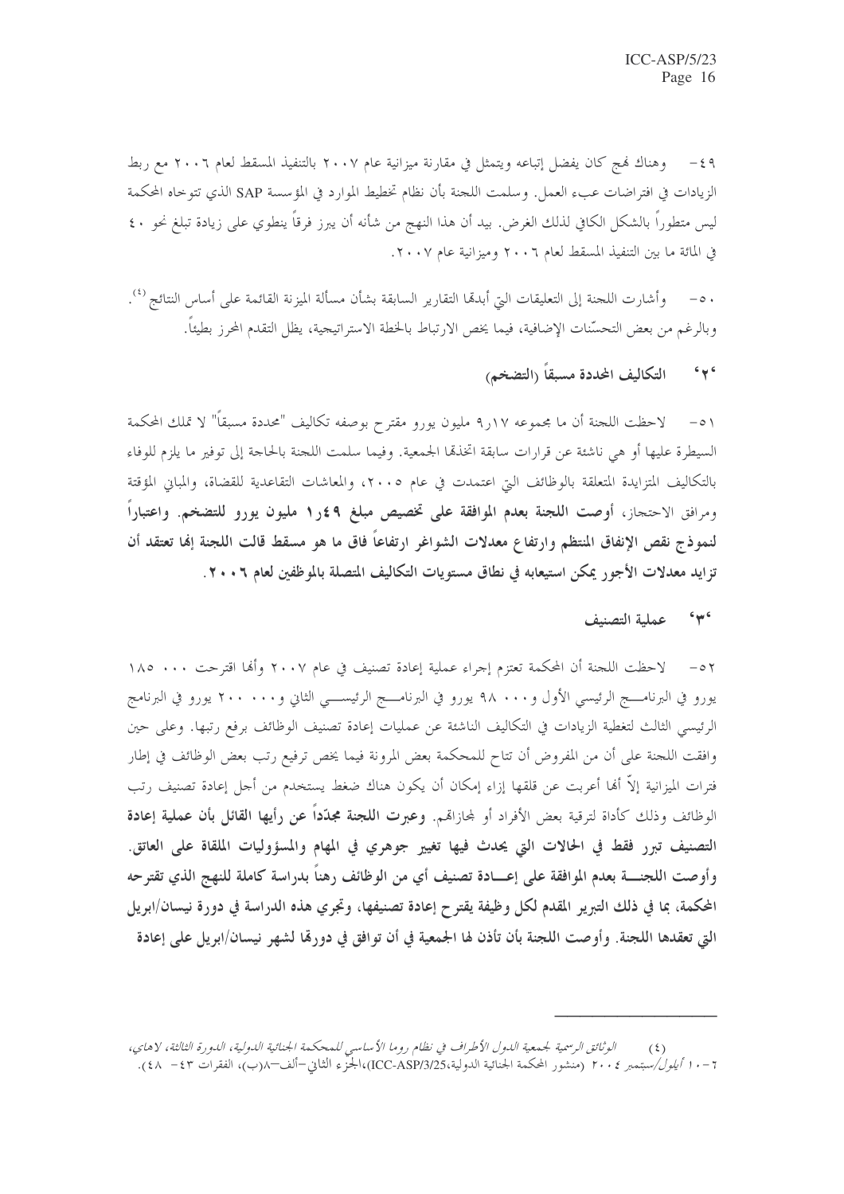٤٩- وهناك نهج كان يفضل إتباعه ويتمثل في مقارنة ميزانية عام ٢٠٠٧ بالتنفيذ المسقط لعام ٢٠٠٦ مع ربط الزيادات في افتراضات عبء العمل. وسلمت اللجنة بأن نظام تخطيط الموارد في المؤسسة SAP الذي تتوخاه المحكمة ليس متطوراً بالشكل الكافي لذلك الغرض. بيد أن هذا النهج من شأنه أن يبرز فرقاً ينطوي على زيادة تبلغ نحو ٤٠ في المائة ما بين التنفيذ المسقط لعام ٢٠٠٦ وميزانية عام ٢٠٠٧.

٥٠- وأشارت اللجنة إلى التعليقات التي أبدتها التقارير السابقة بشأن مسألة الميزنة القائمة على أساس النتائج [(٤)]. وبالرغم من بعض التحسّنات الإضافية، فيما يخص الارتباط بالخطة الاستراتيجية، يظل التقدم المحرز بطيئاً.

### '٢' التكاليف المحددة مسبقاً (التضخم)

٥١- لاحظت اللجنة أن ما مجموعه ١٧,٩ مليون يورو مقترح بوصفه تكاليف "محددة مسبقاً" لا تملك المحكمة السيطرة عليها أو هي ناشئة عن قرارات سابقة اتخذتها الجمعية. وفيما سلمت اللجنة بالحاجة إلى توفير ما يلزم للوفاء بالتكاليف المتزايدة المتعلقة بالوظائف التي اعتمدت في عام ٢٠٠٥، والمعاشات التقاعدية للقضاة، والمباني المؤقتة ومرافق الاحتجاز، **أوصت اللجنة بعدم الموافقة على تخصيص مبلغ ١,٤٩ مليون يورو للتضخم. واعتباراً لنموذج نقص الإنفاق المنتظم وارتفاع معدلات الشواغر ارتفاعاً فاق ما هو مسقط قالت اللجنة إنها تعتقد أن تزايد معدلات الأجور يمكن استيعابه في نطاق مستويات التكاليف المتصلة بالموظفين لعام ٢٠٠٦.**

### '٣' عملية التصنيف

٥٢- لاحظت اللجنة أن المحكمة تعتزم إجراء عملية إعادة تصنيف في عام ٢٠٠٧ وأنها اقترحت ١٨٥ ٠٠٠ يورو في البرنامج الرئيسي الأول و٩٨ ٠٠٠ يورو في البرنامج الرئيسي الثاني و٢٠٠ ٠٠٠ يورو في البرنامج الرئيسي الثالث لتغطية الزيادات في التكاليف الناشئة عن عمليات إعادة تصنيف الوظائف برفع رتبها. وعلى حين وافقت اللجنة على أن من المفروض أن تتاح للمحكمة بعض المرونة فيما يخص ترفيع رتب بعض الوظائف في إطار فترات الميزانية إلاّ أنها أعربت عن قلقها إزاء إمكان أن يكون هناك ضغط يستخدم من أجل إعادة تصنيف رتب الوظائف وذلك كأداة لترقية بعض الأفراد أو لمجازاتهم. **وعبرت اللجنة مجدّداً عن رأيها القائل بأن عملية إعادة التصنيف تبرر فقط في الحالات التي يحدث فيها تغيير جوهري في المهام والمسؤوليات الملقاة على العاتق. وأوصت اللجنة بعدم الموافقة على إعادة تصنيف أي من الوظائف رهناً بدراسة كاملة للنهج الذي تقترحه المحكمة، بما في ذلك التبرير المقدم لكل وظيفة يقترح إعادة تصنيفها، وتجري هذه الدراسة في دورة نيسان/ابريل التي تعقدها اللجنة. وأوصت اللجنة بأن تأذن لها الجمعية في أن توافق في دورتها لشهر نيسان/ابريل على إعادة**

---

(٤) *الوثائق الرسمية لجمعية الدول الأطراف في نظام روما الأساسي للمحكمة الجنائية الدولية، الدورة الثالثة، لاهاي، ٦-١٠ أيلول/سبتمبر ٢٠٠٤* (منشور المحكمة الجنائية الدولية،ICC-ASP/3/25)،الجزء الثاني-ألف-٨(ب)، الفقرات ٤٣- ٤٨).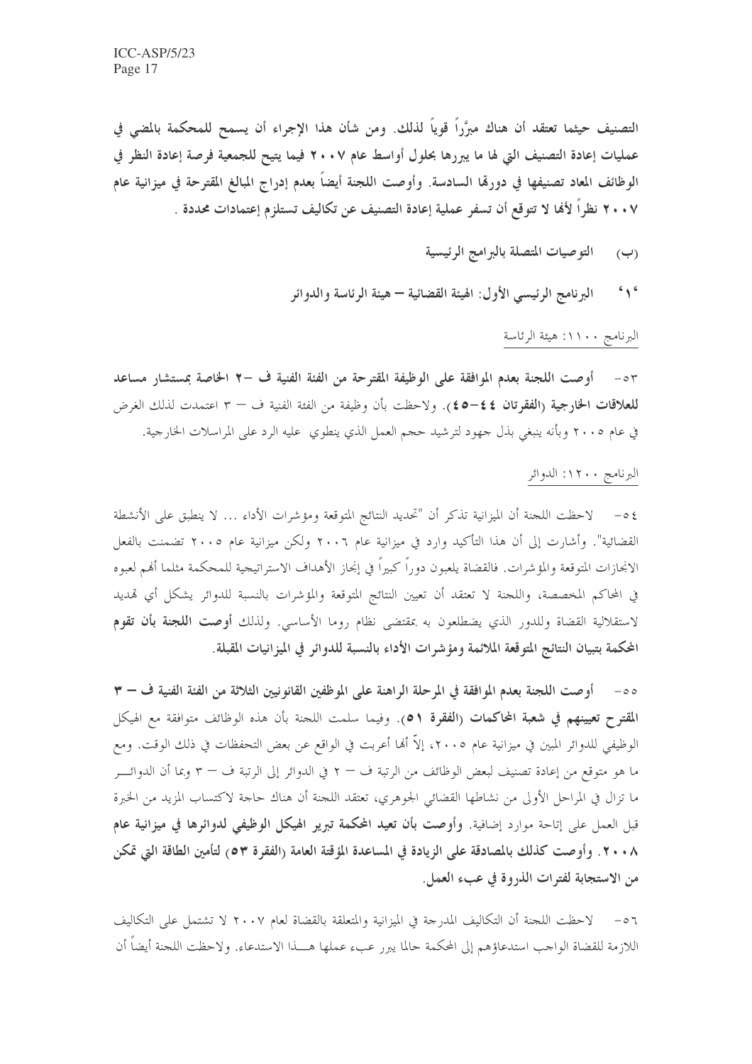**التصنيف حيثما تعتقد أن هناك مبرّراً قوياً لذلك. ومن شأن هذا الإجراء أن يسمح للمحكمة بالمضي في عمليات إعادة التصنيف التي لها ما يبررها بحلول أواسط عام ٢٠٠٧ فيما يتيح للجمعية فرصة إعادة النظر في الوظائف المعاد تصنيفها في دورتها السادسة. وأوصت اللجنة أيضاً بعدم إدراج المبالغ المقترحة في ميزانية عام ٢٠٠٧ نظراً لأنها لا تتوقع أن تسفر عملية إعادة التصنيف عن تكاليف تستلزم إعتمادات محددة .**

**(ب) التوصيات المتصلة بالبرامج الرئيسية**

**'١' البرنامج الرئيسي الأول: الهيئة القضائية – هيئة الرئاسة والدوائر**

البرنامج ١١٠٠: هيئة الرئاسة

٥٣- **أوصت اللجنة بعدم الموافقة على الوظيفة المقترحة من الفئة الفنية ف -٢ الخاصة بمستشار مساعد للعلاقات الخارجية (الفقرتان ٤٤-٤٥)**. ولاحظت بأن وظيفة من الفئة الفنية ف – ٣ اعتمدت لذلك الغرض في عام ٢٠٠٥ وبأنه ينبغي بذل جهود لترشيد حجم العمل الذي ينطوي عليه الرد على المراسلات الخارجية.

البرنامج ١٢٠٠: الدوائر

٥٤- لاحظت اللجنة أن الميزانية تذكر أن "تحديد النتائج المتوقعة ومؤشرات الأداء ... لا ينطبق على الأنشطة القضائية". وأشارت إلى أن هذا التأكيد وارد في ميزانية عام ٢٠٠٦ ولكن ميزانية عام ٢٠٠٥ تضمنت بالفعل الانجازات المتوقعة والمؤشرات. فالقضاة يلعبون دوراً كبيراً في إنجاز الأهداف الاستراتيجية للمحكمة مثلما أنهم لعبوه في المحاكم المخصصة، واللجنة لا تعتقد أن تعيين النتائج المتوقعة والمؤشرات بالنسبة للدوائر يشكل أي تهديد لاستقلالية القضاة وللدور الذي يضطلعون به بمقتضى نظام روما الأساسي. ولذلك **أوصت اللجنة بأن تقوم المحكمة بتبيان النتائج المتوقعة الملائمة ومؤشرات الأداء بالنسبة للدوائر في الميزانيات المقبلة.**

٥٥- **أوصت اللجنة بعدم الموافقة في المرحلة الراهنة على الموظفين القانونيين الثلاثة من الفئة الفنية ف – ٣ المقترح تعيينهم في شعبة المحاكمات (الفقرة ٥١)**. وفيما سلمت اللجنة بأن هذه الوظائف متوافقة مع الهيكل الوظيفي للدوائر المبين في ميزانية عام ٢٠٠٥، إلاّ أنها أعربت في الواقع عن بعض التحفظات في ذلك الوقت. ومع ما هو متوقع من إعادة تصنيف لبعض الوظائف من الرتبة ف – ٢ في الدوائر إلى الرتبة ف – ٣ وبما أن الدوائر ما تزال في المراحل الأولى من نشاطها القضائي الجوهري، تعتقد اللجنة أن هناك حاجة لاكتساب المزيد من الخبرة قبل العمل على إتاحة موارد إضافية. **وأوصت بأن تعيد المحكمة تبرير الهيكل الوظيفي لدوائرها في ميزانية عام ٢٠٠٨. وأوصت كذلك بالمصادقة على الزيادة في المساعدة المؤقتة العامة (الفقرة ٥٣) لتأمين الطاقة التي تمكن من الاستجابة لفترات الذروة في عبء العمل.**

٥٦- لاحظت اللجنة أن التكاليف المدرجة في الميزانية والمتعلقة بالقضاة لعام ٢٠٠٧ لا تشتمل على التكاليف اللازمة للقضاة الواجب استدعاؤهم إلى المحكمة حالما يبرر عبء عملها هـــذا الاستدعاء. ولاحظت اللجنة أيضاً أن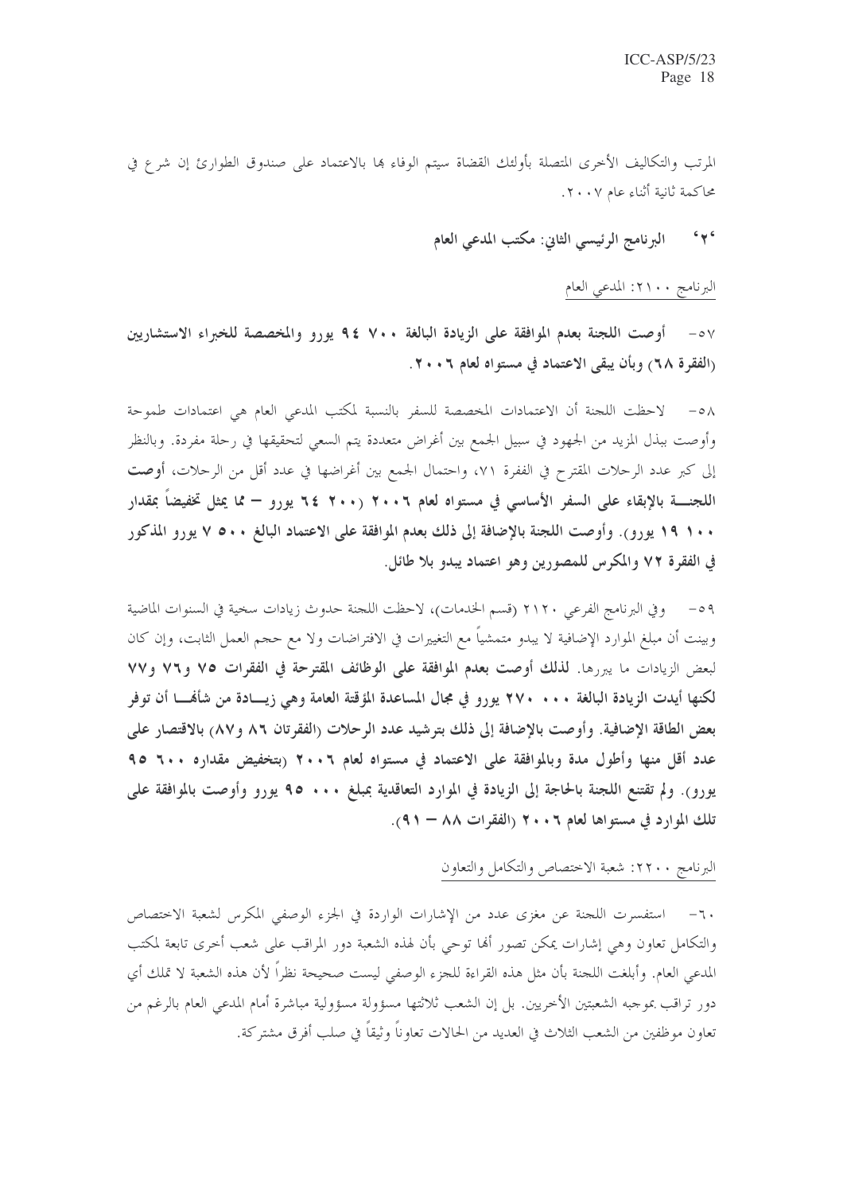المرتب والتكاليف الأخرى المتصلة بأولئك القضاة سيتم الوفاء بها بالاعتماد على صندوق الطوارئ إن شرع في محاكمة ثانية أثناء عام ٢٠٠٧.

## '٢' البرنامج الرئيسي الثاني: مكتب المدعي العام

البرنامج ٢١٠٠: المدعي العام

٥٧- **أوصت اللجنة بعدم الموافقة على الزيادة البالغة ٧٠٠ ٩٤ يورو والمخصصة للخبراء الاستشاريين (الفقرة ٦٨) وبأن يبقى الاعتماد في مستواه لعام ٢٠٠٦.**

٥٨- لاحظت اللجنة أن الاعتمادات المخصصة للسفر بالنسبة لمكتب المدعي العام هي اعتمادات طموحة وأوصت ببذل المزيد من الجهود في سبيل الجمع بين أغراض متعددة يتم السعي لتحقيقها في رحلة مفردة. وبالنظر إلى كبر عدد الرحلات المقترح في الفقرة ٧١، واحتمال الجمع بين أغراضها في عدد أقل من الرحلات، **أوصت اللجنة بالإبقاء على السفر الأساسي في مستواه لعام ٢٠٠٦ (٢٠٠ ٦٤ يورو – مما يمثل تخفيضاً بمقدار ١٠٠ ١٩ يورو). وأوصت اللجنة بالإضافة إلى ذلك بعدم الموافقة على الاعتماد البالغ ٥٠٠ ٧ يورو المذكور في الفقرة ٧٢ والمكرس للمصورين وهو اعتماد يبدو بلا طائل.**

٥٩- وفي البرنامج الفرعي ٢١٢٠ (قسم الخدمات)، لاحظت اللجنة حدوث زيادات سخية في السنوات الماضية وبينت أن مبلغ الموارد الإضافية لا يبدو متمشياً مع التغييرات في الافتراضات ولا مع حجم العمل الثابت، وإن كان لبعض الزيادات ما يبررها. **لذلك أوصت بعدم الموافقة على الوظائف المقترحة في الفقرات ٧٥ و٧٦ و٧٧ لكنها أيدت الزيادة البالغة ٠٠٠ ٢٧٠ يورو في مجال المساعدة المؤقتة العامة وهي زيادة من شأنها أن توفر بعض الطاقة الإضافية. وأوصت بالإضافة إلى ذلك بترشيد عدد الرحلات (الفقرتان ٨٦ و٨٧) بالاقتصار على عدد أقل منها وأطول مدة وبالموافقة على الاعتماد في مستواه لعام ٢٠٠٦ (بتخفيض مقداره ٦٠٠ ٩٥ يورو). ولم تقتنع اللجنة بالحاجة إلى الزيادة في الموارد التعاقدية بمبلغ ٠٠٠ ٩٥ يورو وأوصت بالموافقة على تلك الموارد في مستواها لعام ٢٠٠٦ (الفقرات ٨٨ – ٩١).**

البرنامج ٢٢٠٠: شعبة الاختصاص والتكامل والتعاون

٦٠- استفسرت اللجنة عن مغزى عدد من الإشارات الواردة في الجزء الوصفي المكرس لشعبة الاختصاص والتكامل تعاون وهي إشارات يمكن تصور أنها توحي بأن لهذه الشعبة دور المراقب على شعب أخرى تابعة لمكتب المدعي العام. وأبلغت اللجنة بأن مثل هذه القراءة للجزء الوصفي ليست صحيحة نظراً لأن هذه الشعبة لا تملك أي دور تراقب بموجبه الشعبتين الأخريين. بل إن الشعب ثلاثتها مسؤولة مسؤولية مباشرة أمام المدعي العام بالرغم من تعاون موظفين من الشعب الثلاث في العديد من الحالات تعاوناً وثيقاً في صلب أفرق مشتركة.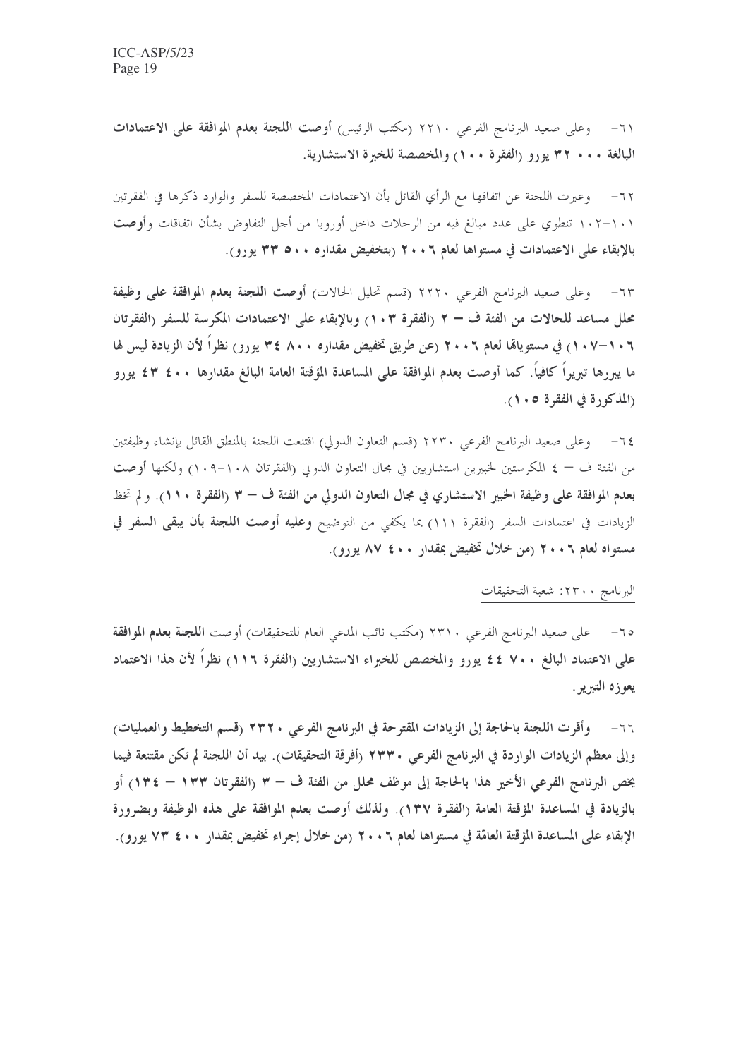٦١- وعلى صعيد البرنامج الفرعي ٢٢١٠ (مكتب الرئيس) **أوصت اللجنة بعدم الموافقة على الاعتمادات البالغة ٠٠٠ ٣٢ يورو (الفقرة ١٠٠) والمخصصة للخبرة الاستشارية.**

٦٢- وعبرت اللجنة عن اتفاقها مع الرأي القائل بأن الاعتمادات المخصصة للسفر والوارد ذكرها في الفقرتين ١٠١-١٠٢ تنطوي على عدد مبالغ فيه من الرحلات داخل أوروبا من أجل التفاوض بشأن اتفاقات **وأوصت بالإبقاء على الاعتمادات في مستواها لعام ٢٠٠٦ (بتخفيض مقداره ٥٠٠ ٣٣ يورو).**

٦٣- وعلى صعيد البرنامج الفرعي ٢٢٢٠ (قسم تحليل الحالات) **أوصت اللجنة بعدم الموافقة على وظيفة محلل مساعد للحالات من الفئة ف – ٢ (الفقرة ١٠٣) وبالإبقاء على الاعتمادات المكرسة للسفر (الفقرتان ١٠٦-١٠٧) في مستوياتها لعام ٢٠٠٦ (عن طريق تخفيض مقداره ٨٠٠ ٣٤ يورو) نظراً لأن الزيادة ليس لها ما يبررها تبريراً كافياً. كما أوصت بعدم الموافقة على المساعدة المؤقتة العامة البالغ مقدارها ٤٠٠ ٤٣ يورو (المذكورة في الفقرة ١٠٥).**

٦٤- وعلى صعيد البرنامج الفرعي ٢٢٣٠ (قسم التعاون الدولي) اقتنعت اللجنة بالمنطق القائل بإنشاء وظيفتين من الفئة ف – ٤ المكرستين لخبيرين استشاريين في مجال التعاون الدولي (الفقرتان ١٠٨-١٠٩) ولكنها **أوصت بعدم الموافقة على وظيفة الخبير الاستشاري في مجال التعاون الدولي من الفئة ف – ٣ (الفقرة ١١٠).** ولم تحظ الزيادات في اعتمادات السفر (الفقرة ١١١) بما يكفي من التوضيح **وعليه أوصت اللجنة بأن يبقى السفر في مستواه لعام ٢٠٠٦ (من خلال تخفيض بمقدار ٤٠٠ ٨٧ يورو).**

البرنامج ٢٣٠٠: شعبة التحقيقات

٦٥- على صعيد البرنامج الفرعي ٢٣١٠ (مكتب نائب المدعي العام للتحقيقات) أوصت **اللجنة بعدم الموافقة على الاعتماد البالغ ٧٠٠ ٤٤ يورو والمخصص للخبراء الاستشاريين (الفقرة ١١٦) نظراً لأن هذا الاعتماد يعوزه التبرير.**

٦٦- **وأقرت اللجنة بالحاجة إلى الزيادات المقترحة في البرنامج الفرعي ٢٣٢٠ (قسم التخطيط والعمليات) وإلى معظم الزيادات الواردة في البرنامج الفرعي ٢٣٣٠ (أفرقة التحقيقات). بيد أن اللجنة لم تكن مقتنعة فيما يخص البرنامج الفرعي الأخير هذا بالحاجة إلى موظف محلل من الفئة ف – ٣ (الفقرتان ١٣٣ – ١٣٤) أو بالزيادة في المساعدة المؤقتة العامة (الفقرة ١٣٧). ولذلك أوصت بعدم الموافقة على هذه الوظيفة وبضرورة الإبقاء على المساعدة المؤقتة العامّة في مستواها لعام ٢٠٠٦ (من خلال إجراء تخفيض بمقدار ٤٠٠ ٧٣ يورو).**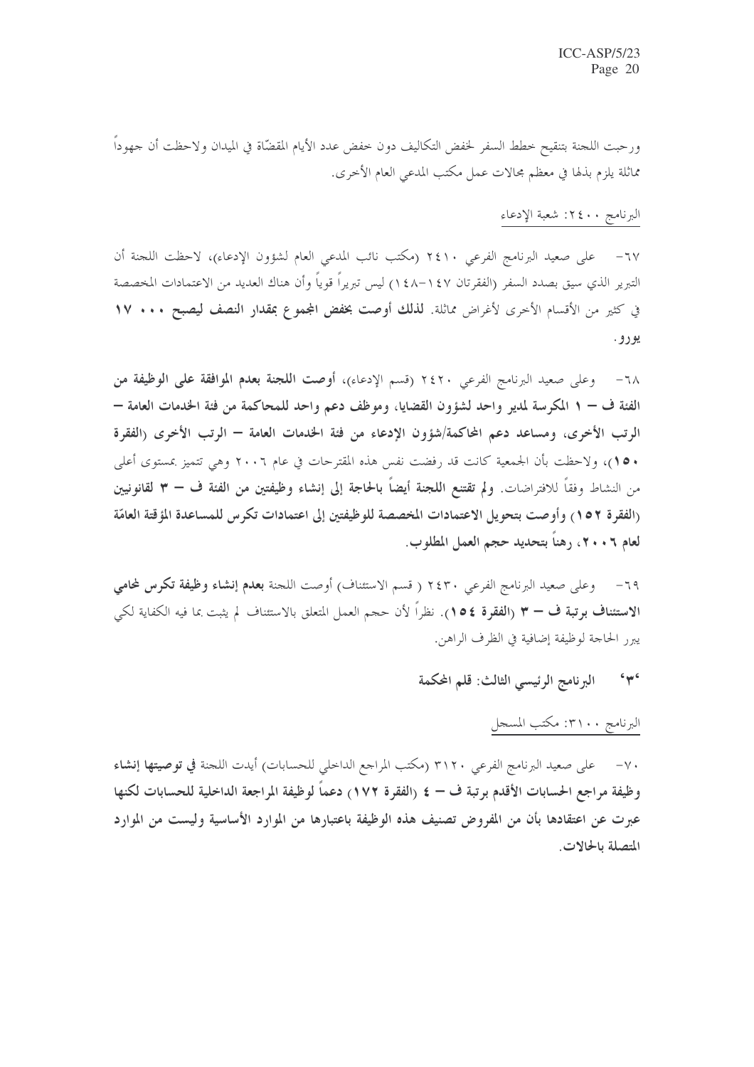ورحبت اللجنة بتنقيح خطط السفر لخفض التكاليف دون خفض عدد الأيام المقضّاة في الميدان ولاحظت أن جهوداً مماثلة يلزم بذلها في معظم مجالات عمل مكتب المدعي العام الأخرى.

البرنامج ٢٤٠٠: شعبة الإدعاء

٦٧- على صعيد البرنامج الفرعي ٢٤١٠ (مكتب نائب المدعي العام لشؤون الإدعاء)، لاحظت اللجنة أن التبرير الذي سيق بصدد السفر (الفقرتان ١٤٧-١٤٨) ليس تبريراً قوياً وأن هناك العديد من الاعتمادات المخصصة في كثير من الأقسام الأخرى لأغراض مماثلة. **لذلك أوصت بخفض المجموع بمقدار النصف ليصبح ٠٠٠ ١٧ يورو.**

٦٨- وعلى صعيد البرنامج الفرعي ٢٤٢٠ (قسم الإدعاء)، **أوصت اللجنة بعدم الموافقة على الوظيفة من الفئة ف – ١ المكرسة لمدير واحد لشؤون القضايا، وموظف دعم واحد للمحاكمة من فئة الخدمات العامة – الرتب الأخرى، ومساعد دعم المحاكمة/شؤون الإدعاء من فئة الخدمات العامة – الرتب الأخرى (الفقرة ١٥٠)**، ولاحظت بأن الجمعية كانت قد رفضت نفس هذه المقترحات في عام ٢٠٠٦ وهي تتميز بمستوى أعلى من النشاط وفقاً للافتراضات. **ولم تقتنع اللجنة أيضاً بالحاجة إلى إنشاء وظيفتين من الفئة ف – ٣ لقانونيين (الفقرة ١٥٢) وأوصت بتحويل الاعتمادات المخصصة للوظيفتين إلى اعتمادات تكرس للمساعدة المؤقتة العامّة لعام ٢٠٠٦، رهناً بتحديد حجم العمل المطلوب.**

٦٩- وعلى صعيد البرنامج الفرعي ٢٤٣٠ ( قسم الاستئناف) أوصت اللجنة **بعدم إنشاء وظيفة تكرس لمحامي الاستئناف برتبة ف – ٣ (الفقرة ١٥٤)**. نظراً لأن حجم العمل المتعلق بالاستئناف لم يثبت بما فيه الكفاية لكي يبرر الحاجة لوظيفة إضافية في الظرف الراهن.

## '٣' البرنامج الرئيسي الثالث: قلم المحكمة

البرنامج ٣١٠٠: مكتب المسجل

٧٠- على صعيد البرنامج الفرعي ٣١٢٠ (مكتب المراجع الداخلي للحسابات) أيدت اللجنة **في توصيتها إنشاء وظيفة مراجع الحسابات الأقدم برتبة ف – ٤ (الفقرة ١٧٢) دعماً لوظيفة المراجعة الداخلية للحسابات لكنها عبرت عن اعتقادها بأن من المفروض تصنيف هذه الوظيفة باعتبارها من الموارد الأساسية وليست من الموارد المتصلة بالحالات.**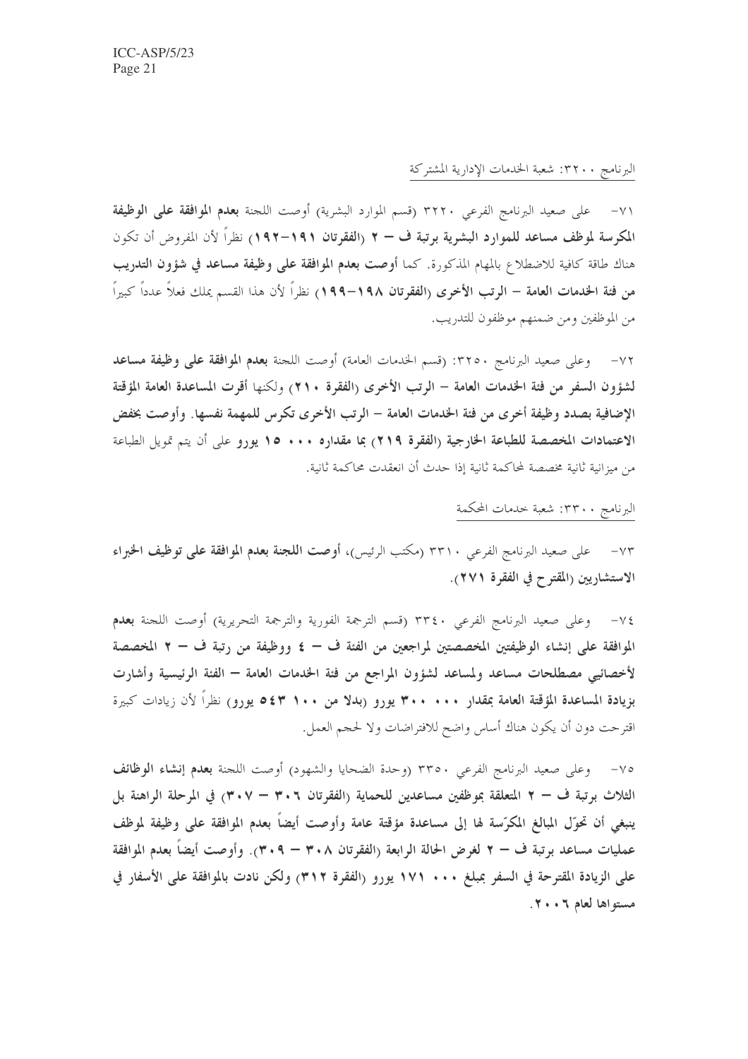البرنامج ٣٢٠٠: شعبة الخدمات الإدارية المشتركة

٧١- على صعيد البرنامج الفرعي ٣٢٢٠ (قسم الموارد البشرية) أوصت اللجنة **بعدم الموافقة على الوظيفة المكرسة لموظف مساعد للموارد البشرية برتبة ف – ٢ (الفقرتان ١٩١–١٩٢)** نظراً لأن المفروض أن تكون هناك طاقة كافية للاضطلاع بالمهام المذكورة. كما **أوصت بعدم الموافقة على وظيفة مساعد في شؤون التدريب من فئة الخدمات العامة – الرتب الأخرى (الفقرتان ١٩٨–١٩٩)** نظراً لأن هذا القسم يملك فعلاً عدداً كبيراً من الموظفين ومن ضمنهم موظفون للتدريب.

٧٢- وعلى صعيد البرنامج ٣٢٥٠: (قسم الخدمات العامة) أوصت اللجنة **بعدم الموافقة على وظيفة مساعد لشؤون السفر من فئة الخدمات العامة – الرتب الأخرى (الفقرة ٢١٠) ولكنها أقرت المساعدة العامة المؤقتة الإضافية بصدد وظيفة أخرى من فئة الخدمات العامة – الرتب الأخرى تكرس للمهمة نفسها. وأوصت بخفض الاعتمادات المخصصة للطباعة الخارجية (الفقرة ٢١٩) بما مقداره ٠٠٠ ١٥ يورو** على أن يتم تمويل الطباعة من ميزانية ثانية مخصصة لمحاكمة ثانية إذا حدث أن انعقدت محاكمة ثانية.

البرنامج ٣٣٠٠: شعبة خدمات المحكمة

٧٣- على صعيد البرنامج الفرعي ٣٣١٠ (مكتب الرئيس)، **أوصت اللجنة بعدم الموافقة على توظيف الخبراء الاستشاريين (المقترح في الفقرة ٢٧١).**

٧٤- وعلى صعيد البرنامج الفرعي ٣٣٤٠ (قسم الترجمة الفورية والترجمة التحريرية) أوصت اللجنة **بعدم الموافقة على إنشاء الوظيفتين المخصصتين لمراجعين من الفئة ف – ٤ ووظيفة من رتبة ف – ٢ المخصصة لأخصائيي مصطلحات مساعد ولمساعد لشؤون المراجع من فئة الخدمات العامة – الفئة الرئيسية وأشارت بزيادة المساعدة المؤقتة العامة بمقدار ٠٠٠ ٣٠٠ يورو (بدلا من ١٠٠ ٥٤٣ يورو)** نظراً لأن زيادات كبيرة اقترحت دون أن يكون هناك أساس واضح للافتراضات ولا لحجم العمل.

٧٥- وعلى صعيد البرنامج الفرعي ٣٣٥٠ (وحدة الضحايا والشهود) أوصت اللجنة **بعدم إنشاء الوظائف الثلاث برتبة ف – ٢ المتعلقة بموظفين مساعدين للحماية (الفقرتان ٣٠٦ – ٣٠٧) في المرحلة الراهنة بل ينبغي أن تحوّل المبالغ المكرّسة لها إلى مساعدة مؤقتة عامة وأوصت أيضاً بعدم الموافقة على وظيفة لموظف عمليات مساعد برتبة ف – ٢ لغرض الحالة الرابعة (الفقرتان ٣٠٨ – ٣٠٩). وأوصت أيضاً بعدم الموافقة على الزيادة المقترحة في السفر بمبلغ ٠٠٠ ١٧١ يورو (الفقرة ٣١٢) ولكن نادت بالموافقة على الأسفار في مستواها لعام ٢٠٠٦.**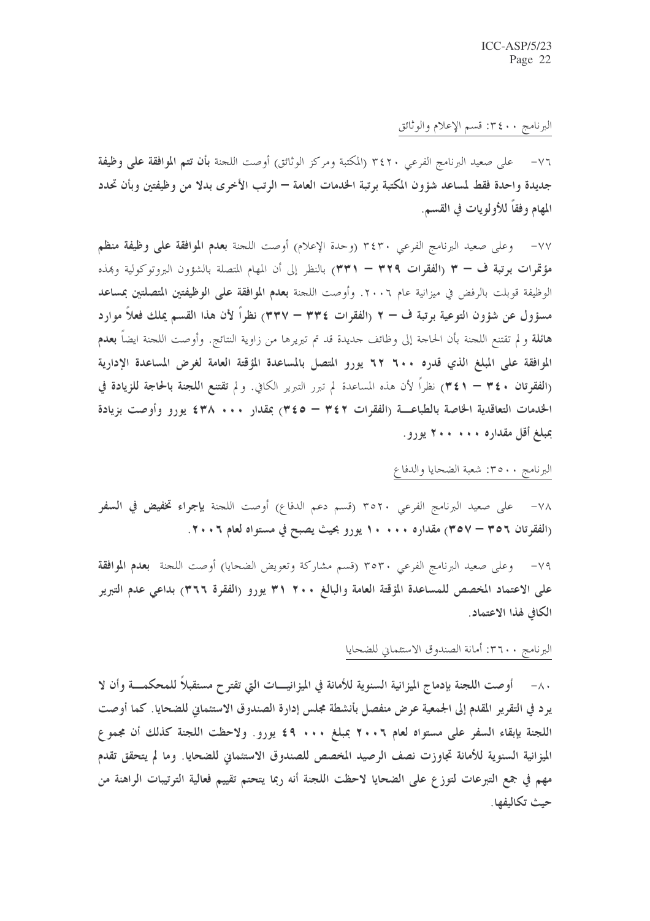البرنامج ٣٤٠٠: قسم الإعلام والوثائق

٧٦- على صعيد البرنامج الفرعي ٣٤٢٠ (المكتبة ومركز الوثائق) أوصت اللجنة **بأن تتم الموافقة على وظيفة جديدة واحدة فقط لمساعد شؤون المكتبة برتبة الخدمات العامة – الرتب الأخرى بدلا من وظيفتين وبأن تحدد المهام وفقاً للأولويات في القسم.**

٧٧- وعلى صعيد البرنامج الفرعي ٣٤٣٠ (وحدة الإعلام) أوصت اللجنة **بعدم الموافقة على وظيفة منظم مؤتمرات برتبة ف – ٣ (الفقرات ٣٢٩ – ٣٣١)** بالنظر إلى أن المهام المتصلة بالشؤون البروتوكولية وبهذه الوظيفة قوبلت بالرفض في ميزانية عام ٢٠٠٦. وأوصت اللجنة **بعدم الموافقة على الوظيفتين المتصلتين بمساعد مسؤول عن شؤون التوعية برتبة ف – ٢ (الفقرات ٣٣٤ – ٣٣٧) نظراً لأن هذا القسم يملك فعلاً موارد هائلة** و لم تقتنع اللجنة بأن الحاجة إلى وظائف جديدة قد تم تبريرها من زاوية النتائج. وأوصت اللجنة ايضاً **بعدم الموافقة على المبلغ الذي قدره ٦٢ ٦٠٠ يورو المتصل بالمساعدة العامة المؤقتة لغرض المساعدة الإدارية (الفقرتان ٣٤٠ – ٣٤١)** نظراً لأن هذه المساعدة لم تبرر التبرير الكافي. و**لم تقتنع اللجنة بالحاجة للزيادة في الخدمات التعاقدية الخاصة بالطباعة (الفقرات ٣٤٢ – ٣٤٥) بمقدار ٤٣٨ ٠٠٠ يورو وأوصت بزيادة بمبلغ أقل مقداره ٢٠٠ ٠٠٠ يورو.**

البرنامج ٣٥٠٠: شعبة الضحايا والدفاع

٧٨- على صعيد البرنامج الفرعي ٣٥٢٠ (قسم دعم الدفاع) أوصت اللجنة **بإجراء تخفيض في السفر (الفقرتان ٣٥٦ – ٣٥٧) مقداره ١٠ ٠٠٠ يورو بحيث يصبح في مستواه لعام ٢٠٠٦.**

٧٩- وعلى صعيد البرنامج الفرعي ٣٥٣٠ (قسم مشاركة وتعويض الضحايا) أوصت اللجنة **بعدم الموافقة على الاعتماد المخصص للمساعدة المؤقتة العامة والبالغ ٣١ ٢٠٠ يورو (الفقرة ٣٦٦) بداعي عدم التبرير الكافي لهذا الاعتماد.**

البرنامج ٣٦٠٠: أمانة الصندوق الاستئماني للضحايا

٨٠- **أوصت اللجنة بإدماج الميزانية السنوية للأمانة في الميزانيات التي تقترح مستقبلاً للمحكمة وأن لا يرد في التقرير المقدم إلى الجمعية عرض منفصل بأنشطة مجلس إدارة الصندوق الاستئماني للضحايا. كما أوصت اللجنة بإبقاء السفر على مستواه لعام ٢٠٠٦ بمبلغ ٤٩ ٠٠٠ يورو. ولاحظت اللجنة كذلك أن مجموع الميزانية السنوية للأمانة تجاوزت نصف الرصيد المخصص للصندوق الاستئماني للضحايا. وما لم يتحقق تقدم مهم في جمع التبرعات لتوزع على الضحايا لاحظت اللجنة أنه ربما يتحتم تقييم فعالية الترتيبات الراهنة من حيث تكاليفها.**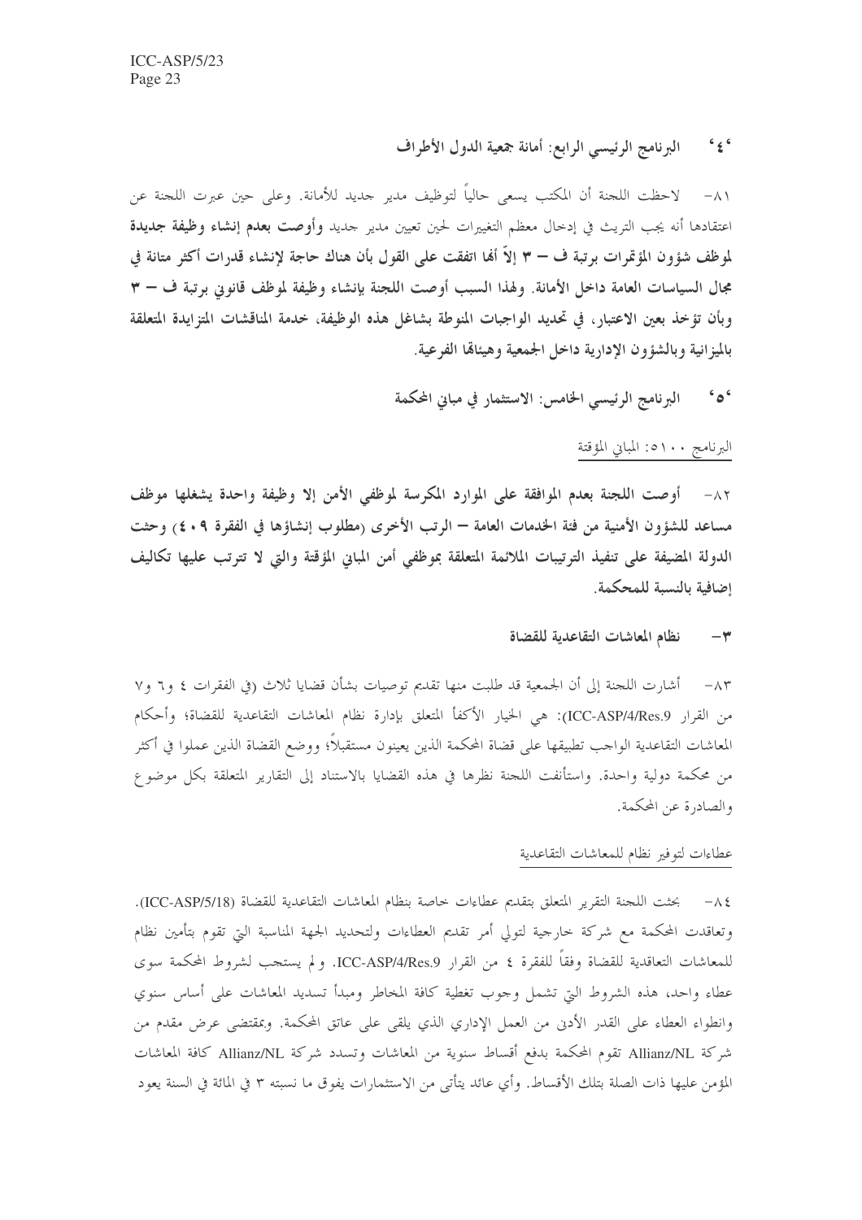### '٤' البرنامج الرئيسي الرابع: أمانة جمعية الدول الأطراف

٨١- لاحظت اللجنة أن المكتب يسعى حالياً لتوظيف مدير جديد للأمانة. وعلى حين عبرت اللجنة عن اعتقادها أنه يجب التريث في إدخال معظم التغييرات لحين تعيين مدير جديد **وأوصت بعدم إنشاء وظيفة جديدة لموظف شؤون المؤتمرات برتبة ف – ٣ إلاّ أنها اتفقت على القول بأن هناك حاجة لإنشاء قدرات أكثر متانة في مجال السياسات العامة داخل الأمانة. ولهذا السبب أوصت اللجنة بإنشاء وظيفة لموظف قانوني برتبة ف – ٣ وبأن تؤخذ بعين الاعتبار، في تحديد الواجبات المنوطة بشاغل هذه الوظيفة، خدمة المناقشات المتزايدة المتعلقة بالميزانية وبالشؤون الإدارية داخل الجمعية وهيئاتها الفرعية.**

### '٥' البرنامج الرئيسي الخامس: الاستثمار في مباني المحكمة

البرنامج ٥١٠٠: المباني المؤقتة

٨٢- **أوصت اللجنة بعدم الموافقة على الموارد المكرسة لموظفي الأمن إلا وظيفة واحدة يشغلها موظف مساعد للشؤون الأمنية من فئة الخدمات العامة – الرتب الأخرى (مطلوب إنشاؤها في الفقرة ٤٠٩) وحثت الدولة المضيفة على تنفيذ الترتيبات الملائمة المتعلقة بموظفي أمن المباني المؤقتة والتي لا تترتب عليها تكاليف إضافية بالنسبة للمحكمة.**

## ٣- نظام المعاشات التقاعدية للقضاة

٨٣- أشارت اللجنة إلى أن الجمعية قد طلبت منها تقديم توصيات بشأن قضايا ثلاث (في الفقرات ٤ و٦ و٧ من القرار ICC-ASP/4/Res.9): هي الخيار الأكفأ المتعلق بإدارة نظام المعاشات التقاعدية للقضاة؛ وأحكام المعاشات التقاعدية الواجب تطبيقها على قضاة المحكمة الذين يعينون مستقبلاً؛ ووضع القضاة الذين عملوا في أكثر من محكمة دولية واحدة. واستأنفت اللجنة نظرها في هذه القضايا بالاستناد إلى التقارير المتعلقة بكل موضوع والصادرة عن المحكمة.

عطاءات لتوفير نظام للمعاشات التقاعدية

٨٤- بحثت اللجنة التقرير المتعلق بتقديم عطاءات خاصة بنظام المعاشات التقاعدية للقضاة (ICC-ASP/5/18). وتعاقدت المحكمة مع شركة خارجية لتولي أمر تقديم العطاءات ولتحديد الجهة المناسبة التي تقوم بتأمين نظام للمعاشات التعاقدية للقضاة وفقاً للفقرة ٤ من القرار ICC-ASP/4/Res.9. ولم يستجب لشروط المحكمة سوى عطاء واحد، هذه الشروط التي تشمل وجوب تغطية كافة المخاطر ومبدأ تسديد المعاشات على أساس سنوي وانطواء العطاء على القدر الأدنى من العمل الإداري الذي يلقى على عاتق المحكمة. وبمقتضى عرض مقدم من شركة Allianz/NL تقوم المحكمة بدفع أقساط سنوية من المعاشات وتسدد شركة Allianz/NL كافة المعاشات المؤمن عليها ذات الصلة بتلك الأقساط. وأي عائد يتأتى من الاستثمارات يفوق ما نسبته ٣ في المائة في السنة يعود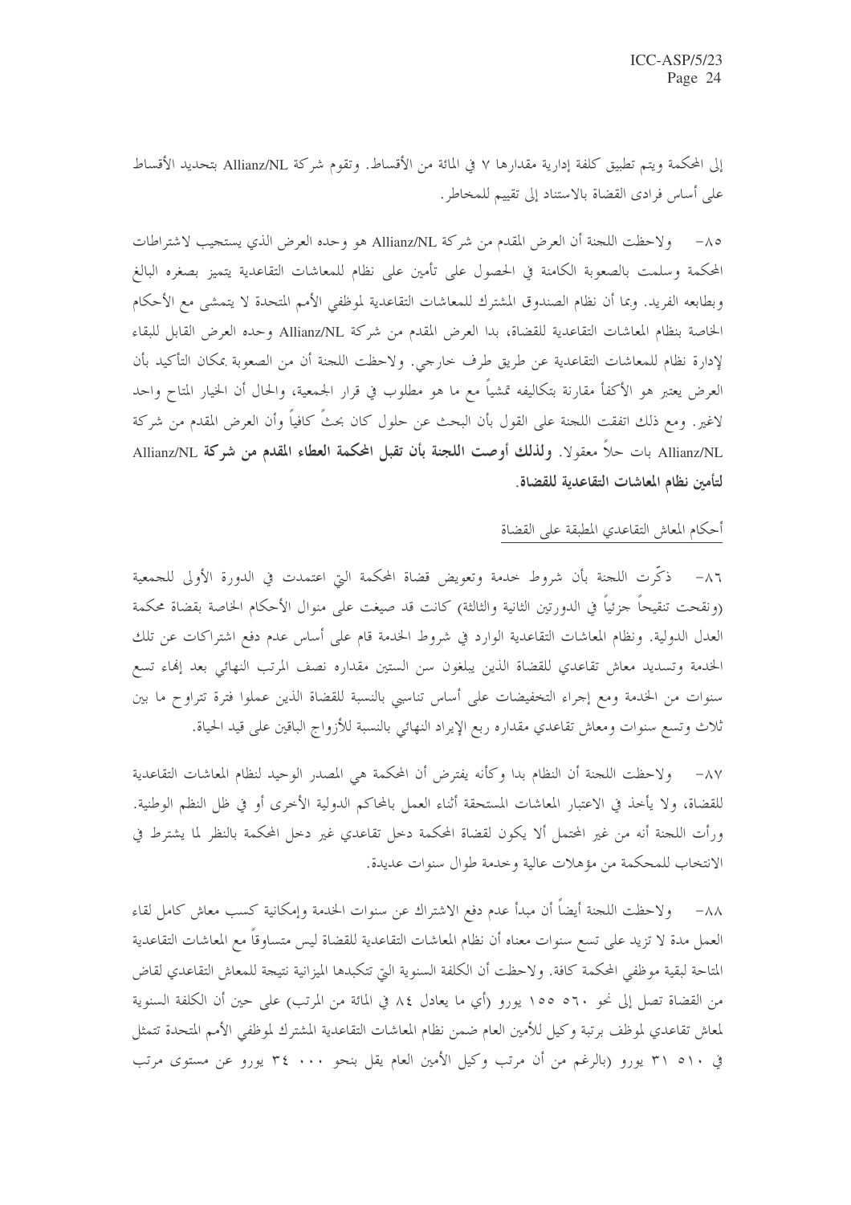إلى المحكمة ويتم تطبيق كلفة إدارية مقدارها ٧ في المائة من الأقساط. وتقوم شركة Allianz/NL بتحديد الأقساط على أساس فرادى القضاة بالاستناد إلى تقييم للمخاطر.

٨٥- ولاحظت اللجنة أن العرض المقدم من شركة Allianz/NL هو وحده العرض الذي يستجيب لاشتراطات المحكمة وسلمت بالصعوبة الكامنة في الحصول على تأمين على نظام للمعاشات التقاعدية يتميز بصغره البالغ وبطابعه الفريد. وبما أن نظام الصندوق المشترك للمعاشات التقاعدية لموظفي الأمم المتحدة لا يتمشى مع الأحكام الخاصة بنظام المعاشات التقاعدية للقضاة، بدا العرض المقدم من شركة Allianz/NL وحده العرض القابل للبقاء لإدارة نظام للمعاشات التقاعدية عن طريق طرف خارجي. ولاحظت اللجنة أن من الصعوبة بمكان التأكيد بأن العرض يعتبر هو الأكفأ مقارنة بتكاليفه تمشياً مع ما هو مطلوب في قرار الجمعية، والحال أن الخيار المتاح واحد لاغير. ومع ذلك اتفقت اللجنة على القول بأن البحث عن حلول كان بحثاً كافياً وأن العرض المقدم من شركة Allianz/NL بات حلاً معقولا. **ولذلك أوصت اللجنة بأن تقبل المحكمة العطاء المقدم من شركة Allianz/NL لتأمين نظام المعاشات التقاعدية للقضاة.**

أحكام المعاش التقاعدي المطبقة على القضاة

٨٦- ذكّرت اللجنة بأن شروط خدمة وتعويض قضاة المحكمة التي اعتمدت في الدورة الأولى للجمعية (ونقحت تنقيحاً جزئياً في الدورتين الثانية والثالثة) كانت قد صيغت على منوال الأحكام الخاصة بقضاة محكمة العدل الدولية. ونظام المعاشات التقاعدية الوارد في شروط الخدمة قام على أساس عدم دفع اشتراكات عن تلك الخدمة وتسديد معاش تقاعدي للقضاة الذين يبلغون سن الستين مقداره نصف المرتب النهائي بعد إنهاء تسع سنوات من الخدمة ومع إجراء التخفيضات على أساس تناسبي بالنسبة للقضاة الذين عملوا فترة تتراوح ما بين ثلاث وتسع سنوات ومعاش تقاعدي مقداره ربع الإيراد النهائي بالنسبة للأزواج الباقين على قيد الحياة.

٨٧- ولاحظت اللجنة أن النظام بدا وكأنه يفترض أن المحكمة هي المصدر الوحيد لنظام المعاشات التقاعدية للقضاة، ولا يأخذ في الاعتبار المعاشات المستحقة أثناء العمل بالمحاكم الدولية الأخرى أو في ظل النظم الوطنية. ورأت اللجنة أنه من غير المحتمل ألا يكون لقضاة المحكمة دخل تقاعدي غير دخل المحكمة بالنظر لما يشترط في الانتخاب للمحكمة من مؤهلات عالية وخدمة طوال سنوات عديدة.

٨٨- ولاحظت اللجنة أيضاً أن مبدأ عدم دفع الاشتراك عن سنوات الخدمة وإمكانية كسب معاش كامل لقاء العمل مدة لا تزيد على تسع سنوات معناه أن نظام المعاشات التقاعدية للقضاة ليس متساوقاً مع المعاشات التقاعدية المتاحة لبقية موظفي المحكمة كافة. ولاحظت أن الكلفة السنوية التي تتكبدها الميزانية نتيجة للمعاش التقاعدي لقاض من القضاة تصل إلى نحو ٥٦٠ ١٥٥ يورو (أي ما يعادل ٨٤ في المائة من المرتب) على حين أن الكلفة السنوية لمعاش تقاعدي لموظف برتبة وكيل للأمين العام ضمن نظام المعاشات التقاعدية المشترك لموظفي الأمم المتحدة تتمثل في ٥١٠ ٣١ يورو (بالرغم من أن مرتب وكيل الأمين العام يقل بنحو ٠٠٠ ٣٤ يورو عن مستوى مرتب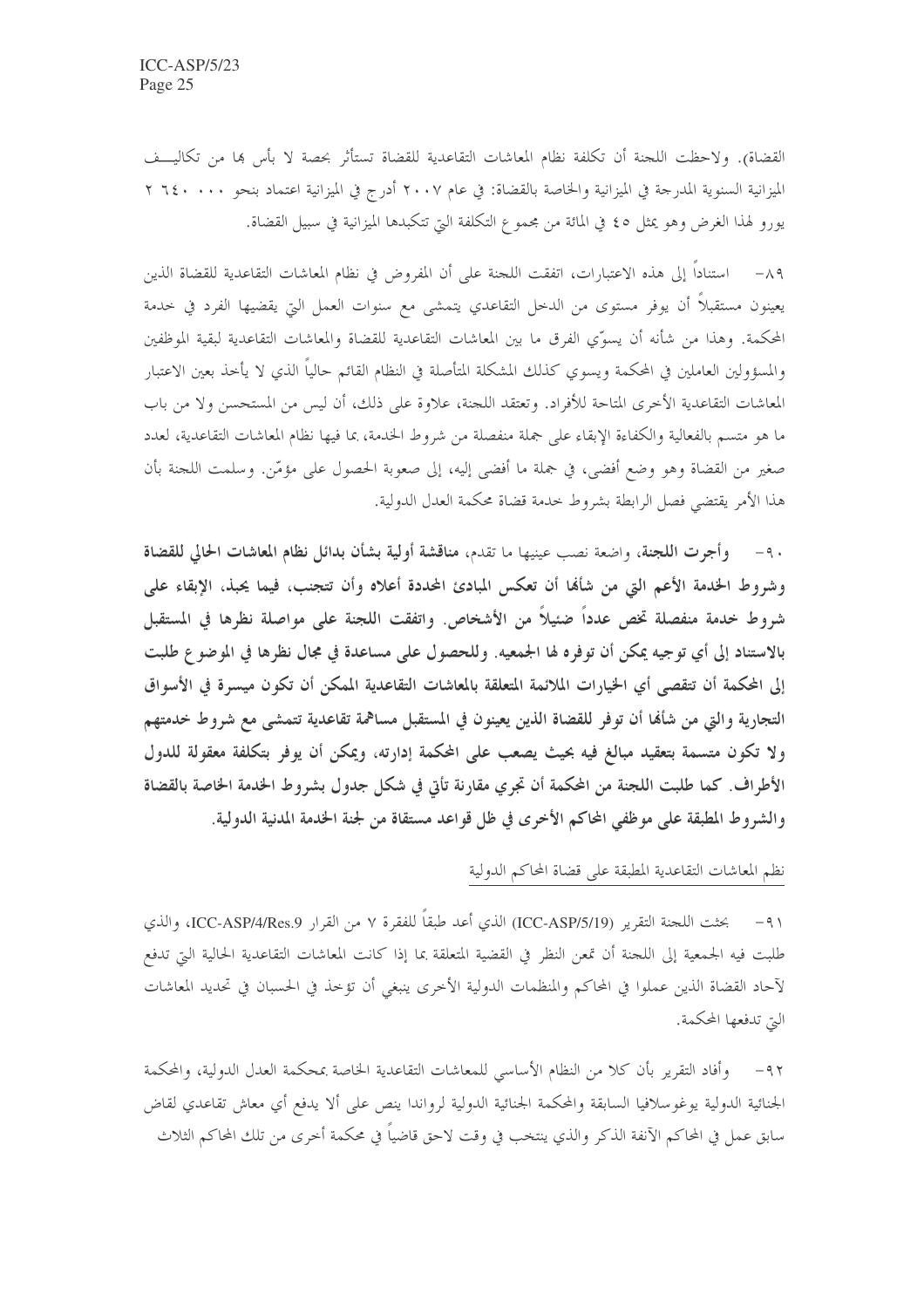القضاة). ولاحظت اللجنة أن تكلفة نظام المعاشات التقاعدية للقضاة تستأثر بحصة لا بأس بها من تكاليف الميزانية السنوية المدرجة في الميزانية والخاصة بالقضاة: في عام ٢٠٠٧ أدرج في الميزانية اعتماد بنحو ٢ ٦٤٠ ٠٠٠ يورو لهذا الغرض وهو يمثل ٤٥ في المائة من مجموع التكلفة التي تتكبدها الميزانية في سبيل القضاة.

٨٩- استناداً إلى هذه الاعتبارات، اتفقت اللجنة على أن المفروض في نظام المعاشات التقاعدية للقضاة الذين يعينون مستقبلاً أن يوفر مستوى من الدخل التقاعدي يتمشى مع سنوات العمل التي يقضيها الفرد في خدمة المحكمة. وهذا من شأنه أن يسوّي الفرق ما بين المعاشات التقاعدية للقضاة والمعاشات التقاعدية لبقية الموظفين والمسؤولين العاملين في المحكمة ويسوي كذلك المشكلة المتأصلة في النظام القائم حالياً الذي لا يأخذ بعين الاعتبار المعاشات التقاعدية الأخرى المتاحة للأفراد. وتعتقد اللجنة، علاوة على ذلك، أن ليس من المستحسن ولا من باب ما هو متسم بالفعالية والكفاءة الإبقاء على جملة منفصلة من شروط الخدمة، بما فيها نظام المعاشات التقاعدية، لعدد صغير من القضاة وهو وضع أفضى، في جملة ما أفضى إليه، إلى صعوبة الحصول على مؤمّن. وسلمت اللجنة بأن هذا الأمر يقتضي فصل الرابطة بشروط خدمة قضاة محكمة العدل الدولية.

٩٠- **وأجرت اللجنة**، واضعة نصب عينيها ما تقدم، **مناقشة أولية بشأن بدائل نظام المعاشات الحالي للقضاة وشروط الخدمة الأعم التي من شأنها أن تعكس المبادئ المحددة أعلاه وأن تتجنب، فيما يجد، الإبقاء على شروط خدمة منفصلة تخص عدداً ضئيلاً من الأشخاص. واتفقت اللجنة على مواصلة نظرها في المستقبل بالاستناد إلى أي توجيه يمكن أن توفره لها الجمعيه. وللحصول على مساعدة في مجال نظرها في الموضوع طلبت إلى المحكمة أن تتقصى أي الخيارات الملائمة المتعلقة بالمعاشات التقاعدية الممكن أن تكون ميسرة في الأسواق التجارية والتي من شأنها أن توفر للقضاة الذين يعينون في المستقبل مساهمة تقاعدية تتمشى مع شروط خدمتهم ولا تكون متسمة بتعقيد مبالغ فيه بحيث يصعب على المحكمة إدارته، ويمكن أن يوفر بتكلفة معقولة للدول الأطراف. كما طلبت اللجنة من المحكمة أن تجري مقارنة تأتي في شكل جدول بشروط الخدمة الخاصة بالقضاة والشروط المطبقة على موظفي المحاكم الأخرى في ظل قواعد مستقاة من لجنة الخدمة المدنية الدولية.**

نظم المعاشات التقاعدية المطبقة على قضاة المحاكم الدولية

٩١- بحثت اللجنة التقرير (ICC-ASP/5/19) الذي أعد طبقاً للفقرة ٧ من القرار ICC-ASP/4/Res.9، والذي طلبت فيه الجمعية إلى اللجنة أن تمعن النظر في القضية المتعلقة بما إذا كانت المعاشات التقاعدية الحالية التي تدفع لآحاد القضاة الذين عملوا في المحاكم والمنظمات الدولية الأخرى ينبغي أن تؤخذ في الحسبان في تحديد المعاشات التي تدفعها المحكمة.

٩٢- وأفاد التقرير بأن كلا من النظام الأساسي للمعاشات التقاعدية الخاصة بمحكمة العدل الدولية، والمحكمة الجنائية الدولية يوغوسلافيا السابقة والمحكمة الجنائية الدولية لرواندا ينص على ألا يدفع أي معاش تقاعدي لقاض سابق عمل في المحاكم الآنفة الذكر والذي ينتخب في وقت لاحق قاضياً في محكمة أخرى من تلك المحاكم الثلاث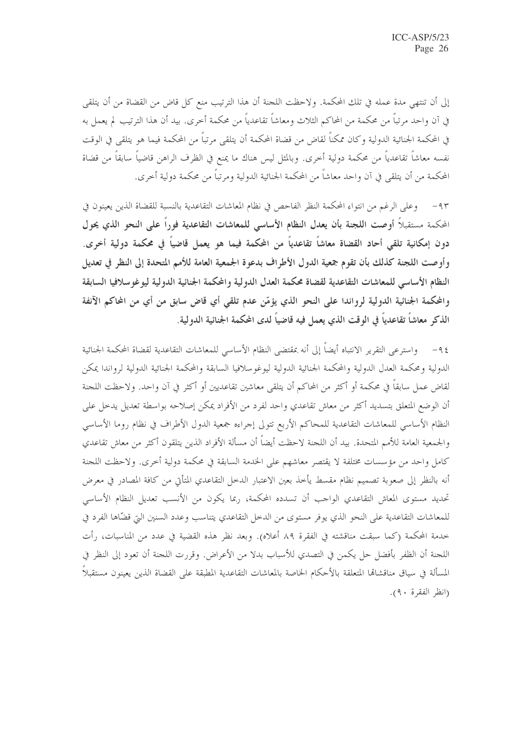إلى أن تنتهي مدة عمله في تلك المحكمة. ولاحظت اللجنة أن هذا الترتيب منع كل قاض من القضاة من أن يتلقى في آن واحد مرتباً من محكمة من المحاكم الثلاث ومعاشاً تقاعدياً من محكمة أخرى. بيد أن هذا الترتيب لم يعمل به في المحكمة الجنائية الدولية وكان ممكناً لقاض من قضاة المحكمة أن يتلقى مرتباً من المحكمة فيما هو يتلقى في الوقت نفسه معاشاً تقاعدياً من محكمة دولية أخرى. وبالمثل ليس هناك ما يمنع في الظرف الراهن قاضياً سابقاً من قضاة المحكمة من أن يتلقى في آن واحد معاشاً من المحكمة الجنائية الدولية ومرتباً من محكمة دولية أخرى.

٩٣- وعلى الرغم من انتواء المحكمة النظر الفاحص في نظام المعاشات التقاعدية بالنسبة للقضاة الذين يعينون في المحكمة مستقبلاً **أوصت اللجنة بأن يعدل النظام الأساسي للمعاشات التقاعدية فوراً على النحو الذي يحول دون إمكانية تلقي أحاد القضاة معاشاً تقاعدياً من المحكمة فيما هو يعمل قاضياً في محكمة دولية أخرى. وأوصت اللجنة كذلك بأن تقوم جمعية الدول الأطراف بدعوة الجمعية العامة للأمم المتحدة إلى النظر في تعديل النظام الأساسي للمعاشات التقاعدية لقضاة محكمة العدل الدولية والمحكمة الجنائية الدولية ليوغوسلافيا السابقة والمحكمة الجنائية الدولية لرواندا على النحو الذي يؤمّن عدم تلقي أي قاض سابق من أي من المحاكم الآنفة الذكر معاشاً تقاعدياً في الوقت الذي يعمل فيه قاضياً لدى المحكمة الجنائية الدولية.**

٩٤- واسترعى التقرير الانتباه أيضاً إلى أنه بمقتضى النظام الأساسي للمعاشات التقاعدية لقضاة المحكمة الجنائية الدولية ومحكمة العدل الدولية والمحكمة الجنائية الدولية ليوغوسلافيا السابقة والمحكمة الجنائية الدولية لرواندا يمكن لقاض عمل سابقاً في محكمة أو أكثر من المحاكم أن يتلقى معاشين تقاعديين أو أكثر في آن واحد. ولاحظت اللجنة أن الوضع المتعلق بتسديد أكثر من معاش تقاعدي واحد لفرد من الأفراد يمكن إصلاحه بواسطة تعديل يدخل على النظام الأساسي للمعاشات التقاعدية للمحاكم الأربع تتولى إجراءه جمعية الدول الأطراف في نظام روما الأساسي والجمعية العامة للأمم المتحدة. بيد أن اللجنة لاحظت أيضاً أن مسألة الأفراد الذين يتلقون أكثر من معاش تقاعدي كامل واحد من مؤسسات مختلفة لا يقتصر معاشهم على الخدمة السابقة في محكمة دولية أخرى. ولاحظت اللجنة أنه بالنظر إلى صعوبة تصميم نظام مقسط يأخذ بعين الاعتبار الدخل التقاعدي المتأتي من كافة المصادر في معرض تحديد مستوى المعاش التقاعدي الواجب أن تسدده المحكمة، ربما يكون من الأنسب تعديل النظام الأساسي للمعاشات التقاعدية على النحو الذي يوفر مستوى من الدخل التقاعدي يتناسب وعدد السنين التي قضّاها الفرد في خدمة المحكمة (كما سبقت مناقشته في الفقرة ٨٩ أعلاه). وبعد نظر هذه القضية في عدد من المناسبات، رأت اللجنة أن الظفر بأفضل حل يكمن في التصدي للأسباب بدلا من الأعراض. وقررت اللجنة أن تعود إلى النظر في المسألة في سياق مناقشاتها المتعلقة بالأحكام الخاصة بالمعاشات التقاعدية المطبقة على القضاة الذين يعينون مستقبلاً (انظر الفقرة ٩٠).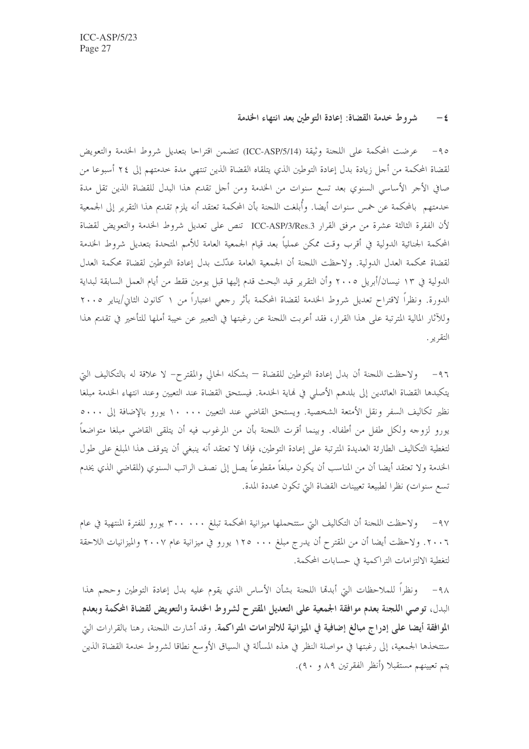### ٤- شروط خدمة القضاة: إعادة التوطين بعد انتهاء الخدمة

٩٥- عرضت المحكمة على اللجنة وثيقة (ICC-ASP/5/14) تتضمن اقتراحا بتعديل شروط الخدمة والتعويض لقضاة المحكمة من أجل زيادة بدل إعادة التوطين الذي يتلقاه القضاة الذين تنتهي مدة خدمتهم إلى ٢٤ أسبوعا من صافي الأجر الأساسي السنوي بعد تسع سنوات من الخدمة ومن أجل تقديم هذا البدل للقضاة الذين تقل مدة خدمتهم بالمحكمة عن خمس سنوات أيضا. وأُبلغت اللجنة بأن المحكمة تعتقد أنه يلزم تقديم هذا التقرير إلى الجمعية لأن الفقرة الثالثة عشرة من مرفق القرار ICC-ASP/3/Res.3 تنص على تعديل شروط الخدمة والتعويض لقضاة المحكمة الجنائية الدولية في أقرب وقت ممكن عملياً بعد قيام الجمعية العامة للأمم المتحدة بتعديل شروط الخدمة لقضاة محكمة العدل الدولية. ولاحظت اللجنة أن الجمعية العامة عدّلت بدل إعادة التوطين لقضاة محكمة العدل الدولية في ١٣ نيسان/أبريل ٢٠٠٥ وأن التقرير قيد البحث قدم إليها قبل يومين فقط من أيام العمل السابقة لبداية الدورة. ونظراً لاقتراح تعديل شروط الخدمة لقضاة المحكمة بأثر رجعي اعتباراً من ١ كانون الثاني/يناير ٢٠٠٥ وللآثار المالية المترتبة على هذا القرار، فقد أعربت اللجنة عن رغبتها في التعبير عن خيبة أملها للتأخير في تقديم هذا التقرير.

٩٦- ولاحظت اللجنة أن بدل إعادة التوطين للقضاة – بشكله الحالي والمقترح- لا علاقة له بالتكاليف التي يتكبدها القضاة العائدين إلى بلدهم الأصلي في نهاية الخدمة. فيستحق القضاة عند التعيين وعند انتهاء الخدمة مبلغا نظير تكاليف السفر ونقل الأمتعة الشخصية. ويستحق القاضي عند التعيين ١٠ ٠٠٠ يورو بالإضافة إلى ٥ ٠٠٠ يورو لزوجه ولكل طفل من أطفاله. وبينما أقرت اللجنة بأن من المرغوب فيه أن يتلقى القاضي مبلغا متواضعاً لتغطية التكاليف الطارئة العديدة المترتبة على إعادة التوطين، فإنها لا تعتقد أنه ينبغي أن يتوقف هذا المبلغ على طول الخدمة ولا تعتقد أيضا أن من المناسب أن يكون مبلغاً مقطوعاً يصل إلى نصف الراتب السنوي (للقاضي الذي يخدم تسع سنوات) نظرا لطبيعة تعيينات القضاة التي تكون محددة المدة.

٩٧- ولاحظت اللجنة أن التكاليف التي ستتحملها ميزانية المحكمة تبلغ ٣٠٠ ٠٠٠ يورو للفترة المنتهية في عام ٢٠٠٦. ولاحظت أيضا أن من المقترح أن يدرج مبلغ ١٢٥ ٠٠٠ يورو في ميزانية عام ٢٠٠٧ والميزانيات اللاحقة لتغطية الالتزامات التراكمية في حسابات المحكمة.

٩٨- ونظراً للملاحظات التي أبدتها اللجنة بشأن الأساس الذي يقوم عليه بدل إعادة التوطين وحجم هذا البدل، **توصي اللجنة بعدم موافقة الجمعية على التعديل المقترح لشروط الخدمة والتعويض لقضاة المحكمة وبعدم الموافقة أيضا على إدراج مبالغ إضافية في الميزانية للالتزامات المتراكمة.** وقد أشارت اللجنة، رهنا بالقرارات التي ستتخذها الجمعية، إلى رغبتها في مواصلة النظر في هذه المسألة في السياق الأوسع نطاقا لشروط خدمة القضاة الذين يتم تعيينهم مستقبلا (أنظر الفقرتين ٨٩ و ٩٠).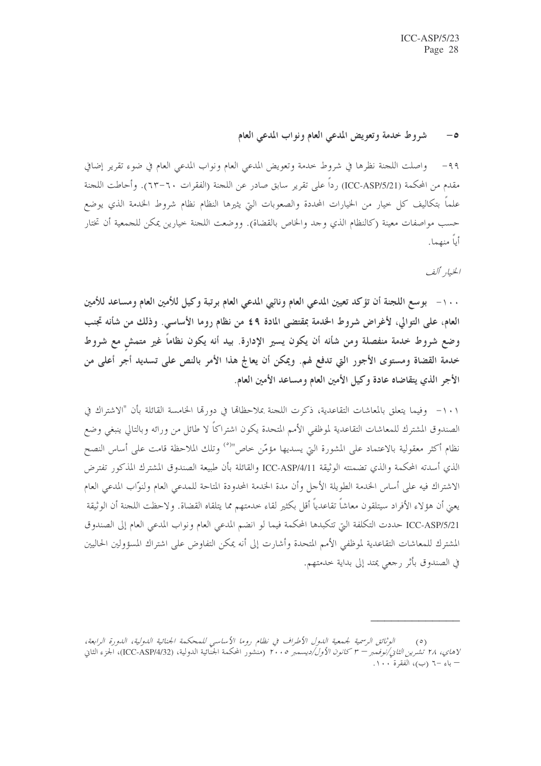## ٥- شروط خدمة وتعويض المدعي العام ونواب المدعي العام

٩٩- واصلت اللجنة نظرها في شروط خدمة وتعويض المدعي العام ونواب المدعي العام في ضوء تقرير إضافي مقدم من المحكمة (ICC-ASP/5/21) رداً على تقرير سابق صادر عن اللجنة (الفقرات ٦٠-٦٣). وأحاطت اللجنة علماً بتكاليف كل خيار من الخيارات المحددة والصعوبات التي يثيرها النظام نظام شروط الخدمة الذي يوضع حسب مواصفات معينة (كالنظام الذي وجد والخاص بالقضاة). ووضعت اللجنة خيارين يمكن للجمعية أن تختار أياً منهما.

*الخيار ألف*

**١٠٠- بوسع اللجنة أن تؤكد تعيين المدعي العام ونائبي المدعي العام برتبة وكيل للأمين العام ومساعد للأمين العام، على التوالي، لأغراض شروط الخدمة بمقتضى المادة ٤٩ من نظام روما الأساسي. وذلك من شأنه تجنب وضع شروط خدمة منفصلة ومن شأنه أن يكون يسير الإدارة. بيد أنه يكون نظاماً غير متمشٍ مع شروط خدمة القضاة ومستوى الأجور التي تدفع لهم. ويمكن أن يعالج هذا الأمر بالنص على تسديد أجرٍ أعلى من الأجر الذي يتقاضاه عادة وكيل الأمين العام ومساعد الأمين العام.**

١٠١- وفيما يتعلق بالمعاشات التقاعدية، ذكرت اللجنة بملاحظاتها في دورتها الخامسة القائلة بأن "الاشتراك في الصندوق المشترك للمعاشات التقاعدية لموظفي الأمم المتحدة يكون اشتراكاً لا طائل من ورائه وبالتالي ينبغي وضع نظام أكثر معقولية بالاعتماد على المشورة التي يسديها مؤمّن خاص"[٥] وتلك الملاحظة قامت على أساس النصح الذي أسدته المحكمة والذي تضمنته الوثيقة ICC-ASP/4/11 والقائلة بأن طبيعة الصندوق المشترك المذكور تفترض الاشتراك فيه على أساس الخدمة الطويلة الأجل وأن مدة الخدمة المحدودة المتاحة للمدعي العام ولنوّاب المدعي العام يعني أن هؤلاء الأفراد سيتلقون معاشاً تقاعدياً أقل بكثير لقاء خدمتهم مما يتلقاه القضاة. ولاحظت اللجنة أن الوثيقة ICC-ASP/5/21 حددت التكلفة التي تتكبدها المحكمة فيما لو انضم المدعي العام ونواب المدعي العام إلى الصندوق المشترك للمعاشات التقاعدية لموظفي الأمم المتحدة وأشارت إلى أنه يمكن التفاوض على اشتراك المسؤولين الحاليين في الصندوق بأثر رجعي يمتد إلى بداية خدمتهم.

---

(٥) *الوثائق الرسمية لجمعية الدول الأطراف في نظام روما الأساسي للمحكمة الجنائية الدولية، الدورة الرابعة، لاهاي، ٢٨ تشرين الثاني/نوفمبر - ٣ كانون الأول/ديسمبر ٢٠٠٥* (منشور المحكمة الجنائية الدولية، (ICC-ASP/4/32))، الجزء الثاني - باء -٦ (ب)، الفقرة ١٠٠.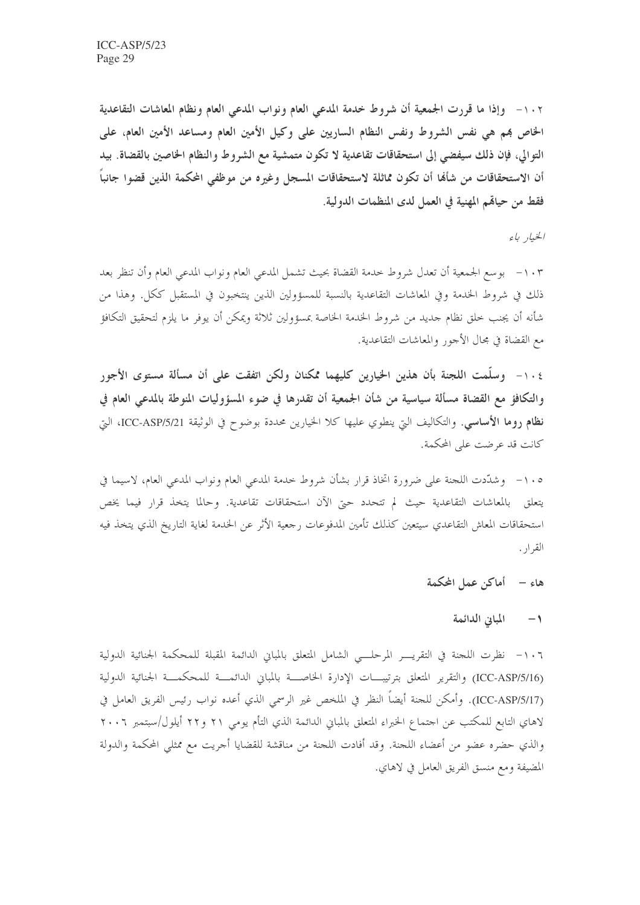**١٠٢- وإذا ما قررت الجمعية أن شروط خدمة المدعي العام ونواب المدعي العام ونظام المعاشات التقاعدية الخاص بهم هي نفس الشروط ونفس النظام الساريين على وكيل الأمين العام ومساعد الأمين العام، على التوالي، فإن ذلك سيفضي إلى استحقاقات تقاعدية لا تكون متمشية مع الشروط والنظام الخاصين بالقضاة. بيد أن الاستحقاقات من شأنها أن تكون مماثلة لاستحقاقات المسجل وغيره من موظفي المحكمة الذين قضوا جانباً فقط من حياتهم المهنية في العمل لدى المنظمات الدولية.**

*الخيار باء*

١٠٣- بوسع الجمعية أن تعدل شروط خدمة القضاة بحيث تشمل المدعي العام ونواب المدعي العام وأن تنظر بعد ذلك في شروط الخدمة وفي المعاشات التقاعدية بالنسبة للمسؤولين الذين ينتخبون في المستقبل ككل. وهذا من شأنه أن يجنب خلق نظام جديد من شروط الخدمة الخاصة بمسؤولين ثلاثة ويمكن أن يوفر ما يلزم لتحقيق التكافؤ مع القضاة في مجال الأجور والمعاشات التقاعدية.

**١٠٤- وسلّمت اللجنة بأن هذين الخيارين كليهما ممكنان ولكن اتفقت على أن مسألة مستوى الأجور والتكافؤ مع القضاة مسألة سياسية من شأن الجمعية أن تقدرها في ضوء المسؤوليات المنوطة بالمدعي العام في نظام روما الأساسي.** والتكاليف التي ينطوي عليها كلا الخيارين محددة بوضوح في الوثيقة ICC-ASP/5/21، التي كانت قد عرضت على المحكمة.

١٠٥- وشدّدت اللجنة على ضرورة اتخاذ قرار بشأن شروط خدمة المدعي العام ونواب المدعي العام، لاسيما في يتعلق بالمعاشات التقاعدية حيث لم تتحدد حتى الآن استحقاقات تقاعدية. وحالما يتخذ قرار فيما يخص استحقاقات المعاش التقاعدي سيتعين كذلك تأمين المدفوعات رجعية الأثر عن الخدمة لغاية التاريخ الذي يتخذ فيه القرار.

## هاء – أماكن عمل المحكمة

### ١- المباني الدائمة

١٠٦- نظرت اللجنة في التقرير المرحلي الشامل المتعلق بالمباني الدائمة المقبلة للمحكمة الجنائية الدولية (ICC-ASP/5/16) والتقرير المتعلق بترتيبات الإدارة الخاصة بالمباني الدائمة للمحكمة الجنائية الدولية (ICC-ASP/5/17). وأمكن للجنة أيضاً النظر في الملخص غير الرسمي الذي أعده نواب رئيس الفريق العامل في لاهاي التابع للمكتب عن اجتماع الخبراء المتعلق بالمباني الدائمة الذي التأم يومي ٢١ و٢٢ أيلول/سبتمبر ٢٠٠٦ والذي حضره عضو من أعضاء اللجنة. وقد أفادت اللجنة من مناقشة للقضايا أجريت مع ممثلي المحكمة والدولة المضيفة ومع منسق الفريق العامل في لاهاي.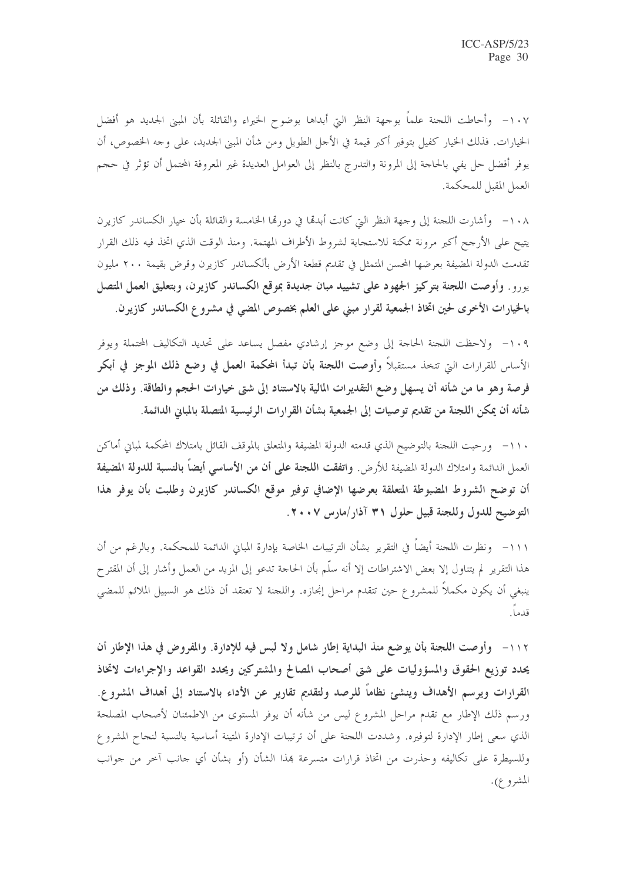١٠٧- وأحاطت اللجنة علماً بوجهة النظر التي أبداها بوضوح الخبراء والقائلة بأن المبنى الجديد هو أفضل الخيارات. فذلك الخيار كفيل بتوفير أكبر قيمة في الأجل الطويل ومن شأن المبنى الجديد، على وجه الخصوص، أن يوفر أفضل حل يفي بالحاجة إلى المرونة والتدرج بالنظر إلى العوامل العديدة غير المعروفة المحتمل أن تؤثر في حجم العمل المقبل للمحكمة.

١٠٨- وأشارت اللجنة إلى وجهة النظر التي كانت أبدتها في دورتها الخامسة والقائلة بأن خيار الكساندر كازيرن يتيح على الأرجح أكبر مرونة ممكنة للاستجابة لشروط الأطراف المهتمة. ومنذ الوقت الذي اتخذ فيه ذلك القرار تقدمت الدولة المضيفة بعرضها المحسن المتمثل في تقديم قطعة الأرض بألكساندر كازيرن وقرض بقيمة ٢٠٠ مليون يورو. **وأوصت اللجنة بتركيز الجهود على تشييد مبان جديدة بموقع الكساندر كازيرن، وبتعليق العمل المتصل بالخيارات الأخرى لحين اتخاذ الجمعية لقرار مبني على العلم بخصوص المضي في مشروع الكساندر كازيرن.**

١٠٩- ولاحظت اللجنة الحاجة إلى وضع موجز إرشادي مفصل يساعد على تحديد التكاليف المحتملة ويوفر الأساس للقرارات التي تتخذ مستقبلاً **وأوصت اللجنة بأن تبدأ المحكمة العمل في وضع ذلك الموجز في أبكر فرصة وهو ما من شأنه أن يسهل وضع التقديرات المالية بالاستناد إلى شتى خيارات الحجم والطاقة. وذلك من شأنه أن يمكن اللجنة من تقديم توصيات إلى الجمعية بشأن القرارات الرئيسية المتصلة بالمباني الدائمة.**

١١٠- ورحبت اللجنة بالتوضيح الذي قدمته الدولة المضيفة والمتعلق بالموقف القائل بامتلاك المحكمة لمباني أماكن العمل الدائمة وامتلاك الدولة المضيفة للأرض. **واتفقت اللجنة على أن من الأساسي أيضاً بالنسبة للدولة المضيفة أن توضح الشروط المضبوطة المتعلقة بعرضها الإضافي توفير موقع الكساندر كازيرن وطلبت بأن يوفر هذا التوضيح للدول وللجنة قبيل حلول ٣١ آذار/مارس ٢٠٠٧.**

١١١- ونظرت اللجنة أيضاً في التقرير بشأن الترتيبات الخاصة بإدارة المباني الدائمة للمحكمة. وبالرغم من أن هذا التقرير لم يتناول إلا بعض الاشتراطات إلا أنه سلّم بأن الحاجة تدعو إلى المزيد من العمل وأشار إلى أن المقترح ينبغي أن يكون مكملاً للمشروع حين تتقدم مراحل إنجازه. واللجنة لا تعتقد أن ذلك هو السبيل الملائم للمضي قدماً.

١١٢- **وأوصت اللجنة بأن يوضع منذ البداية إطار شامل ولا لبس فيه للإدارة. والمفروض في هذا الإطار أن يحدد توزيع الحقوق والمسؤوليات على شتى أصحاب المصالح والمشتركين ويحدد القواعد والإجراءات لاتخاذ القرارات ويرسم الأهداف وينشئ نظاماً للرصد ولتقديم تقارير عن الأداء بالاستناد إلى أهداف المشروع.** ورسم ذلك الإطار مع تقدم مراحل المشروع ليس من شأنه أن يوفر المستوى من الاطمئنان لأصحاب المصلحة الذي سعى إطار الإدارة لتوفيره. وشددت اللجنة على أن ترتيبات الإدارة المتينة أساسية بالنسبة لنجاح المشروع وللسيطرة على تكاليفه وحذرت من اتخاذ قرارات متسرعة بهذا الشأن (أو بشأن أي جانب آخر من جوانب المشروع).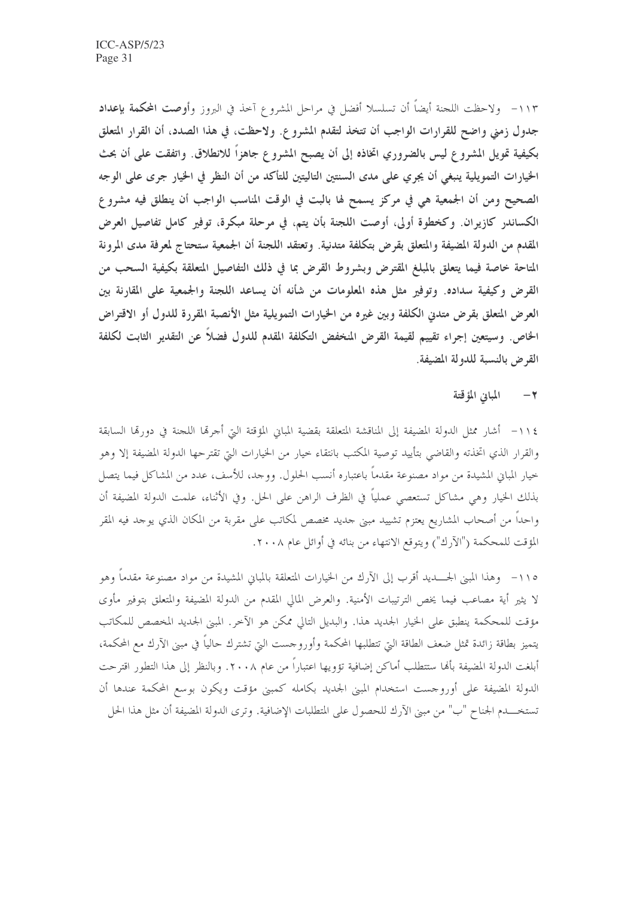١١٣- ولاحظت اللجنة أيضاً أن تسلسلا أفضل في مراحل المشروع آخذ في البروز **وأوصت المحكمة بإعداد جدول زمني واضح للقرارات الواجب أن تتخذ لتقدم المشروع. ولاحظت، في هذا الصدد، أن القرار المتعلق بكيفية تمويل المشروع ليس بالضروري اتخاذه إلى أن يصبح المشروع جاهزاً للانطلاق. واتفقت على أن بحث الخيارات التمويلية ينبغي أن يجري على مدى السنتين التاليتين للتأكد من أن النظر في الخيار جرى على الوجه الصحيح ومن أن الجمعية هي في مركز يسمح لها بالبت في الوقت المناسب الواجب أن ينطلق فيه مشروع الكساندر كازيران. وكخطوة أولى، أوصت اللجنة بأن يتم، في مرحلة مبكرة، توفير كامل تفاصيل العرض المقدم من الدولة المضيفة والمتعلق بقرض بتكلفة متدنية. وتعتقد اللجنة أن الجمعية ستحتاج لمعرفة مدى المرونة المتاحة خاصة فيما يتعلق بالمبلغ المقترض وبشروط القرض بما في ذلك التفاصيل المتعلقة بكيفية السحب من القرض وكيفية سداده. وتوفير مثل هذه المعلومات من شأنه أن يساعد اللجنة والجمعية على المقارنة بين العرض المتعلق بقرض متدني الكلفة وبين غيره من الخيارات التمويلية مثل الأنصبة المقررة للدول أو الاقتراض الخاص. وسيتعين إجراء تقييم لقيمة القرض المنخفض التكلفة المقدم للدول فضلاً عن التقدير الثابت لكلفة القرض بالنسبة للدولة المضيفة.**

## ٢- المباني المؤقتة

١١٤- أشار ممثل الدولة المضيفة إلى المناقشة المتعلقة بقضية المباني المؤقتة التي أجرتها اللجنة في دورتها السابقة والقرار الذي اتخذته والقاضي بتأييد توصية المكتب بانتقاء خيار من الخيارات التي تقترحها الدولة المضيفة إلا وهو خيار المباني المشيدة من مواد مصنوعة مقدماً باعتباره أنسب الحلول. ووجد، للأسف، عدد من المشاكل فيما يتصل بذلك الخيار وهي مشاكل تستعصي عملياً في الظرف الراهن على الحل. وفي الأثناء، علمت الدولة المضيفة أن واحداً من أصحاب المشاريع يعتزم تشييد مبنى جديد مخصص لمكاتب على مقربة من المكان الذي يوجد فيه المقر المؤقت للمحكمة ("الآرك") ويتوقع الانتهاء من بنائه في أوائل عام ٢٠٠٨.

١١٥- وهذا المبنى الجديد أقرب إلى الآرك من الخيارات المتعلقة بالمباني المشيدة من مواد مصنوعة مقدماً وهو لا يثير أية مصاعب فيما يخص الترتيبات الأمنية. والعرض المالي المقدم من الدولة المضيفة والمتعلق بتوفير مأوى مؤقت للمحكمة ينطبق على الخيار الجديد هذا. والبديل التالي ممكن هو الآخر. المبنى الجديد المخصص للمكاتب يتميز بطاقة زائدة تمثل ضعف الطاقة التي تتطلبها المحكمة وأوروجست التي تشترك حالياً في مبنى الآرك مع المحكمة، أبلغت الدولة المضيفة بأنها ستتطلب أماكن إضافية تؤويها اعتباراً من عام ٢٠٠٨. وبالنظر إلى هذا التطور اقترحت الدولة المضيفة على أوروجست استخدام المبنى الجديد بكامله كمبنى مؤقت ويكون بوسع المحكمة عندها أن تستخدم الجناح "ب" من مبنى الآرك للحصول على المتطلبات الإضافية. وترى الدولة المضيفة أن مثل هذا الحل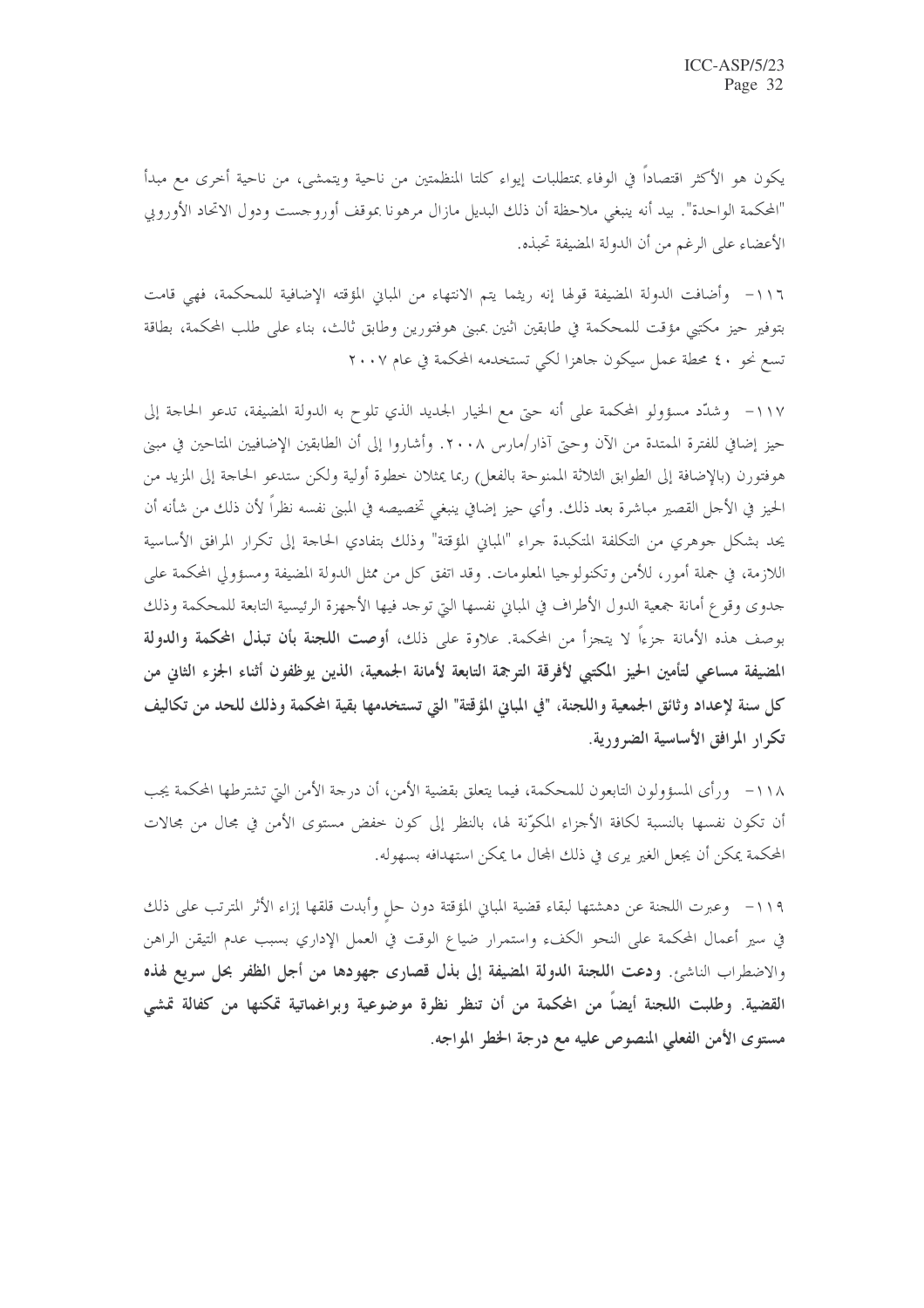يكون هو الأكثر اقتصاداً في الوفاء بمتطلبات إيواء كلتا المنظمتين من ناحية ويتمشى، من ناحية أخرى مع مبدأ "المحكمة الواحدة". بيد أنه ينبغي ملاحظة أن ذلك البديل مازال مرهونا بموقف أوروجست ودول الاتحاد الأوروبي الأعضاء على الرغم من أن الدولة المضيفة تحبذه.

١١٦- وأضافت الدولة المضيفة قولها إنه ريثما يتم الانتهاء من المباني المؤقته الإضافية للمحكمة، فهي قامت بتوفير حيز مكتبي مؤقت للمحكمة في طابقين اثنين بمبنى هوفتورين وطابق ثالث، بناء على طلب المحكمة، بطاقة تسع نحو ٤٠ محطة عمل سيكون جاهزا لكي تستخدمه المحكمة في عام ٢٠٠٧

١١٧- وشدّد مسؤولو المحكمة على أنه حتى مع الخيار الجديد الذي تلوح به الدولة المضيفة، تدعو الحاجة إلى حيز إضافي للفترة الممتدة من الآن وحتى آذار/مارس ٢٠٠٨. وأشاروا إلى أن الطابقين الإضافيين المتاحين في مبنى هوفتورن (بالإضافة إلى الطوابق الثلاثة الممنوحة بالفعل) ربما يمثلان خطوة أولية ولكن ستدعو الحاجة إلى المزيد من الحيز في الأجل القصير مباشرة بعد ذلك. وأي حيز إضافي ينبغي تخصيصه في المبنى نفسه نظراً لأن ذلك من شأنه أن يحد بشكل جوهري من التكلفة المتكبدة جراء "المباني المؤقتة" وذلك بتفادي الحاجة إلى تكرار المرافق الأساسية اللازمة، في جملة أمور، للأمن وتكنولوجيا المعلومات. وقد اتفق كل من ممثل الدولة المضيفة ومسؤولي المحكمة على جدوى وقوع أمانة جمعية الدول الأطراف في المباني نفسها التي توجد فيها الأجهزة الرئيسية التابعة للمحكمة وذلك بوصف هذه الأمانة جزءاً لا يتجزأ من المحكمة. علاوة على ذلك، **أوصت اللجنة بأن تبذل المحكمة والدولة المضيفة مساعي لتأمين الحيز المكتبي لأفرقة الترجمة التابعة لأمانة الجمعية، الذين يوظفون أثناء الجزء الثاني من كل سنة لإعداد وثائق الجمعية واللجنة، "في المباني المؤقتة" التي تستخدمها بقية المحكمة وذلك للحد من تكاليف تكرار المرافق الأساسية الضرورية.**

١١٨- ورأى المسؤولون التابعون للمحكمة، فيما يتعلق بقضية الأمن، أن درجة الأمن التي تشترطها المحكمة يجب أن تكون نفسها بالنسبة لكافة الأجزاء المكوّنة لها، بالنظر إلى كون خفض مستوى الأمن في مجال من مجالات المحكمة يمكن أن يجعل الغير يرى في ذلك المجال ما يمكن استهدافه بسهوله.

١١٩- وعبرت اللجنة عن دهشتها لبقاء قضية المباني المؤقتة دون حلٍ وأبدت قلقها إزاء الأثر المترتب على ذلك في سير أعمال المحكمة على النحو الكفء واستمرار ضياع الوقت في العمل الإداري بسبب عدم التيقن الراهن والاضطراب الناشئ. **ودعت اللجنة الدولة المضيفة إلى بذل قصارى جهودها من أجل الظفر بحل سريع لهذه القضية. وطلبت اللجنة أيضاً من المحكمة من أن تنظر نظرة موضوعية وبراغماتية تمكنها من كفالة تمشي مستوى الأمن الفعلي المنصوص عليه مع درجة الخطر المواجه.**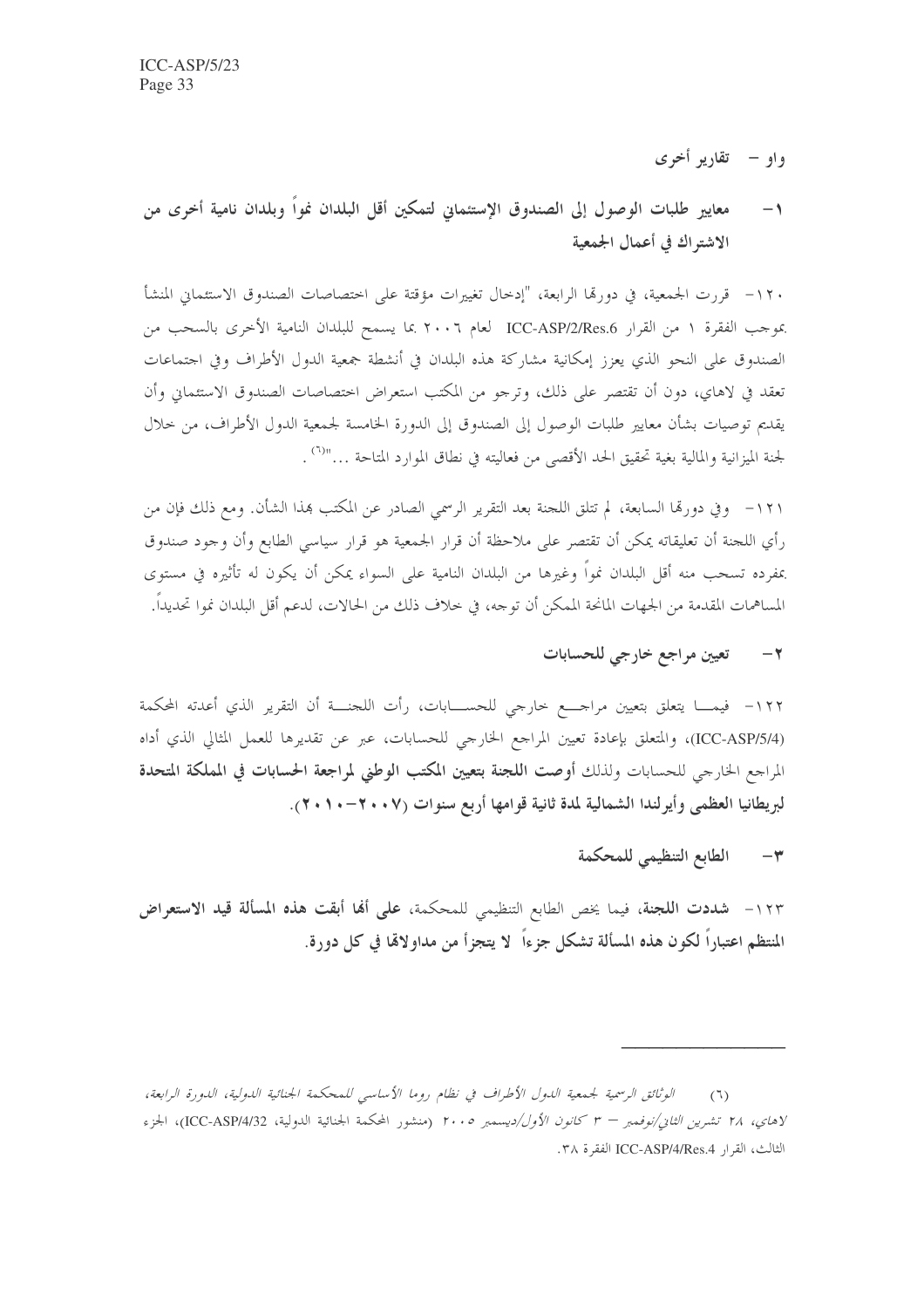## واو – تقارير أخرى

### ١- معايير طلبات الوصول إلى الصندوق الإستئماني لتمكين أقل البلدان نمواً وبلدان نامية أخرى من الاشتراك في أعمال الجمعية

١٢٠- قررت الجمعية، في دورتها الرابعة، "إدخال تغييرات مؤقتة على اختصاصات الصندوق الاستئماني المنشأ بموجب الفقرة ١ من القرار ICC-ASP/2/Res.6 لعام ٢٠٠٦ بما يسمح للبلدان النامية الأخرى بالسحب من الصندوق على النحو الذي يعزز إمكانية مشاركة هذه البلدان في أنشطة جمعية الدول الأطراف وفي اجتماعات تعقد في لاهاي، دون أن تقتصر على ذلك، وترجو من المكتب استعراض اختصاصات الصندوق الاستئماني وأن يقدم توصيات بشأن معايير طلبات الوصول إلى الصندوق إلى الدورة الخامسة لجمعية الدول الأطراف، من خلال لجنة الميزانية والمالية بغية تحقيق الحد الأقصى من فعاليته في نطاق الموارد المتاحة ..."[٦].

١٢١- وفي دورتها السابعة، لم تتلق اللجنة بعد التقرير الرسمي الصادر عن المكتب بهذا الشأن. ومع ذلك فإن من رأي اللجنة أن تعليقاته يمكن أن تقتصر على ملاحظة أن قرار الجمعية هو قرار سياسي الطابع وأن وجود صندوق بمفرده تسحب منه أقل البلدان نمواً وغيرها من البلدان النامية على السواء يمكن أن يكون له تأثيره في مستوى المساهمات المقدمة من الجهات المانحة الممكن أن توجه، في خلاف ذلك من الحالات، لدعم أقل البلدان نموا تحديداً.

### ٢- تعيين مراجع خارجي للحسابات

١٢٢- فيما يتعلق بتعيين مراجع خارجي للحسابات، رأت اللجنة أن التقرير الذي أعدته المحكمة (ICC-ASP/5/4)، والمتعلق بإعادة تعيين المراجع الخارجي للحسابات، عبر عن تقديرها للعمل المثالي الذي أداه المراجع الخارجي للحسابات ولذلك **أوصت اللجنة بتعيين المكتب الوطني لمراجعة الحسابات في المملكة المتحدة لبريطانيا العظمى وأيرلندا الشمالية لمدة ثانية قوامها أربع سنوات (٢٠٠٧-٢٠١٠).**

### ٣- الطابع التنظيمي للمحكمة

١٢٣- **شددت اللجنة**، فيما يخص الطابع التنظيمي للمحكمة، **على أنها أبقت هذه المسألة قيد الاستعراض المنتظم اعتباراً لكون هذه المسألة تشكل جزءاً لا يتجزأ من مداولاتها في كل دورة.**

---

(٦) *الوثائق الرسمية لجمعية الدول الأطراف في نظام روما الأساسي للمحكمة الجنائية الدولية، الدورة الرابعة، لاهاي، ٢٨ تشرين الثاني/نوفمبر – ٣ كانون الأول/ديسمبر ٢٠٠٥* (منشور المحكمة الجنائية الدولية، ICC-ASP/4/32)، الجزء الثالث، القرار ICC-ASP/4/Res.4 الفقرة ٣٨.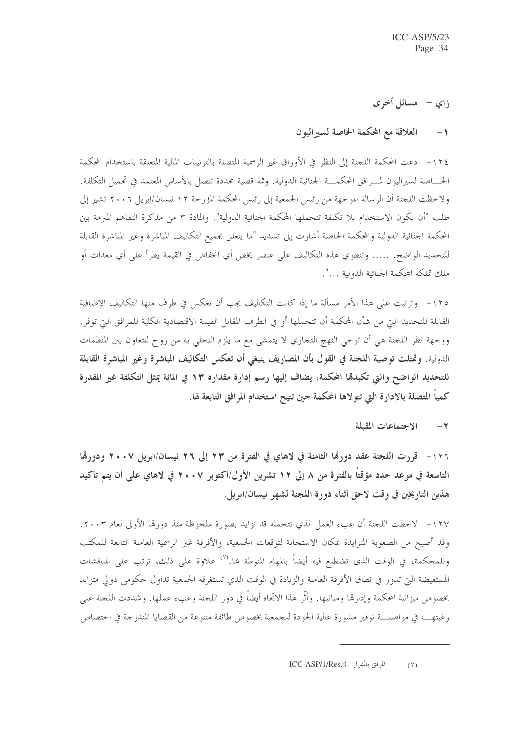## زاي – مسائل أخرى

### ١ – العلاقة مع المحكمة الخاصة لسيراليون

١٢٤ – دعت المحكمة اللجنة إلى النظر في الأوراق غير الرسمية المتصلة بالترتيبات المالية المتعلقة باستخدام المحكمة الخاصة لسيراليون لمرافق المحكمة الجنائية الدولية. وثمة قضية محددة تتصل بالأساس المعتمد في تحميل التكلفة. ولاحظت اللجنة أن الرسالة الموجهة من رئيس الجمعية إلى رئيس المحكمة المؤرخة ١٢ نيسان/ابريل ٢٠٠٦ تشير إلى طلب "أن يكون الاستخدام بلا تكلفة تتحملها المحكمة الجنائية الدولية". والمادة ٣ من مذكرة التفاهم المبرمة بين المحكمة الجنائية الدولية والمحكمة الخاصة أشارت إلى تسديد "ما يتعلق بجميع التكاليف المباشرة وغير المباشرة القابلة للتحديد الواضح. ..... وتنطوي هذه التكاليف على عنصر يخص أي انخفاض في القيمة يطرأ على أي معدات أو ملك تملكه المحكمة الجنائية الدولية ...".

١٢٥ – وترتبت على هذا الأمر مسألة ما إذا كانت التكاليف يجب أن تعكس في طرف منها التكاليف الإضافية القابلة للتحديد التي من شأن المحكمة أن تتحملها أو في الطرف المقابل القيمة الاقتصادية الكلية للمرافق التي توفر. ووجهة نظر اللجنة هي أن توخي النهج التجاري لا يتمشى مع ما يلزم التحلي به من روح للتعاون بين المنظمات الدولية. **وتمثلت توصية اللجنة في القول بأن المصاريف ينبغي أن تعكس التكاليف المباشرة وغير المباشرة القابلة للتحديد الواضح والتي تكبدها المحكمة، يضاف إليها رسم إدارة مقداره ١٣ في المائة يمثل التكلفة غير المقدرة كمياً المتصلة بالإدارة التي تتولاها المحكمة حين تتيح استخدام المرافق التابعة لها.**

### ٢ – الاجتماعات المقبلة

**١٢٦ – قررت اللجنة عقد دورها الثامنة في لاهاي في الفترة من ٢٣ إلى ٢٦ نيسان/ابريل ٢٠٠٧ ودورها التاسعة في موعد حدد مؤقتاً بالفترة من ٨ إلى ١٢ تشرين الأول/أكتوبر ٢٠٠٧ في لاهاي على أن يتم تأكيد هذين التاريخين في وقت لاحق أثناء دورة اللجنة لشهر نيسان/ابريل.**

١٢٧ – لاحظت اللجنة أن عبء العمل الذي تتحمله قد تزايد بصورة ملحوظة منذ دورها الأولى لعام ٢٠٠٣. وقد أصبح من الصعوبة المتزايدة بمكان الاستجابة لتوقعات الجمعية، والأفرقة غير الرسمية العاملة التابعة للمكتب وللمحكمة، في الوقت الذي تضطلع فيه أيضاً بالمهام المنوطة بها.[٧] علاوة على ذلك، ترتب على المناقشات المستفيضة التي تدور في نطاق الأفرقة العاملة والزيادة في الوقت الذي تستغرقه الجمعية تداول حكومي دولي متزايد بخصوص ميزانية المحكمة وإدارتها ومبانيها. وأثّر هذا الاتجاه أيضاً في دور اللجنة وعبء عملها. وشددت اللجنة على رغبتها في مواصلة توفير مشورة عالية الجودة للجمعية بخصوص طائفة متنوعة من القضايا المندرجة في اختصاص

---

(٧) المرفق بالقرار ICC-ASP/1/Res.4.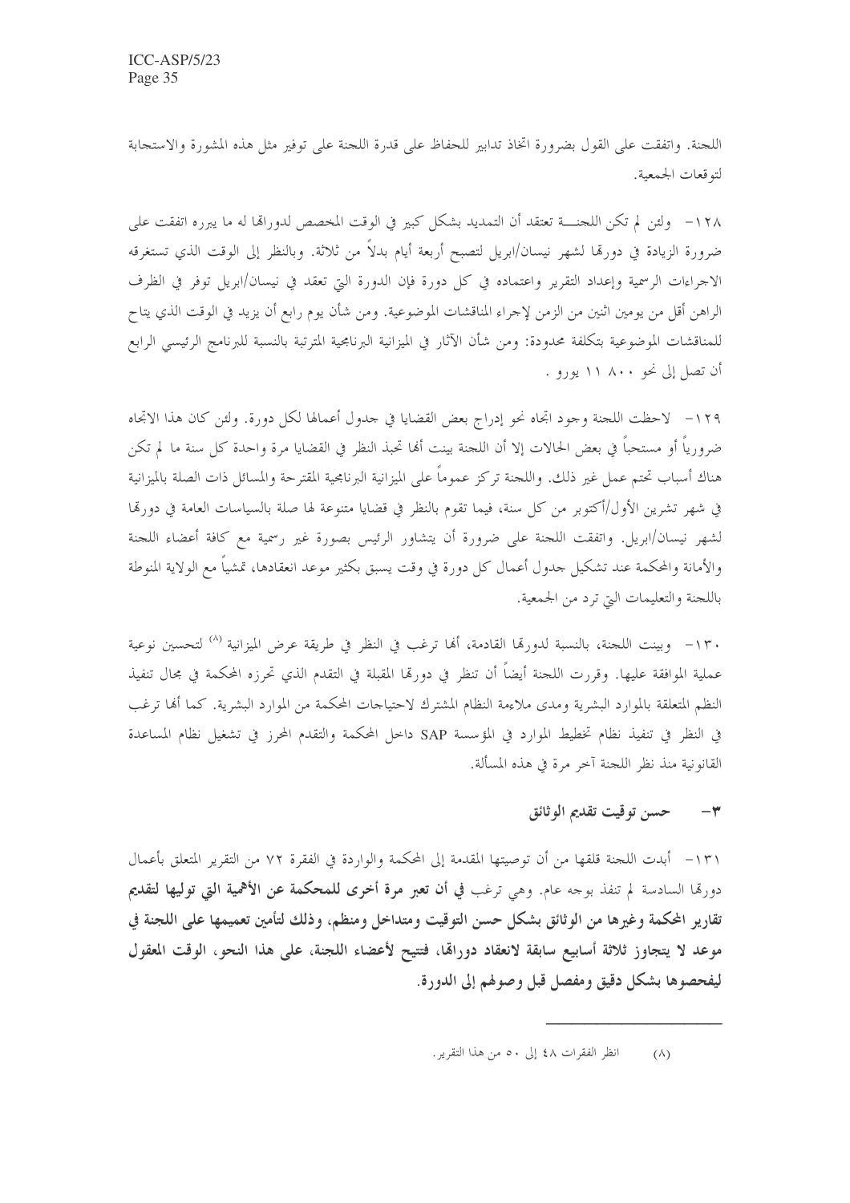اللجنة. واتفقت على القول بضرورة اتخاذ تدابير للحفاظ على قدرة اللجنة على توفير مثل هذه المشورة والاستجابة لتوقعات الجمعية.

١٢٨- ولئن لم تكن اللجنة تعتقد أن التمديد بشكل كبير في الوقت المخصص لدوراتها له ما يبرره اتفقت على ضرورة الزيادة في دورتها لشهر نيسان/ابريل لتصبح أربعة أيام بدلاً من ثلاثة. وبالنظر إلى الوقت الذي تستغرقه الاجراءات الرسمية وإعداد التقرير واعتماده في كل دورة فإن الدورة التي تعقد في نيسان/ابريل توفر في الظرف الراهن أقل من يومين اثنين من الزمن لإجراء المناقشات الموضوعية. ومن شأن يوم رابع أن يزيد في الوقت الذي يتاح للمناقشات الموضوعية بتكلفة محدودة: ومن شأن الآثار في الميزانية البرنامجية المترتبة بالنسبة للبرنامج الرئيسي الرابع أن تصل إلى نحو ٨٠٠ ١١ يورو.

١٢٩- لاحظت اللجنة وجود اتجاه نحو إدراج بعض القضايا في جدول أعمالها لكل دورة. ولئن كان هذا الاتجاه ضرورياً أو مستحباً في بعض الحالات إلا أن اللجنة بينت أنها تحبذ النظر في القضايا مرة واحدة كل سنة ما لم تكن هناك أسباب تحتم عمل غير ذلك. واللجنة تركز عموماً على الميزانية البرنامجية المقترحة والمسائل ذات الصلة بالميزانية في شهر تشرين الأول/أكتوبر من كل سنة، فيما تقوم بالنظر في قضايا متنوعة لها صلة بالسياسات العامة في دورتها لشهر نيسان/ابريل. واتفقت اللجنة على ضرورة أن يتشاور الرئيس بصورة غير رسمية مع كافة أعضاء اللجنة والأمانة والمحكمة عند تشكيل جدول أعمال كل دورة في وقت يسبق بكثير موعد انعقادها، تمشياً مع الولاية المنوطة باللجنة والتعليمات التي ترد من الجمعية.

١٣٠- وبينت اللجنة، بالنسبة لدورتها القادمة، أنها ترغب في النظر في طريقة عرض الميزانية [٨] لتحسين نوعية عملية الموافقة عليها. وقررت اللجنة أيضاً أن تنظر في دورتها المقبلة في التقدم الذي تحرزه المحكمة في مجال تنفيذ النظم المتعلقة بالموارد البشرية ومدى ملاءمة النظام المشترك لاحتياجات المحكمة من الموارد البشرية. كما أنها ترغب في النظر في تنفيذ نظام تخطيط الموارد في المؤسسة SAP داخل المحكمة والتقدم المحرز في تشغيل نظام المساعدة القانونية منذ نظر اللجنة آخر مرة في هذه المسألة.

### ٣- حسن توقيت تقديم الوثائق

١٣١- أبدت اللجنة قلقها من أن توصيتها المقدمة إلى المحكمة والواردة في الفقرة ٧٢ من التقرير المتعلق بأعمال دورتها السادسة لم تنفذ بوجه عام. وهي ترغب **في أن تعبر مرة أخرى للمحكمة عن الأهمية التي توليها لتقديم تقارير المحكمة وغيرها من الوثائق بشكل حسن التوقيت ومتداخل ومنظم، وذلك لتأمين تعميمها على اللجنة في موعد لا يتجاوز ثلاثة أسابيع سابقة لانعقاد دوراتها، فتتيح لأعضاء اللجنة، على هذا النحو، الوقت المعقول ليفحصوها بشكل دقيق ومفصل قبل وصولهم إلى الدورة.**

---

(٨) انظر الفقرات ٤٨ إلى ٥٠ من هذا التقرير.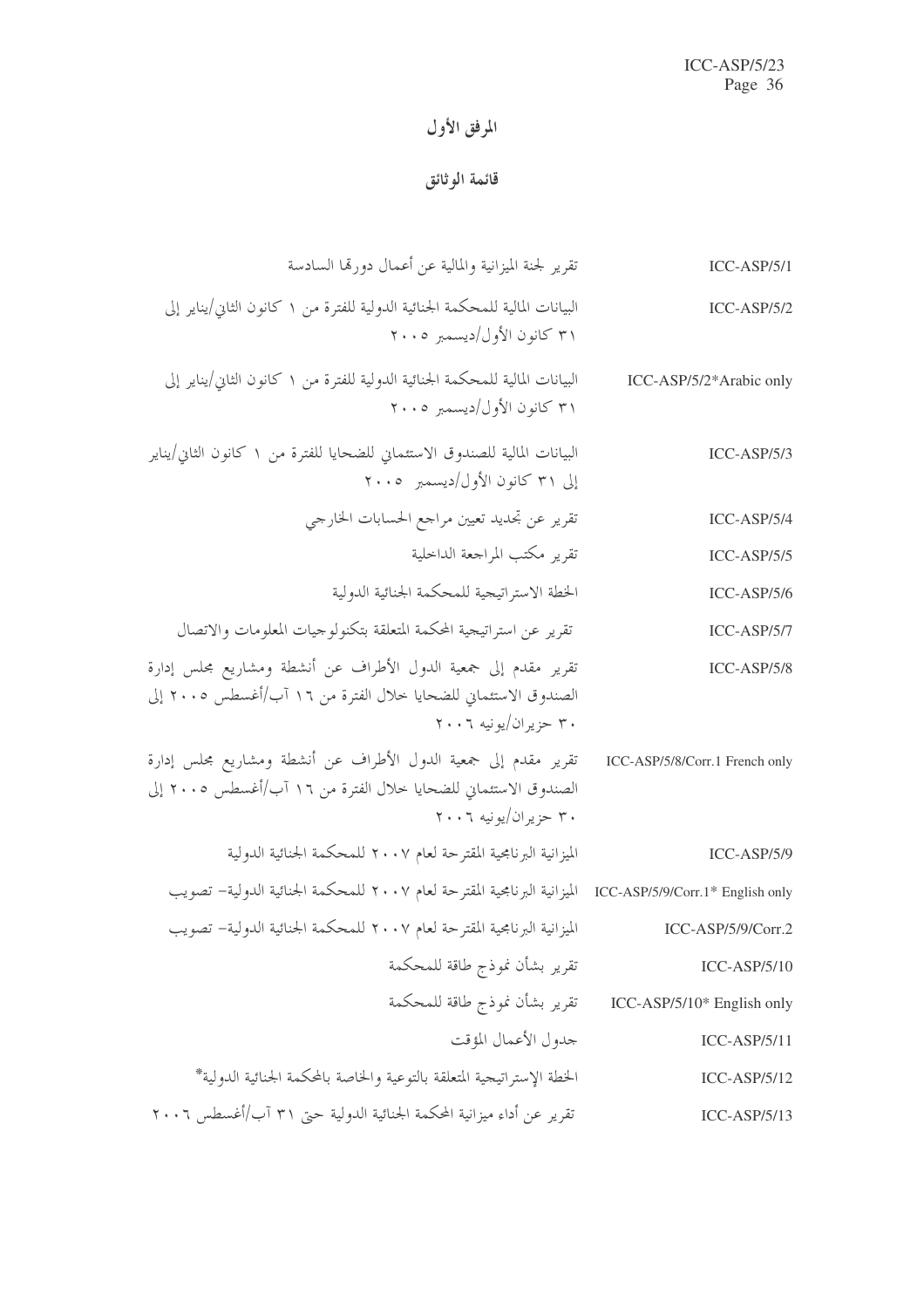# المرفق الأول

## قائمة الوثائق

| | |
|---|---|
| ICC-ASP/5/1 | تقرير لجنة الميزانية والمالية عن أعمال دورتها السادسة |
| ICC-ASP/5/2 | البيانات المالية للمحكمة الجنائية الدولية للفترة من ١ كانون الثاني/يناير إلى ٣١ كانون الأول/ديسمبر ٢٠٠٥ |
| ICC-ASP/5/2*Arabic only | البيانات المالية للمحكمة الجنائية الدولية للفترة من ١ كانون الثاني/يناير إلى ٣١ كانون الأول/ديسمبر ٢٠٠٥ |
| ICC-ASP/5/3 | البيانات المالية للصندوق الاستئماني للضحايا للفترة من ١ كانون الثاني/يناير إلى ٣١ كانون الأول/ديسمبر ٢٠٠٥ |
| ICC-ASP/5/4 | تقرير عن تجديد تعيين مراجع الحسابات الخارجي |
| ICC-ASP/5/5 | تقرير مكتب المراجعة الداخلية |
| ICC-ASP/5/6 | الخطة الاستراتيجية للمحكمة الجنائية الدولية |
| ICC-ASP/5/7 | تقرير عن استراتيجية المحكمة المتعلقة بتكنولوجيات المعلومات والاتصال |
| ICC-ASP/5/8 | تقرير مقدم إلى جمعية الدول الأطراف عن أنشطة ومشاريع مجلس إدارة الصندوق الاستئماني للضحايا خلال الفترة من ١٦ آب/أغسطس ٢٠٠٥ إلى ٣٠ حزيران/يونيه ٢٠٠٦ |
| ICC-ASP/5/8/Corr.1 French only | تقرير مقدم إلى جمعية الدول الأطراف عن أنشطة ومشاريع مجلس إدارة الصندوق الاستئماني للضحايا خلال الفترة من ١٦ آب/أغسطس ٢٠٠٥ إلى ٣٠ حزيران/يونيه ٢٠٠٦ |
| ICC-ASP/5/9 | الميزانية البرنامجية المقترحة لعام ٢٠٠٧ للمحكمة الجنائية الدولية |
| ICC-ASP/5/9/Corr.1* English only | الميزانية البرنامجية المقترحة لعام ٢٠٠٧ للمحكمة الجنائية الدولية- تصويب |
| ICC-ASP/5/9/Corr.2 | الميزانية البرنامجية المقترحة لعام ٢٠٠٧ للمحكمة الجنائية الدولية- تصويب |
| ICC-ASP/5/10 | تقرير بشأن نموذج طاقة للمحكمة |
| ICC-ASP/5/10* English only | تقرير بشأن نموذج طاقة للمحكمة |
| ICC-ASP/5/11 | جدول الأعمال المؤقت |
| ICC-ASP/5/12 | الخطة الإستراتيجية المتعلقة بالتوعية والخاصة بالمحكمة الجنائية الدولية* |
| ICC-ASP/5/13 | تقرير عن أداء ميزانية المحكمة الجنائية الدولية حتى ٣١ آب/أغسطس ٢٠٠٦ |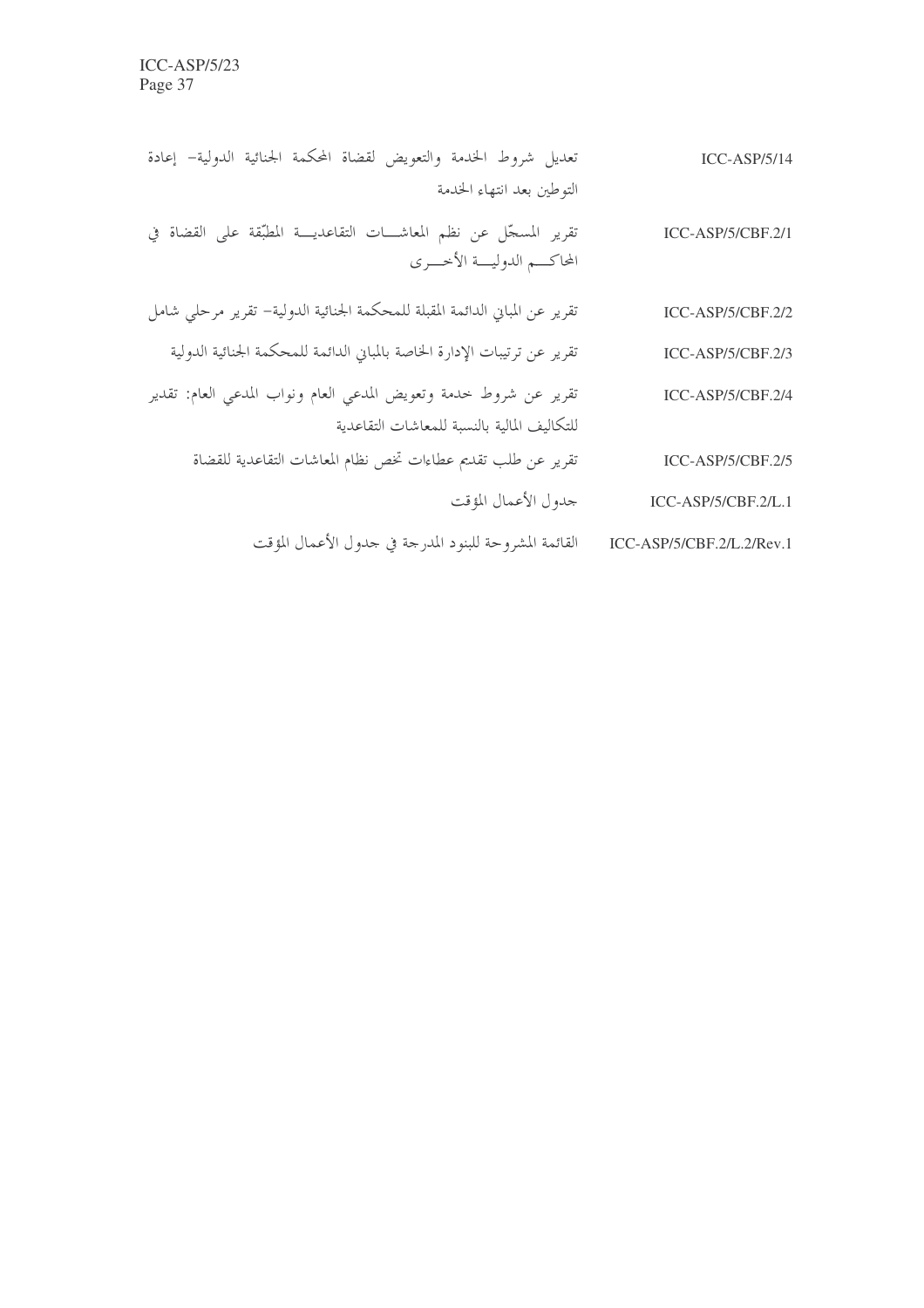| | |
|---|---|
| ICC-ASP/5/14 | تعديل شروط الخدمة والتعويض لقضاة المحكمة الجنائية الدولية– إعادة التوطين بعد انتهاء الخدمة |
| ICC-ASP/5/CBF.2/1 | تقرير المسجّل عن نظم المعاشات التقاعدية المطبّقة على القضاة في المحاكم الدولية الأخرى |
| ICC-ASP/5/CBF.2/2 | تقرير عن المباني الدائمة المقبلة للمحكمة الجنائية الدولية– تقرير مرحلي شامل |
| ICC-ASP/5/CBF.2/3 | تقرير عن ترتيبات الإدارة الخاصة بالمباني الدائمة للمحكمة الجنائية الدولية |
| ICC-ASP/5/CBF.2/4 | تقرير عن شروط خدمة وتعويض المدعي العام ونواب المدعي العام: تقدير للتكاليف المالية بالنسبة للمعاشات التقاعدية |
| ICC-ASP/5/CBF.2/5 | تقرير عن طلب تقديم عطاءات تخص نظام المعاشات التقاعدية للقضاة |
| ICC-ASP/5/CBF.2/L.1 | جدول الأعمال المؤقت |
| ICC-ASP/5/CBF.2/L.2/Rev.1 | القائمة المشروحة للبنود المدرجة في جدول الأعمال المؤقت |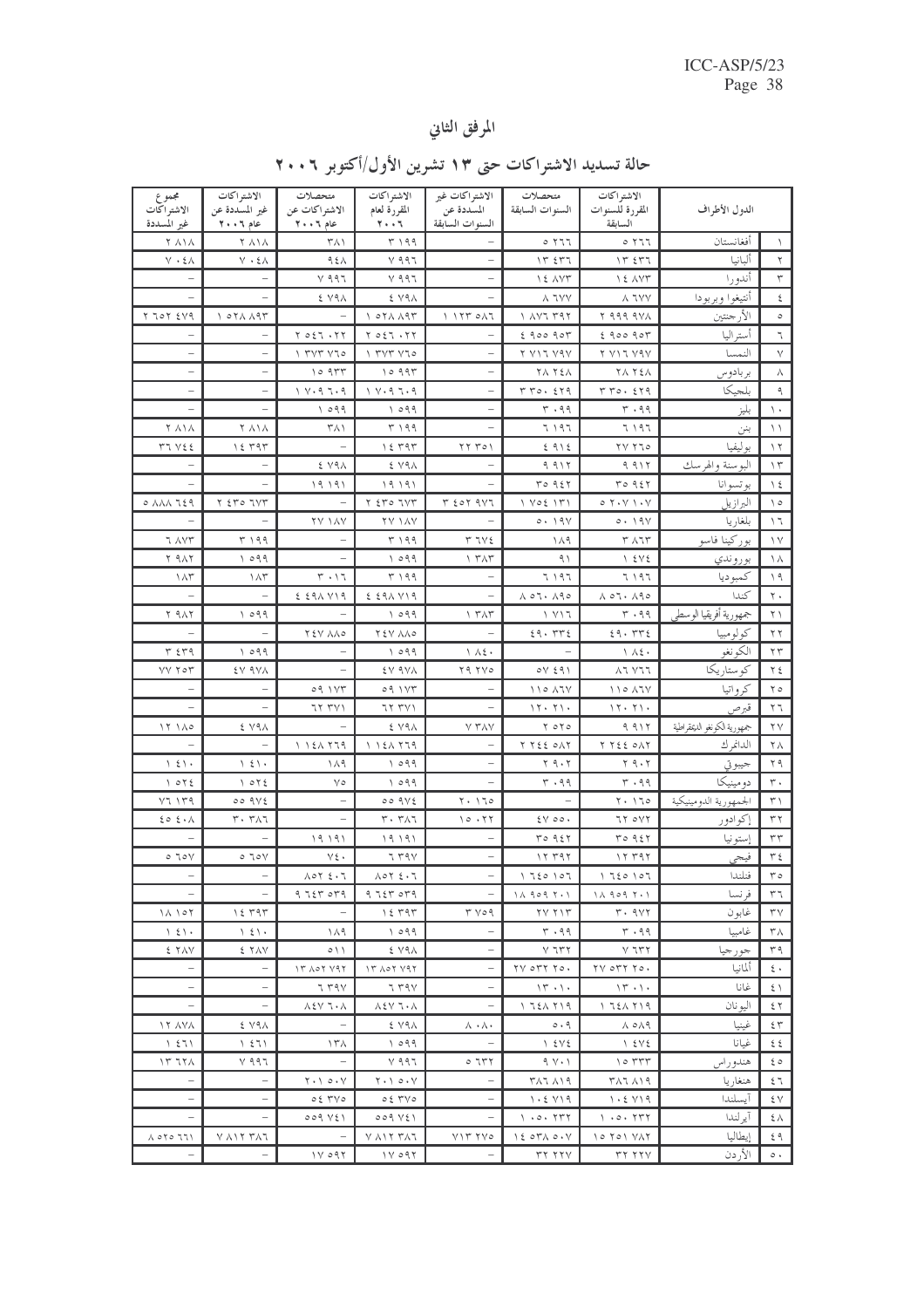# المرفق الثاني

## حالة تسديد الاشتراكات حتى ١٣ تشرين الأول/أكتوبر ٢٠٠٦

| | الدول الأطراف | الاشتراكات المقررة للسنوات السابقة | متحصلات السنوات السابقة | الاشتراكات غير المسددة عن السنوات السابقة | الاشتراكات المقررة لعام ٢٠٠٦ | متحصلات الاشتراكات عن عام ٢٠٠٦ | الاشتراكات غير المسددة عن عام ٢٠٠٦ | مجموع الاشتراكات غير المسددة |
|---|---|---|---|---|---|---|---|---|
| ١ | أفغانستان | ٥ ٢٦٦ | ٥ ٢٦٦ | - | ٣ ١٩٩ | ٣٨١ | ٢ ٨١٨ | ٢ ٨١٨ |
| ٢ | ألبانيا | ١٣ ٤٣٦ | ١٣ ٤٣٦ | - | ٧ ٩٩٦ | ٩٤٨ | ٧ ٠٤٨ | ٧ ٠٤٨ |
| ٣ | أندورا | ١٤ ٨٧٣ | ١٤ ٨٧٣ | - | ٧ ٩٩٦ | ٧ ٩٩٦ | - | - |
| ٤ | أنتيغوا وبربودا | ٨ ٦٧٧ | ٨ ٦٧٧ | - | ٤ ٧٩٨ | ٤ ٧٩٨ | - | - |
| ٥ | الأرجنتين | ٢ ٩٩٩ ٩٧٨ | ١ ٨٧٦ ٣٩٢ | ١ ١٢٣ ٥٨٦ | ١ ٥٢٨ ٨٩٣ | - | ١ ٥٢٨ ٨٩٣ | ٢ ٦٥٢ ٤٧٩ |
| ٦ | أستراليا | ٤ ٩٥٥ ٩٥٣ | ٤ ٩٥٥ ٩٥٣ | - | ٢ ٥٤٦ ٠٢٢ | ٢ ٥٤٦ ٠٢٢ | - | - |
| ٧ | النمسا | ٢ ٧١٦ ٧٩٧ | ٢ ٧١٦ ٧٩٧ | - | ١ ٣٧٣ ٧٦٥ | ١ ٣٧٣ ٧٦٥ | - | - |
| ٨ | بربادوس | ٢٨ ٢٤٨ | ٢٨ ٢٤٨ | - | ١٥ ٩٣٣ | ١٥ ٩٣٣ | - | - |
| ٩ | بلجيكا | ٣ ٣٥٠ ٤٢٩ | ٣ ٣٥٠ ٤٢٩ | - | ١ ٧٠٩ ٦٠٩ | ١ ٧٠٩ ٦٠٩ | - | - |
| ١٠ | بليز | ٣ ٠٩٩ | ٣ ٠٩٩ | - | ١ ٥٩٩ | ١ ٥٩٩ | - | - |
| ١١ | بنن | ٦ ١٩٦ | ٦ ١٩٦ | - | ٣ ١٩٩ | ٣٨١ | ٢ ٨١٨ | ٢ ٨١٨ |
| ١٢ | بوليفيا | ٢٧ ٢٦٥ | ٤ ٩١٤ | ٢٢ ٣٥١ | ١٤ ٣٩٣ | - | ١٤ ٣٩٣ | ٣٦ ٧٤٤ |
| ١٣ | البوسنة والهرسك | ٩ ٩١٢ | ٩ ٩١٢ | - | ٤ ٧٩٨ | ٤ ٧٩٨ | - | - |
| ١٤ | بوتسوانا | ٣٥ ٩٤٢ | ٣٥ ٩٤٢ | - | ١٩ ١٩١ | ١٩ ١٩١ | - | - |
| ١٥ | البرازيل | ٥ ٢٠٧ ١٠٧ | ١ ٧٥٤ ١٣١ | ٣ ٤٥٢ ٩٧٦ | ٢ ٤٣٥ ٦٧٣ | - | ٢ ٤٣٥ ٦٧٣ | ٥ ٨٨٨ ٦٤٩ |
| ١٦ | بلغاريا | ٥٠ ١٩٧ | ٥٠ ١٩٧ | - | ٢٧ ١٨٧ | ٢٧ ١٨٧ | - | - |
| ١٧ | بوركينا فاسو | ٣ ٨٦٣ | ١٨٩ | ٣ ٦٧٤ | ٣ ١٩٩ | - | ٣ ١٩٩ | ٦ ٨٧٣ |
| ١٨ | بوروندي | ١ ٤٧٤ | ٩١ | ١ ٣٨٣ | ١ ٥٩٩ | - | ١ ٥٩٩ | ٢ ٩٨٢ |
| ١٩ | كمبوديا | ٦ ١٩٦ | ٦ ١٩٦ | - | ٣ ١٩٩ | ٣ ٠١٦ | ١٨٣ | ١٨٣ |
| ٢٠ | كندا | ٨ ٥٦٠ ٨٩٥ | ٨ ٥٦٠ ٨٩٥ | - | ٤ ٤٩٨ ٧١٩ | ٤ ٤٩٨ ٧١٩ | - | - |
| ٢١ | جمهورية أفريقيا الوسطى | ٣ ٠٩٩ | ١ ٧١٦ | ١ ٣٨٣ | ١ ٥٩٩ | - | ١ ٥٩٩ | ٢ ٩٨٢ |
| ٢٢ | كولومبيا | ٤٩٠ ٣٣٤ | ٤٩٠ ٣٣٤ | - | ٢٤٧ ٨٨٥ | ٢٤٧ ٨٨٥ | - | - |
| ٢٣ | الكونغو | ١ ٨٤٠ | - | ١ ٨٤٠ | ١ ٥٩٩ | - | ١ ٥٩٩ | ٣ ٤٣٩ |
| ٢٤ | كوستاريكا | ٨٦ ٧٦٦ | ٥٧ ٤٩١ | ٢٩ ٢٧٥ | ٤٧ ٩٧٨ | - | ٤٧ ٩٧٨ | ٧٧ ٢٥٣ |
| ٢٥ | كرواتيا | ١١٥ ٨٦٧ | ١١٥ ٨٦٧ | - | ٥٩ ١٧٣ | ٥٩ ١٧٣ | - | - |
| ٢٦ | قبرص | ١٢٠ ٢١٠ | ١٢٠ ٢١٠ | - | ٦٢ ٣٧١ | ٦٢ ٣٧١ | - | - |
| ٢٧ | جمهورية الكونغو الديمقراطية | ٩ ٩١٢ | ٢ ٥٢٥ | ٧ ٣٨٧ | ٤ ٧٩٨ | - | ٤ ٧٩٨ | ١٢ ١٨٥ |
| ٢٨ | الدانمرك | ٢ ٢٤٤ ٥٨٢ | ٢ ٢٤٤ ٥٨٢ | - | ١ ١٤٨ ٢٦٩ | ١ ١٤٨ ٢٦٩ | - | - |
| ٢٩ | جيبوتي | ٢ ٩٠٢ | ٢ ٩٠٢ | - | ١ ٥٩٩ | ١٨٩ | ١ ٤١٠ | ١ ٤١٠ |
| ٣٠ | دومينيكا | ٣ ٠٩٩ | ٣ ٠٩٩ | - | ١ ٥٩٩ | ٧٥ | ١ ٥٢٤ | ١ ٥٢٤ |
| ٣١ | الجمهورية الدومينيكية | ٢٠ ١٦٥ | - | ٢٠ ١٦٥ | ٥٥ ٩٧٤ | - | ٥٥ ٩٧٤ | ٧٦ ١٣٩ |
| ٣٢ | إكوادور | ٦٢ ٥٧٢ | ٤٧ ٥٥٠ | ١٥ ٠٢٢ | ٣٠ ٣٨٦ | - | ٣٠ ٣٨٦ | ٤٥ ٤٠٨ |
| ٣٣ | إستونيا | ٣٥ ٩٤٢ | ٣٥ ٩٤٢ | - | ١٩ ١٩١ | ١٩ ١٩١ | - | - |
| ٣٤ | فيجي | ١٢ ٣٩٢ | ١٢ ٣٩٢ | - | ٦ ٣٩٧ | ٧٤٠ | ٥ ٦٥٧ | ٥ ٦٥٧ |
| ٣٥ | فنلندا | ١ ٦٤٥ ١٥٦ | ١ ٦٤٥ ١٥٦ | - | ٨٥٢ ٤٠٦ | ٨٥٢ ٤٠٦ | - | - |
| ٣٦ | فرنسا | ١٨ ٩٥٩ ٢٠١ | ١٨ ٩٥٩ ٢٠١ | - | ٩ ٦٤٣ ٥٣٩ | ٩ ٦٤٣ ٥٣٩ | - | - |
| ٣٧ | غابون | ٣٠ ٩٧٢ | ٢٧ ٢١٣ | ٣ ٧٥٩ | ١٤ ٣٩٣ | - | ١٤ ٣٩٣ | ١٨ ١٥٢ |
| ٣٨ | غامبيا | ٣ ٠٩٩ | ٣ ٠٩٩ | - | ١ ٥٩٩ | ١٨٩ | ١ ٤١٠ | ١ ٤١٠ |
| ٣٩ | جورجيا | ٧ ٦٣٢ | ٧ ٦٣٢ | - | ٤ ٧٩٨ | ٥١١ | ٤ ٢٨٧ | ٤ ٢٨٧ |
| ٤٠ | ألمانيا | ٢٧ ٥٣٢ ٢٥٠ | ٢٧ ٥٣٢ ٢٥٠ | - | ١٣ ٨٥٢ ٧٩٢ | ١٣ ٨٥٢ ٧٩٢ | - | - |
| ٤١ | غانا | ١٣ ٠١٠ | ١٣ ٠١٠ | - | ٦ ٣٩٧ | ٦ ٣٩٧ | - | - |
| ٤٢ | اليونان | ١ ٦٤٨ ٢١٩ | ١ ٦٤٨ ٢١٩ | - | ٨٤٧ ٦٠٨ | ٨٤٧ ٦٠٨ | - | - |
| ٤٣ | غينيا | ٨ ٥٨٩ | ٥٠٩ | ٨ ٠٨٠ | ٤ ٧٩٨ | - | ٤ ٧٩٨ | ١٢ ٨٧٨ |
| ٤٤ | غيانا | ١ ٤٧٤ | ١ ٤٧٤ | - | ١ ٥٩٩ | ١٣٨ | ١ ٤٦١ | ١ ٤٦١ |
| ٤٥ | هندوراس | ١٥ ٣٣٣ | ٩ ٧٠١ | ٥ ٦٣٢ | ٧ ٩٩٦ | - | ٧ ٩٩٦ | ١٣ ٦٢٨ |
| ٤٦ | هنغاريا | ٣٨٦ ٨١٩ | ٣٨٦ ٨١٩ | - | ٢٠١ ٥٠٧ | ٢٠١ ٥٠٧ | - | - |
| ٤٧ | آيسلندا | ١٠٤ ٧١٩ | ١٠٤ ٧١٩ | - | ٥٤ ٣٧٥ | ٥٤ ٣٧٥ | - | - |
| ٤٨ | آيرلندا | ١ ٠٥٠ ٢٣٢ | ١ ٠٥٠ ٢٣٢ | - | ٥٥٩ ٧٤١ | ٥٥٩ ٧٤١ | - | - |
| ٤٩ | إيطاليا | ١٥ ٢٥١ ٧٨٢ | ١٤ ٥٣٨ ٥٠٧ | ٧١٣ ٢٧٥ | ٧ ٨١٢ ٣٨٦ | - | ٧ ٨١٢ ٣٨٦ | ٨ ٥٢٥ ٦٦١ |
| ٥٠ | الأردن | ٣٢ ٢٢٧ | ٣٢ ٢٢٧ | - | ١٧ ٥٩٢ | ١٧ ٥٩٢ | - | - |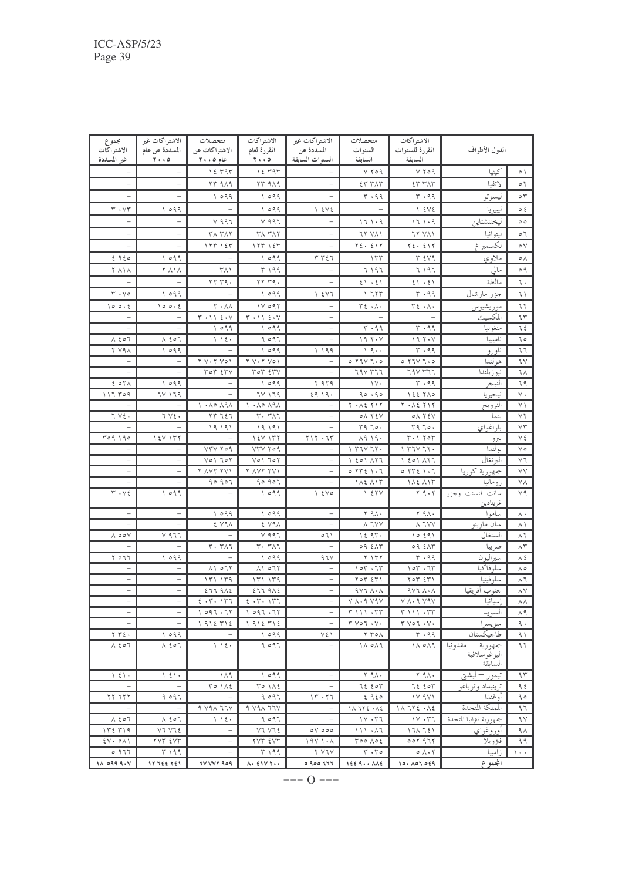| | الدول الأطراف | الاشتراكات المقررة للسنوات السابقة | متحصلات السنوات السابقة | الاشتراكات غير المسددة عن السنوات السابقة | الاشتراكات المقررة لعام ٢٠٠٥ | متحصلات الاشتراكات عن عام ٢٠٠٥ | الاشتراكات غير المسددة عن عام ٢٠٠٥ | مجموع الاشتراكات غير المسددة |
|---|---|---|---|---|---|---|---|---|
| ٥١ | كينيا | ٧ ٢٥٩ | ٧ ٢٥٩ | – | ١٤ ٣٩٣ | ١٤ ٣٩٣ | – | – |
| ٥٢ | لاتفيا | ٤٣ ٣٨٣ | ٤٣ ٣٨٣ | – | ٢٣ ٩٨٩ | ٢٣ ٩٨٩ | – | – |
| ٥٣ | ليسوتو | ٣ ٠٩٩ | ٣ ٠٩٩ | – | ١ ٥٩٩ | ١ ٥٩٩ | – | – |
| ٥٤ | ليبيريا | ١ ٤٧٤ | – | ١ ٤٧٤ | ١ ٥٩٩ | – | ١ ٥٩٩ | ٣ ٠٧٣ |
| ٥٥ | ليختنشتاين | ١٦ ١٠٩ | ١٦ ١٠٩ | – | ٧ ٩٩٦ | ٧ ٩٩٦ | – | – |
| ٥٦ | ليتوانيا | ٦٢ ٧٨١ | ٦٢ ٧٨١ | – | ٣٨ ٣٨٢ | ٣٨ ٣٨٢ | – | – |
| ٥٧ | لكسمبرغ | ٢٤٠ ٤١٢ | ٢٤٠ ٤١٢ | – | ١٢٣ ١٤٣ | ١٢٣ ١٤٣ | – | – |
| ٥٨ | ملاوي | ٣ ٤٧٩ | ١٣٣ | ٣ ٣٤٦ | ١ ٥٩٩ | – | ١ ٥٩٩ | ٤ ٩٤٥ |
| ٥٩ | مالي | ٦ ١٩٦ | ٦ ١٩٦ | – | ٣ ١٩٩ | ٣٨١ | ٢ ٨١٨ | ٢ ٨١٨ |
| ٦٠ | مالطة | ٤١ ٠٤١ | ٤١ ٠٤١ | – | ٢٢ ٣٩٠ | ٢٢ ٣٩٠ | – | – |
| ٦١ | جزر مارشال | ٣ ٠٩٩ | ١ ٦٢٣ | ١ ٤٧٦ | ١ ٥٩٩ | – | ١ ٥٩٩ | ٣ ٠٧٥ |
| ٦٢ | موريشيوس | ٣٤ ٠٨٠ | ٣٤ ٠٨٠ | – | ١٧ ٥٩٢ | ٢ ٠٨٨ | ١٥ ٥٠٤ | ١٥ ٥٠٤ |
| ٦٣ | المكسيك | – | – | – | ٣ ٠١١ ٤٠٧ | ٣ ٠١١ ٤٠٧ | – | – |
| ٦٤ | منغوليا | ٣ ٠٩٩ | ٣ ٠٩٩ | – | ١ ٥٩٩ | ١ ٥٩٩ | – | – |
| ٦٥ | ناميبيا | ١٩ ٢٠٧ | ١٩ ٢٠٧ | – | ٩ ٥٩٦ | ١ ١٤٠ | ٨ ٤٥٦ | ٨ ٤٥٦ |
| ٦٦ | ناورو | ٣ ٠٩٩ | ١ ٩٠٠ | ١ ١٩٩ | ١ ٥٩٩ | – | ١ ٥٩٩ | ٢ ٧٩٨ |
| ٦٧ | هولندا | ٥ ٢٦٧ ٦٠٥ | ٥ ٢٦٧ ٦٠٥ | – | ٢ ٧٠٢ ٧٥١ | ٢ ٧٠٢ ٧٥١ | – | – |
| ٦٨ | نيوزيلندا | ٦٩٧ ٣٦٦ | ٦٩٧ ٣٦٦ | – | ٣٥٣ ٤٣٧ | ٣٥٣ ٤٣٧ | – | – |
| ٦٩ | النيجر | ٣ ٠٩٩ | ١٧٠ | ٢ ٩٢٩ | ١ ٥٩٩ | – | ١ ٥٩٩ | ٤ ٥٢٨ |
| ٧٠ | نيجيريا | ١٤٤ ٢٨٥ | ٩٥ ٠٩٥ | ٤٩ ١٩٠ | ٦٧ ١٦٩ | – | ٦٧ ١٦٩ | ١١٦ ٣٥٩ |
| ٧١ | النرويج | ٢ ٠٨٤ ٢١٢ | ٢ ٠٨٤ ٢١٢ | – | ١ ٠٨٥ ٨٩٨ | ١ ٠٨٥ ٨٩٨ | – | – |
| ٧٢ | بنما | ٥٨ ٢٤٧ | ٥٨ ٢٤٧ | – | ٣٠ ٣٨٦ | ٢٣ ٦٤٦ | ٦ ٧٤٠ | ٦ ٧٤٠ |
| ٧٣ | باراغواي | ٣٩ ٦٥٠ | ٣٩ ٦٥٠ | – | ١٩ ١٩١ | ١٩ ١٩١ | – | – |
| ٧٤ | بيرو | ٣٠١ ٢٥٣ | ٨٩ ١٩٠ | ٢١٢ ٠٦٣ | ١٤٧ ١٣٢ | – | ١٤٧ ١٣٢ | ٣٥٩ ١٩٥ |
| ٧٥ | بولندا | ١ ٣٦٧ ٦٢٠ | ١ ٣٦٧ ٦٢٠ | – | ٧٣٧ ٢٥٩ | ٧٣٧ ٢٥٩ | – | – |
| ٧٦ | البرتغال | ١ ٤٥١ ٨٢٦ | ١ ٤٥١ ٨٢٦ | – | ٧٥١ ٦٥٢ | ٧٥١ ٦٥٢ | – | – |
| ٧٧ | جمهورية كوريا | ٥ ٢٣٤ ١٠٦ | ٥ ٢٣٤ ١٠٦ | – | ٢ ٨٧٢ ٢٧١ | ٢ ٨٧٢ ٢٧١ | – | – |
| ٧٨ | رومانيا | ١٨٤ ٨١٣ | ١٨٤ ٨١٣ | – | ٩٥ ٩٥٦ | ٩٥ ٩٥٦ | – | – |
| ٧٩ | سانت فنسنت وجزر غرينادين | ٢ ٩٠٢ | ١ ٤٢٧ | ١ ٤٧٥ | ١ ٥٩٩ | – | ١ ٥٩٩ | ٣ ٠٧٤ |
| ٨٠ | ساموا | ٢ ٩٨٠ | ٢ ٩٨٠ | – | ١ ٥٩٩ | ١ ٥٩٩ | – | – |
| ٨١ | سان مارينو | ٨ ٦٧٧ | ٨ ٦٧٧ | – | ٤ ٧٩٨ | ٤ ٧٩٨ | – | – |
| ٨٢ | السنغال | ١٥ ٤٩١ | ١٤ ٩٣٠ | ٥٦١ | ٧ ٩٩٦ | – | ٧ ٩٩٦ | ٨ ٥٥٧ |
| ٨٣ | صربيا | ٥٩ ٤٨٣ | ٥٩ ٤٨٣ | – | ٣٠ ٣٨٦ | ٣٠ ٣٨٦ | – | – |
| ٨٤ | سيراليون | ٣ ٠٩٩ | ٢ ١٣٢ | ٩٦٧ | ١ ٥٩٩ | – | ١ ٥٩٩ | ٢ ٥٦٦ |
| ٨٥ | سلوفاكيا | ١٥٣ ٠٦٣ | ١٥٣ ٠٦٣ | – | ٨١ ٥٦٢ | ٨١ ٥٦٢ | – | – |
| ٨٦ | سلوفينيا | ٢٥٣ ٤٣١ | ٢٥٣ ٤٣١ | – | ١٣١ ١٣٩ | ١٣١ ١٣٩ | – | – |
| ٨٧ | جنوب أفريقيا | ٩٧٦ ٨٠٨ | ٩٧٦ ٨٠٨ | – | ٤٦٦ ٩٨٤ | ٤٦٦ ٩٨٤ | – | – |
| ٨٨ | إسبانيا | ٧ ٨٠٩ ٧٩٧ | ٧ ٨٠٩ ٧٩٧ | – | ٤ ٠٣٠ ١٣٦ | ٤ ٠٣٠ ١٣٦ | – | – |
| ٨٩ | السويد | ٣ ١١١ ٠٣٣ | ٣ ١١١ ٠٣٣ | – | ١ ٥٩٦ ٠٦٢ | ١ ٥٩٦ ٠٦٢ | – | – |
| ٩٠ | سويسرا | ٣ ٧٥٦ ٠٧٠ | ٣ ٧٥٦ ٠٧٠ | – | ١ ٩١٤ ٣١٤ | ١ ٩١٤ ٣١٤ | – | – |
| ٩١ | طاجيكستان | ٣ ٠٩٩ | ٢ ٣٥٨ | ٧٤١ | ١ ٥٩٩ | – | ١ ٥٩٩ | ٢ ٣٤٠ |
| ٩٢ | جمهورية مقدونيا اليوغوسلافية السابقة | ١٨ ٥٨٩ | ١٨ ٥٨٩ | – | ٩ ٥٩٦ | ١ ١٤٠ | ٨ ٤٥٦ | ٨ ٤٥٦ |
| ٩٣ | تيمور – ليشتي | ٢ ٩٨٠ | ٢ ٩٨٠ | – | ١ ٥٩٩ | ١٨٩ | ١ ٤١٠ | ١ ٤١٠ |
| ٩٤ | ترينيداد وتوباغو | ٦٤ ٤٥٣ | ٦٤ ٤٥٣ | – | ٣٥ ١٨٤ | ٣٥ ١٨٤ | – | – |
| ٩٥ | أوغندا | ١٧ ٩٧١ | ٤ ٩٤٥ | ١٣ ٠٢٦ | ٩ ٥٩٦ | – | ٩ ٥٩٦ | ٢٢ ٦٢٢ |
| ٩٦ | المملكة المتحدة | ١٨ ٦٢٤ ٠٨٤ | ١٨ ٦٢٤ ٠٨٤ | – | ٩ ٧٩٨ ٦٦٧ | ٩ ٧٩٨ ٦٦٧ | – | – |
| ٩٧ | جمهورية تنزانيا المتحدة | ١٧ ٠٣٦ | ١٧ ٠٣٦ | – | ٩ ٥٩٦ | ١ ١٤٠ | ٨ ٤٥٦ | ٨ ٤٥٦ |
| ٩٨ | أوروغواي | ١٦٨ ٦٤١ | ١١١ ٠٨٦ | ٥٧ ٥٥٥ | ٧٦ ٧٦٤ | – | ٧٦ ٧٦٤ | ١٣٤ ٣١٩ |
| ٩٩ | فنزويلا | ٥٥٢ ٩٦٢ | ٣٥٥ ٨٥٤ | ١٩٧ ١٠٨ | ٢٧٣ ٤٧٣ | – | ٢٧٣ ٤٧٣ | ٤٧٠ ٥٨١ |
| ١٠٠ | زامبيا | ٥ ٨٠٢ | ٣ ٠٣٥ | ٢ ٧٦٧ | ٣ ١٩٩ | – | ٣ ١٩٩ | ٥ ٩٦٦ |
| | **المجموع** | **١٥٠ ٨٥٦ ٥٤٩** | **١٤٤ ٩٠٠ ٨٨٤** | **٥ ٩٥٥ ٦٦٦** | **٨٠ ٤١٧ ٢٠٠** | **٦٧ ٧٧٢ ٩٥٩** | **١٢ ٦٤٤ ٢٤١** | **١٨ ٥٩٩ ٩٠٧** |

--- O ---